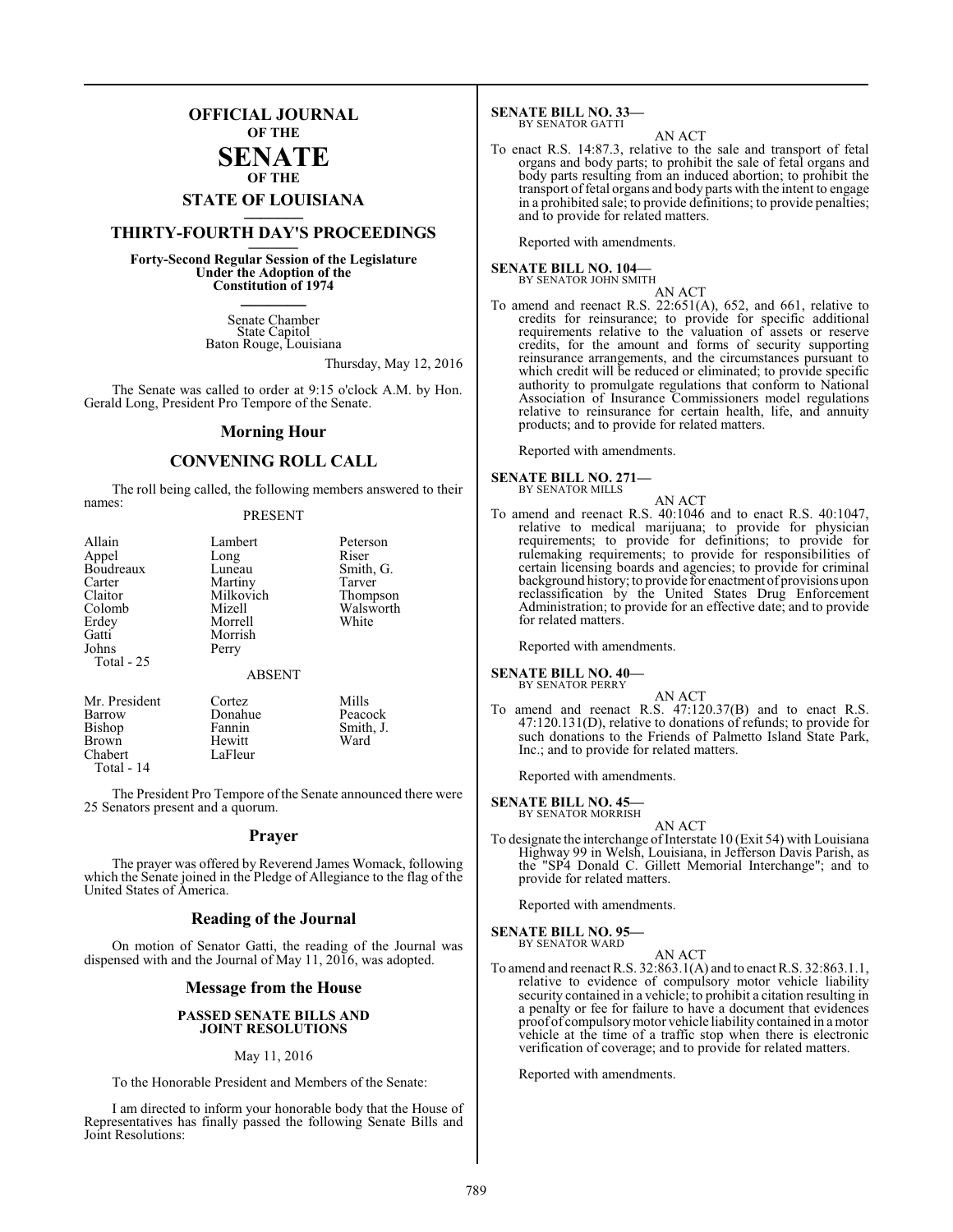# OFFICIAL JOURNAL
### OF THE
# SENATE
### OF THE
## STATE OF LOUISIANA

## THIRTY-FOURTH DAY'S PROCEEDINGS

**Forty-Second Regular Session of the Legislature Under the Adoption of the Constitution of 1974**

Senate Chamber
State Capitol
Baton Rouge, Louisiana

Thursday, May 12, 2016

The Senate was called to order at 9:15 o'clock A.M. by Hon. Gerald Long, President Pro Tempore of the Senate.

## Morning Hour

## CONVENING ROLL CALL

The roll being called, the following members answered to their names:

PRESENT

| | | |
|---|---|---|
| Allain | Lambert | Peterson |
| Appel | Long | Riser |
| Boudreaux | Luneau | Smith, G. |
| Carter | Martiny | Tarver |
| Claitor | Milkovich | Thompson |
| Colomb | Mizell | Walsworth |
| Erdey | Morrell | White |
| Gatti | Morrish | |
| Johns | Perry | |

Total - 25

ABSENT

| | | |
|---|---|---|
| Mr. President | Cortez | Mills |
| Barrow | Donahue | Peacock |
| Bishop | Fannin | Smith, J. |
| Brown | Hewitt | Ward |
| Chabert | LaFleur | |

Total - 14

The President Pro Tempore of the Senate announced there were 25 Senators present and a quorum.

## Prayer

The prayer was offered by Reverend James Womack, following which the Senate joined in the Pledge of Allegiance to the flag of the United States of America.

## Reading of the Journal

On motion of Senator Gatti, the reading of the Journal was dispensed with and the Journal of May 11, 2016, was adopted.

## Message from the House

**PASSED SENATE BILLS AND JOINT RESOLUTIONS**

May 11, 2016

To the Honorable President and Members of the Senate:

I am directed to inform your honorable body that the House of Representatives has finally passed the following Senate Bills and Joint Resolutions:

**SENATE BILL NO. 33—**
BY SENATOR GATTI

AN ACT

To enact R.S. 14:87.3, relative to the sale and transport of fetal organs and body parts; to prohibit the sale of fetal organs and body parts resulting from an induced abortion; to prohibit the transport of fetal organs and body parts with the intent to engage in a prohibited sale; to provide definitions; to provide penalties; and to provide for related matters.

Reported with amendments.

**SENATE BILL NO. 104—**
BY SENATOR JOHN SMITH

AN ACT

To amend and reenact R.S. 22:651(A), 652, and 661, relative to credits for reinsurance; to provide for specific additional requirements relative to the valuation of assets or reserve credits, for the amount and forms of security supporting reinsurance arrangements, and the circumstances pursuant to which credit will be reduced or eliminated; to provide specific authority to promulgate regulations that conform to National Association of Insurance Commissioners model regulations relative to reinsurance for certain health, life, and annuity products; and to provide for related matters.

Reported with amendments.

**SENATE BILL NO. 271—**
BY SENATOR MILLS

AN ACT

To amend and reenact R.S. 40:1046 and to enact R.S. 40:1047, relative to medical marijuana; to provide for physician requirements; to provide for definitions; to provide for rulemaking requirements; to provide for responsibilities of certain licensing boards and agencies; to provide for criminal background history; to provide for enactment of provisions upon reclassification by the United States Drug Enforcement Administration; to provide for an effective date; and to provide for related matters.

Reported with amendments.

**SENATE BILL NO. 40—**
BY SENATOR PERRY

AN ACT

To amend and reenact R.S. 47:120.37(B) and to enact R.S. 47:120.131(D), relative to donations of refunds; to provide for such donations to the Friends of Palmetto Island State Park, Inc.; and to provide for related matters.

Reported with amendments.

**SENATE BILL NO. 45—**
BY SENATOR MORRISH

AN ACT

To designate the interchange of Interstate 10 (Exit 54) with Louisiana Highway 99 in Welsh, Louisiana, in Jefferson Davis Parish, as the "SP4 Donald C. Gillett Memorial Interchange"; and to provide for related matters.

Reported with amendments.

**SENATE BILL NO. 95—**
BY SENATOR WARD

AN ACT

To amend and reenact R.S. 32:863.1(A) and to enact R.S. 32:863.1.1, relative to evidence of compulsory motor vehicle liability security contained in a vehicle; to prohibit a citation resulting in a penalty or fee for failure to have a document that evidences proof of compulsory motor vehicle liability contained in a motor vehicle at the time of a traffic stop when there is electronic verification of coverage; and to provide for related matters.

Reported with amendments.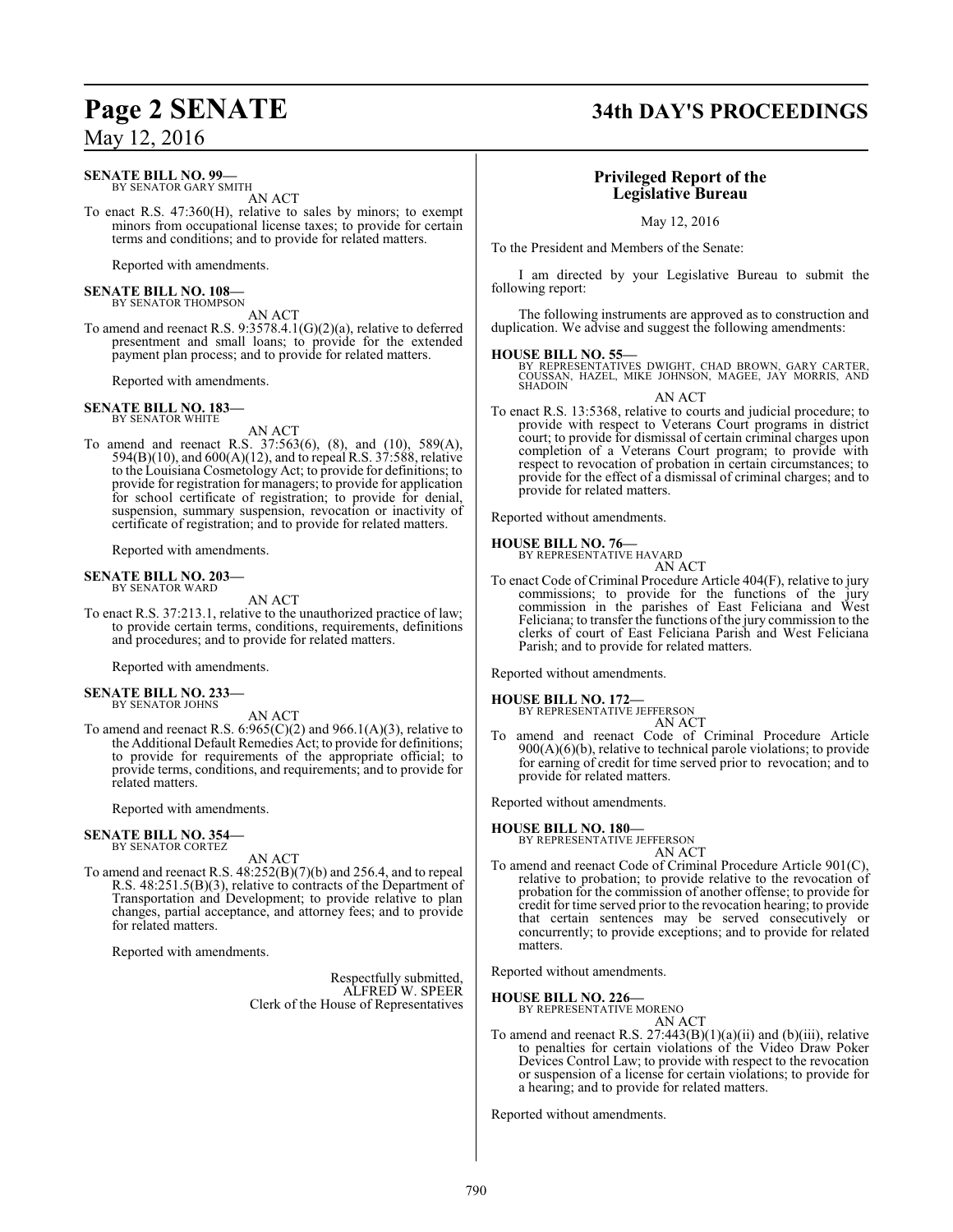**SENATE BILL NO. 99—**
BY SENATOR GARY SMITH

AN ACT

To enact R.S. 47:360(H), relative to sales by minors; to exempt minors from occupational license taxes; to provide for certain terms and conditions; and to provide for related matters.

Reported with amendments.

**SENATE BILL NO. 108—**
BY SENATOR THOMPSON

AN ACT

To amend and reenact R.S. 9:3578.4.1(G)(2)(a), relative to deferred presentment and small loans; to provide for the extended payment plan process; and to provide for related matters.

Reported with amendments.

**SENATE BILL NO. 183—**
BY SENATOR WHITE

AN ACT

To amend and reenact R.S. 37:563(6), (8), and (10), 589(A), 594(B)(10), and 600(A)(12), and to repeal R.S. 37:588, relative to the Louisiana Cosmetology Act; to provide for definitions; to provide for registration for managers; to provide for application for school certificate of registration; to provide for denial, suspension, summary suspension, revocation or inactivity of certificate of registration; and to provide for related matters.

Reported with amendments.

**SENATE BILL NO. 203—**
BY SENATOR WARD

AN ACT

To enact R.S. 37:213.1, relative to the unauthorized practice of law; to provide certain terms, conditions, requirements, definitions and procedures; and to provide for related matters.

Reported with amendments.

**SENATE BILL NO. 233—**
BY SENATOR JOHNS

AN ACT

To amend and reenact R.S. 6:965(C)(2) and 966.1(A)(3), relative to the Additional Default Remedies Act; to provide for definitions; to provide for requirements of the appropriate official; to provide terms, conditions, and requirements; and to provide for related matters.

Reported with amendments.

**SENATE BILL NO. 354—**
BY SENATOR CORTEZ

AN ACT

To amend and reenact R.S. 48:252(B)(7)(b) and 256.4, and to repeal R.S. 48:251.5(B)(3), relative to contracts of the Department of Transportation and Development; to provide relative to plan changes, partial acceptance, and attorney fees; and to provide for related matters.

Reported with amendments.

Respectfully submitted,
ALFRED W. SPEER
Clerk of the House of Representatives

## Privileged Report of the Legislative Bureau

May 12, 2016

To the President and Members of the Senate:

I am directed by your Legislative Bureau to submit the following report:

The following instruments are approved as to construction and duplication. We advise and suggest the following amendments:

**HOUSE BILL NO. 55—**
BY REPRESENTATIVES DWIGHT, CHAD BROWN, GARY CARTER, COUSSAN, HAZEL, MIKE JOHNSON, MAGEE, JAY MORRIS, AND SHADOIN

AN ACT

To enact R.S. 13:5368, relative to courts and judicial procedure; to provide with respect to Veterans Court programs in district court; to provide for dismissal of certain criminal charges upon completion of a Veterans Court program; to provide with respect to revocation of probation in certain circumstances; to provide for the effect of a dismissal of criminal charges; and to provide for related matters.

Reported without amendments.

**HOUSE BILL NO. 76—**
BY REPRESENTATIVE HAVARD

AN ACT

To enact Code of Criminal Procedure Article 404(F), relative to jury commissions; to provide for the functions of the jury commission in the parishes of East Feliciana and West Feliciana; to transfer the functions of the jury commission to the clerks of court of East Feliciana Parish and West Feliciana Parish; and to provide for related matters.

Reported without amendments.

**HOUSE BILL NO. 172—**
BY REPRESENTATIVE JEFFERSON

AN ACT

To amend and reenact Code of Criminal Procedure Article 900(A)(6)(b), relative to technical parole violations; to provide for earning of credit for time served prior to revocation; and to provide for related matters.

Reported without amendments.

**HOUSE BILL NO. 180—**
BY REPRESENTATIVE JEFFERSON

AN ACT

To amend and reenact Code of Criminal Procedure Article 901(C), relative to probation; to provide relative to the revocation of probation for the commission of another offense; to provide for credit for time served prior to the revocation hearing; to provide that certain sentences may be served consecutively or concurrently; to provide exceptions; and to provide for related matters.

Reported without amendments.

**HOUSE BILL NO. 226—**
BY REPRESENTATIVE MORENO

AN ACT

To amend and reenact R.S. 27:443(B)(1)(a)(ii) and (b)(iii), relative to penalties for certain violations of the Video Draw Poker Devices Control Law; to provide with respect to the revocation or suspension of a license for certain violations; to provide for a hearing; and to provide for related matters.

Reported without amendments.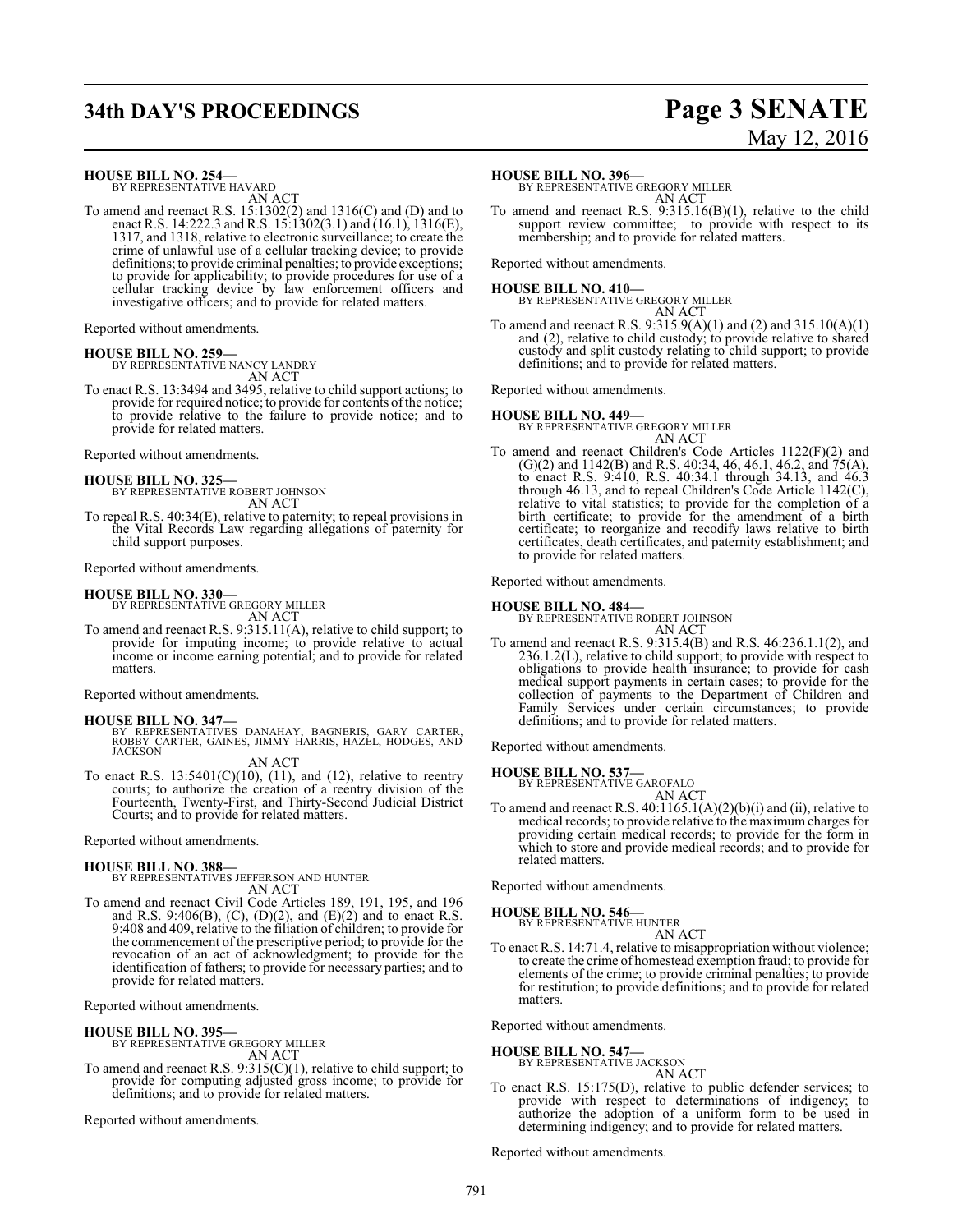**HOUSE BILL NO. 254—**
BY REPRESENTATIVE HAVARD

AN ACT

To amend and reenact R.S. 15:1302(2) and 1316(C) and (D) and to enact R.S. 14:222.3 and R.S. 15:1302(3.1) and (16.1), 1316(E), 1317, and 1318, relative to electronic surveillance; to create the crime of unlawful use of a cellular tracking device; to provide definitions; to provide criminal penalties; to provide exceptions; to provide for applicability; to provide procedures for use of a cellular tracking device by law enforcement officers and investigative officers; and to provide for related matters.

Reported without amendments.

**HOUSE BILL NO. 259—**
BY REPRESENTATIVE NANCY LANDRY

AN ACT

To enact R.S. 13:3494 and 3495, relative to child support actions; to provide for required notice; to provide for contents of the notice; to provide relative to the failure to provide notice; and to provide for related matters.

Reported without amendments.

**HOUSE BILL NO. 325—**
BY REPRESENTATIVE ROBERT JOHNSON

AN ACT

To repeal R.S. 40:34(E), relative to paternity; to repeal provisions in the Vital Records Law regarding allegations of paternity for child support purposes.

Reported without amendments.

**HOUSE BILL NO. 330—**
BY REPRESENTATIVE GREGORY MILLER

AN ACT

To amend and reenact R.S. 9:315.11(A), relative to child support; to provide for imputing income; to provide relative to actual income or income earning potential; and to provide for related matters.

Reported without amendments.

**HOUSE BILL NO. 347—**
BY REPRESENTATIVES DANAHAY, BAGNERIS, GARY CARTER, ROBBY CARTER, GAINES, JIMMY HARRIS, HAZEL, HODGES, AND JACKSON

AN ACT

To enact R.S. 13:5401(C)(10), (11), and (12), relative to reentry courts; to authorize the creation of a reentry division of the Fourteenth, Twenty-First, and Thirty-Second Judicial District Courts; and to provide for related matters.

Reported without amendments.

**HOUSE BILL NO. 388—**
BY REPRESENTATIVES JEFFERSON AND HUNTER

AN ACT

To amend and reenact Civil Code Articles 189, 191, 195, and 196 and R.S. 9:406(B), (C), (D)(2), and (E)(2) and to enact R.S. 9:408 and 409, relative to the filiation of children; to provide for the commencement of the prescriptive period; to provide for the revocation of an act of acknowledgment; to provide for the identification of fathers; to provide for necessary parties; and to provide for related matters.

Reported without amendments.

**HOUSE BILL NO. 395—**
BY REPRESENTATIVE GREGORY MILLER

AN ACT

To amend and reenact R.S. 9:315(C)(1), relative to child support; to provide for computing adjusted gross income; to provide for definitions; and to provide for related matters.

Reported without amendments.

**HOUSE BILL NO. 396—**
BY REPRESENTATIVE GREGORY MILLER

AN ACT

To amend and reenact R.S. 9:315.16(B)(1), relative to the child support review committee; to provide with respect to its membership; and to provide for related matters.

Reported without amendments.

**HOUSE BILL NO. 410—**
BY REPRESENTATIVE GREGORY MILLER

AN ACT

To amend and reenact R.S. 9:315.9(A)(1) and (2) and 315.10(A)(1) and (2), relative to child custody; to provide relative to shared custody and split custody relating to child support; to provide definitions; and to provide for related matters.

Reported without amendments.

**HOUSE BILL NO. 449—**
BY REPRESENTATIVE GREGORY MILLER

AN ACT

To amend and reenact Children's Code Articles 1122(F)(2) and (G)(2) and 1142(B) and R.S. 40:34, 46, 46.1, 46.2, and 75(A), to enact R.S. 9:410, R.S. 40:34.1 through 34.13, and 46.3 through 46.13, and to repeal Children's Code Article 1142(C), relative to vital statistics; to provide for the completion of a birth certificate; to provide for the amendment of a birth certificate; to reorganize and recodify laws relative to birth certificates, death certificates, and paternity establishment; and to provide for related matters.

Reported without amendments.

**HOUSE BILL NO. 484—**
BY REPRESENTATIVE ROBERT JOHNSON

AN ACT

To amend and reenact R.S. 9:315.4(B) and R.S. 46:236.1.1(2), and 236.1.2(L), relative to child support; to provide with respect to obligations to provide health insurance; to provide for cash medical support payments in certain cases; to provide for the collection of payments to the Department of Children and Family Services under certain circumstances; to provide definitions; and to provide for related matters.

Reported without amendments.

**HOUSE BILL NO. 537—**
BY REPRESENTATIVE GAROFALO

AN ACT

To amend and reenact R.S. 40:1165.1(A)(2)(b)(i) and (ii), relative to medical records; to provide relative to the maximum charges for providing certain medical records; to provide for the form in which to store and provide medical records; and to provide for related matters.

Reported without amendments.

**HOUSE BILL NO. 546—**
BY REPRESENTATIVE HUNTER

AN ACT

To enact R.S. 14:71.4, relative to misappropriation without violence; to create the crime of homestead exemption fraud; to provide for elements of the crime; to provide criminal penalties; to provide for restitution; to provide definitions; and to provide for related matters.

Reported without amendments.

**HOUSE BILL NO. 547—**
BY REPRESENTATIVE JACKSON

AN ACT

To enact R.S. 15:175(D), relative to public defender services; to provide with respect to determinations of indigency; to authorize the adoption of a uniform form to be used in determining indigency; and to provide for related matters.

Reported without amendments.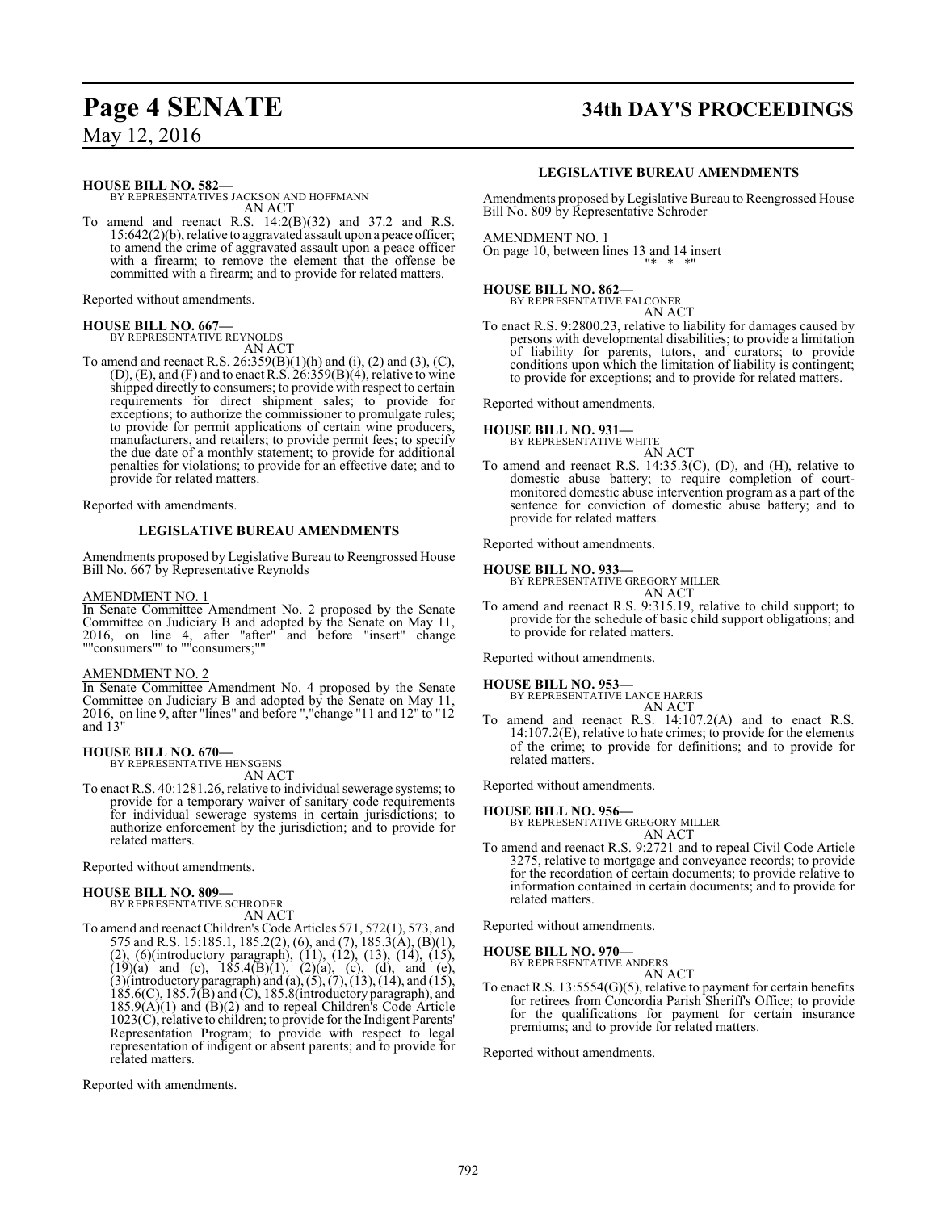**HOUSE BILL NO. 582—**
BY REPRESENTATIVES JACKSON AND HOFFMANN
AN ACT

To amend and reenact R.S. 14:2(B)(32) and 37.2 and R.S. 15:642(2)(b), relative to aggravated assault upon a peace officer; to amend the crime of aggravated assault upon a peace officer with a firearm; to remove the element that the offense be committed with a firearm; and to provide for related matters.

Reported without amendments.

**HOUSE BILL NO. 667—**
BY REPRESENTATIVE REYNOLDS
AN ACT

To amend and reenact R.S. 26:359(B)(1)(h) and (i), (2) and (3), (C), (D), (E), and (F) and to enact R.S. 26:359(B)(4), relative to wine shipped directly to consumers; to provide with respect to certain requirements for direct shipment sales; to provide for exceptions; to authorize the commissioner to promulgate rules; to provide for permit applications of certain wine producers, manufacturers, and retailers; to provide permit fees; to specify the due date of a monthly statement; to provide for additional penalties for violations; to provide for an effective date; and to provide for related matters.

Reported with amendments.

**LEGISLATIVE BUREAU AMENDMENTS**

Amendments proposed by Legislative Bureau to Reengrossed House Bill No. 667 by Representative Reynolds

AMENDMENT NO. 1
In Senate Committee Amendment No. 2 proposed by the Senate Committee on Judiciary B and adopted by the Senate on May 11, 2016, on line 4, after "after" and before "insert" change ""consumers"" to ""consumers;""

AMENDMENT NO. 2
In Senate Committee Amendment No. 4 proposed by the Senate Committee on Judiciary B and adopted by the Senate on May 11, 2016, on line 9, after "lines" and before ","change "11 and 12" to "12 and 13"

**HOUSE BILL NO. 670—**
BY REPRESENTATIVE HENSGENS
AN ACT

To enact R.S. 40:1281.26, relative to individual sewerage systems; to provide for a temporary waiver of sanitary code requirements for individual sewerage systems in certain jurisdictions; to authorize enforcement by the jurisdiction; and to provide for related matters.

Reported without amendments.

**HOUSE BILL NO. 809—**
BY REPRESENTATIVE SCHRODER
AN ACT

To amend and reenact Children's Code Articles 571, 572(1), 573, and 575 and R.S. 15:185.1, 185.2(2), (6), and (7), 185.3(A), (B)(1), (2), (6)(introductory paragraph), (11), (12), (13), (14), (15), (19)(a) and (c), 185.4(B)(1), (2)(a), (c), (d), and (e), (3)(introductory paragraph) and (a), (5), (7), (13), (14), and (15), 185.6(C), 185.7(B) and (C), 185.8(introductory paragraph), and 185.9(A)(1) and (B)(2) and to repeal Children's Code Article 1023(C), relative to children; to provide for the Indigent Parents' Representation Program; to provide with respect to legal representation of indigent or absent parents; and to provide for related matters.

Reported with amendments.

**LEGISLATIVE BUREAU AMENDMENTS**

Amendments proposed by Legislative Bureau to Reengrossed House Bill No. 809 by Representative Schroder

AMENDMENT NO. 1
On page 10, between lines 13 and 14 insert
"* * *"

**HOUSE BILL NO. 862—**
BY REPRESENTATIVE FALCONER
AN ACT

To enact R.S. 9:2800.23, relative to liability for damages caused by persons with developmental disabilities; to provide a limitation of liability for parents, tutors, and curators; to provide conditions upon which the limitation of liability is contingent; to provide for exceptions; and to provide for related matters.

Reported without amendments.

**HOUSE BILL NO. 931—**
BY REPRESENTATIVE WHITE
AN ACT

To amend and reenact R.S. 14:35.3(C), (D), and (H), relative to domestic abuse battery; to require completion of court-monitored domestic abuse intervention program as a part of the sentence for conviction of domestic abuse battery; and to provide for related matters.

Reported without amendments.

**HOUSE BILL NO. 933—**
BY REPRESENTATIVE GREGORY MILLER
AN ACT

To amend and reenact R.S. 9:315.19, relative to child support; to provide for the schedule of basic child support obligations; and to provide for related matters.

Reported without amendments.

**HOUSE BILL NO. 953—**
BY REPRESENTATIVE LANCE HARRIS
AN ACT

To amend and reenact R.S. 14:107.2(A) and to enact R.S. 14:107.2(E), relative to hate crimes; to provide for the elements of the crime; to provide for definitions; and to provide for related matters.

Reported without amendments.

**HOUSE BILL NO. 956—**
BY REPRESENTATIVE GREGORY MILLER
AN ACT

To amend and reenact R.S. 9:2721 and to repeal Civil Code Article 3275, relative to mortgage and conveyance records; to provide for the recordation of certain documents; to provide relative to information contained in certain documents; and to provide for related matters.

Reported without amendments.

**HOUSE BILL NO. 970—**
BY REPRESENTATIVE ANDERS
AN ACT

To enact R.S. 13:5554(G)(5), relative to payment for certain benefits for retirees from Concordia Parish Sheriff's Office; to provide for the qualifications for payment for certain insurance premiums; and to provide for related matters.

Reported without amendments.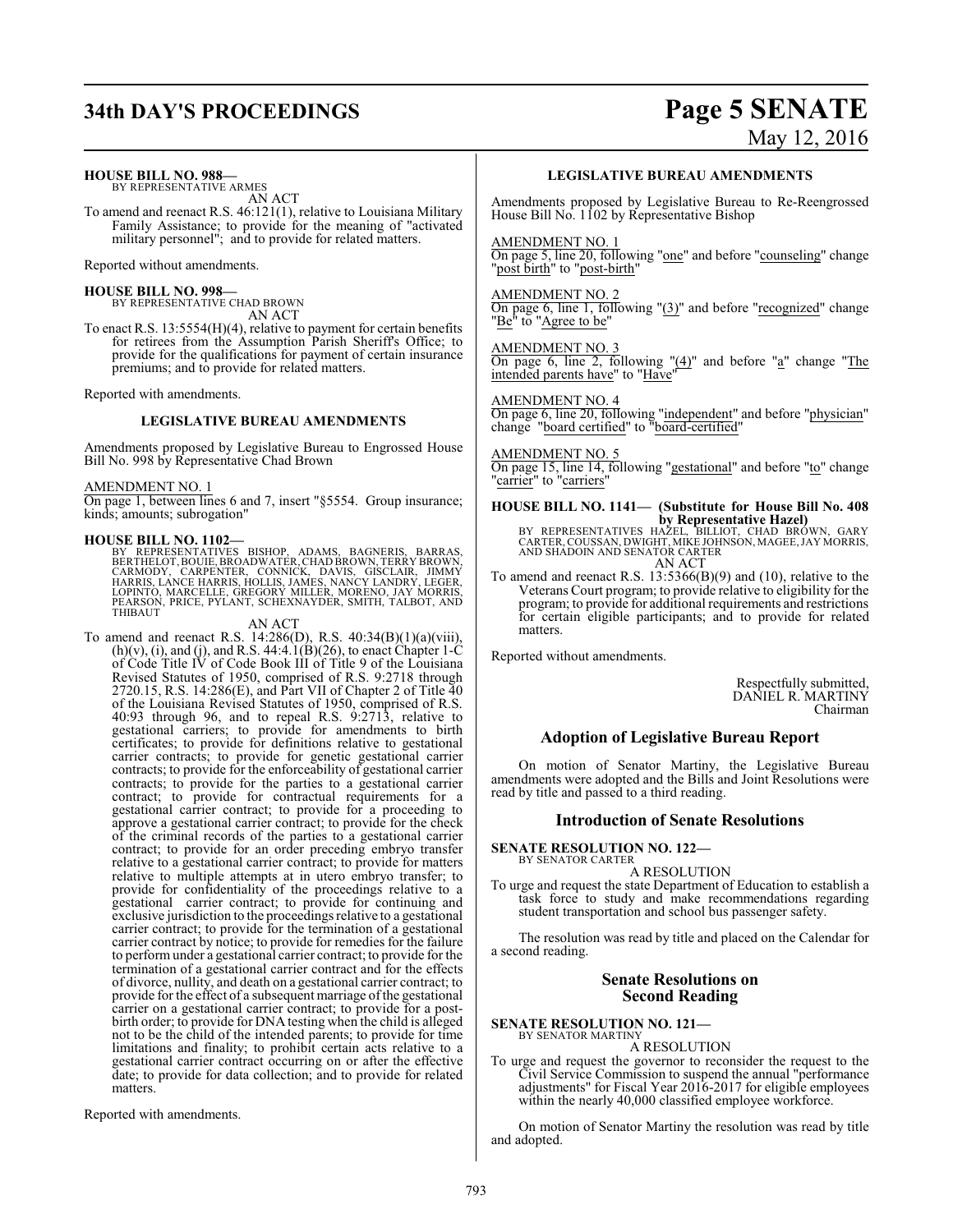**HOUSE BILL NO. 988—**
BY REPRESENTATIVE ARMES

AN ACT

To amend and reenact R.S. 46:121(1), relative to Louisiana Military Family Assistance; to provide for the meaning of "activated military personnel"; and to provide for related matters.

Reported without amendments.

**HOUSE BILL NO. 998—**
BY REPRESENTATIVE CHAD BROWN

AN ACT

To enact R.S. 13:5554(H)(4), relative to payment for certain benefits for retirees from the Assumption Parish Sheriff's Office; to provide for the qualifications for payment of certain insurance premiums; and to provide for related matters.

Reported with amendments.

**LEGISLATIVE BUREAU AMENDMENTS**

Amendments proposed by Legislative Bureau to Engrossed House Bill No. 998 by Representative Chad Brown

AMENDMENT NO. 1

On page 1, between lines 6 and 7, insert "§5554. Group insurance; kinds; amounts; subrogation"

**HOUSE BILL NO. 1102—**
BY REPRESENTATIVES BISHOP, ADAMS, BAGNERIS, BARRAS, BERTHELOT, BOUIE, BROADWATER, CHAD BROWN, TERRY BROWN, CARMODY, CARPENTER, CONNICK, DAVIS, GISCLAIR, JIMMY HARRIS, LANCE HARRIS, HOLLIS, JAMES, NANCY LANDRY, LEGER, LOPINTO, MARCELLE, GREGORY MILLER, MORENO, JAY MORRIS, PEARSON, PRICE, PYLANT, SCHEXNAYDER, SMITH, TALBOT, AND THIBAUT

AN ACT

To amend and reenact R.S. 14:286(D), R.S. 40:34(B)(1)(a)(viii), (h)(v), (i), and (j), and R.S. 44:4.1(B)(26), to enact Chapter 1-C of Code Title IV of Code Book III of Title 9 of the Louisiana Revised Statutes of 1950, comprised of R.S. 9:2718 through 2720.15, R.S. 14:286(E), and Part VII of Chapter 2 of Title 40 of the Louisiana Revised Statutes of 1950, comprised of R.S. 40:93 through 96, and to repeal R.S. 9:2713, relative to gestational carriers; to provide for amendments to birth certificates; to provide for definitions relative to gestational carrier contracts; to provide for genetic gestational carrier contracts; to provide for the enforceability of gestational carrier contracts; to provide for the parties to a gestational carrier contract; to provide for contractual requirements for a gestational carrier contract; to provide for a proceeding to approve a gestational carrier contract; to provide for the check of the criminal records of the parties to a gestational carrier contract; to provide for an order preceding embryo transfer relative to a gestational carrier contract; to provide for matters relative to multiple attempts at in utero embryo transfer; to provide for confidentiality of the proceedings relative to a gestational carrier contract; to provide for continuing and exclusive jurisdiction to the proceedings relative to a gestational carrier contract; to provide for the termination of a gestational carrier contract by notice; to provide for remedies for the failure to perform under a gestational carrier contract; to provide for the termination of a gestational carrier contract and for the effects of divorce, nullity, and death on a gestational carrier contract; to provide for the effect of a subsequent marriage of the gestational carrier on a gestational carrier contract; to provide for a post-birth order; to provide for DNA testing when the child is alleged not to be the child of the intended parents; to provide for time limitations and finality; to prohibit certain acts relative to a gestational carrier contract occurring on or after the effective date; to provide for data collection; and to provide for related matters.

Reported with amendments.

**LEGISLATIVE BUREAU AMENDMENTS**

Amendments proposed by Legislative Bureau to Re-Reengrossed House Bill No. 1102 by Representative Bishop

AMENDMENT NO. 1

On page 5, line 20, following "one" and before "counseling" change "post birth" to "post-birth"

AMENDMENT NO. 2

On page 6, line 1, following "(3)" and before "recognized" change "Be" to "Agree to be"

AMENDMENT NO. 3

On page 6, line 2, following "(4)" and before "a" change "The intended parents have" to "Have"

AMENDMENT NO. 4

On page 6, line 20, following "independent" and before "physician" change "board certified" to "board-certified"

AMENDMENT NO. 5

On page 15, line 14, following "gestational" and before "to" change "carrier" to "carriers"

**HOUSE BILL NO. 1141— (Substitute for House Bill No. 408 by Representative Hazel)**
BY REPRESENTATIVES HAZEL, BILLIOT, CHAD BROWN, GARY CARTER, COUSSAN, DWIGHT, MIKE JOHNSON, MAGEE, JAY MORRIS, AND SHADOIN AND SENATOR CARTER

AN ACT

To amend and reenact R.S. 13:5366(B)(9) and (10), relative to the Veterans Court program; to provide relative to eligibility for the program; to provide for additional requirements and restrictions for certain eligible participants; and to provide for related matters.

Reported without amendments.

Respectfully submitted,
DANIEL R. MARTINY
Chairman

## Adoption of Legislative Bureau Report

On motion of Senator Martiny, the Legislative Bureau amendments were adopted and the Bills and Joint Resolutions were read by title and passed to a third reading.

## Introduction of Senate Resolutions

**SENATE RESOLUTION NO. 122—**
BY SENATOR CARTER

A RESOLUTION

To urge and request the state Department of Education to establish a task force to study and make recommendations regarding student transportation and school bus passenger safety.

The resolution was read by title and placed on the Calendar for a second reading.

## Senate Resolutions on Second Reading

**SENATE RESOLUTION NO. 121—**
BY SENATOR MARTINY

A RESOLUTION

To urge and request the governor to reconsider the request to the Civil Service Commission to suspend the annual "performance adjustments" for Fiscal Year 2016-2017 for eligible employees within the nearly 40,000 classified employee workforce.

On motion of Senator Martiny the resolution was read by title and adopted.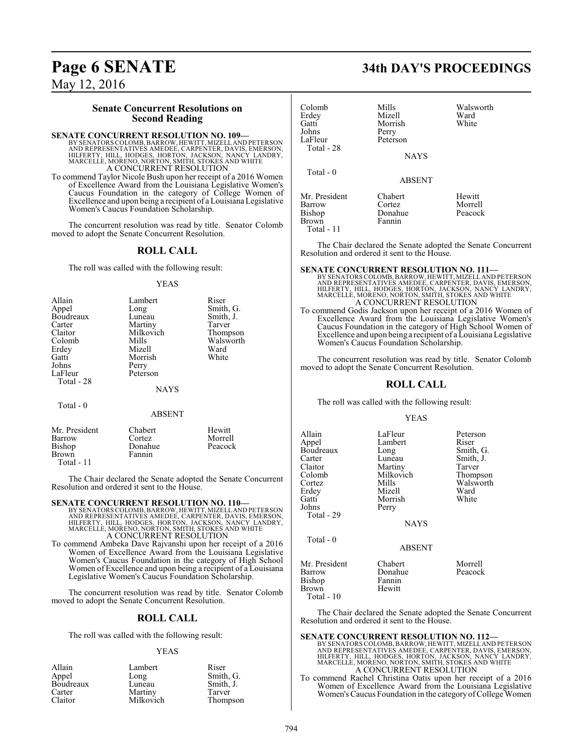## Senate Concurrent Resolutions on Second Reading

**SENATE CONCURRENT RESOLUTION NO. 109—**
BY SENATORS COLOMB, BARROW, HEWITT, MIZELL AND PETERSON AND REPRESENTATIVES AMEDEE, CARPENTER, DAVIS, EMERSON, HILFERTY, HILL, HODGES, HORTON, JACKSON, NANCY LANDRY, MARCELLE, MORENO, NORTON, SMITH, STOKES AND WHITE
A CONCURRENT RESOLUTION

To commend Taylor Nicole Bush upon her receipt of a 2016 Women of Excellence Award from the Louisiana Legislative Women's Caucus Foundation in the category of College Women of Excellence and upon being a recipient of a Louisiana Legislative Women's Caucus Foundation Scholarship.

The concurrent resolution was read by title. Senator Colomb moved to adopt the Senate Concurrent Resolution.

## ROLL CALL

The roll was called with the following result:

YEAS

| | | |
|---|---|---|
| Allain | Lambert | Riser |
| Appel | Long | Smith, G. |
| Boudreaux | Luneau | Smith, J. |
| Carter | Martiny | Tarver |
| Claitor | Milkovich | Thompson |
| Colomb | Mills | Walsworth |
| Erdey | Mizell | Ward |
| Gatti | Morrish | White |
| Johns | Perry | |
| LaFleur | Peterson | |
| Total - 28 | | |

NAYS

Total - 0

ABSENT

| | | |
|---|---|---|
| Mr. President | Chabert | Hewitt |
| Barrow | Cortez | Morrell |
| Bishop | Donahue | Peacock |
| Brown | Fannin | |
| Total - 11 | | |

The Chair declared the Senate adopted the Senate Concurrent Resolution and ordered it sent to the House.

**SENATE CONCURRENT RESOLUTION NO. 110—**
BY SENATORS COLOMB, BARROW, HEWITT, MIZELL AND PETERSON AND REPRESENTATIVES AMEDEE, CARPENTER, DAVIS, EMERSON, HILFERTY, HILL, HODGES, HORTON, JACKSON, NANCY LANDRY, MARCELLE, MORENO, NORTON, SMITH, STOKES AND WHITE
A CONCURRENT RESOLUTION

To commend Ambeka Dave Rajvanshi upon her receipt of a 2016 Women of Excellence Award from the Louisiana Legislative Women's Caucus Foundation in the category of High School Women of Excellence and upon being a recipient of a Louisiana Legislative Women's Caucus Foundation Scholarship.

The concurrent resolution was read by title. Senator Colomb moved to adopt the Senate Concurrent Resolution.

## ROLL CALL

The roll was called with the following result:

YEAS

| | | |
|---|---|---|
| Allain | Lambert | Riser |
| Appel | Long | Smith, G. |
| Boudreaux | Luneau | Smith, J. |
| Carter | Martiny | Tarver |
| Claitor | Milkovich | Thompson |
| Colomb | Mills | Walsworth |
| Erdey | Mizell | Ward |
| Gatti | Morrish | White |
| Johns | Perry | |
| LaFleur | Peterson | |
| Total - 28 | | |

NAYS

Total - 0

ABSENT

| | | |
|---|---|---|
| Mr. President | Chabert | Hewitt |
| Barrow | Cortez | Morrell |
| Bishop | Donahue | Peacock |
| Brown | Fannin | |
| Total - 11 | | |

The Chair declared the Senate adopted the Senate Concurrent Resolution and ordered it sent to the House.

**SENATE CONCURRENT RESOLUTION NO. 111—**
BY SENATORS COLOMB, BARROW, HEWITT, MIZELL AND PETERSON AND REPRESENTATIVES AMEDEE, CARPENTER, DAVIS, EMERSON, HILFERTY, HILL, HODGES, HORTON, JACKSON, NANCY LANDRY, MARCELLE, MORENO, NORTON, SMITH, STOKES AND WHITE
A CONCURRENT RESOLUTION

To commend Godis Jackson upon her receipt of a 2016 Women of Excellence Award from the Louisiana Legislative Women's Caucus Foundation in the category of High School Women of Excellence and upon being a recipient of a Louisiana Legislative Women's Caucus Foundation Scholarship.

The concurrent resolution was read by title. Senator Colomb moved to adopt the Senate Concurrent Resolution.

## ROLL CALL

The roll was called with the following result:

YEAS

| | | |
|---|---|---|
| Allain | LaFleur | Peterson |
| Appel | Lambert | Riser |
| Boudreaux | Long | Smith, G. |
| Carter | Luneau | Smith, J. |
| Claitor | Martiny | Tarver |
| Colomb | Milkovich | Thompson |
| Cortez | Mills | Walsworth |
| Erdey | Mizell | Ward |
| Gatti | Morrish | White |
| Johns | Perry | |
| Total - 29 | | |

NAYS

Total - 0

ABSENT

| | | |
|---|---|---|
| Mr. President | Chabert | Morrell |
| Barrow | Donahue | Peacock |
| Bishop | Fannin | |
| Brown | Hewitt | |
| Total - 10 | | |

The Chair declared the Senate adopted the Senate Concurrent Resolution and ordered it sent to the House.

**SENATE CONCURRENT RESOLUTION NO. 112—**
BY SENATORS COLOMB, BARROW, HEWITT, MIZELL AND PETERSON AND REPRESENTATIVES AMEDEE, CARPENTER, DAVIS, EMERSON, HILFERTY, HILL, HODGES, HORTON, JACKSON, NANCY LANDRY, MARCELLE, MORENO, NORTON, SMITH, STOKES AND WHITE
A CONCURRENT RESOLUTION

To commend Rachel Christina Oatis upon her receipt of a 2016 Women of Excellence Award from the Louisiana Legislative Women's Caucus Foundation in the category of College Women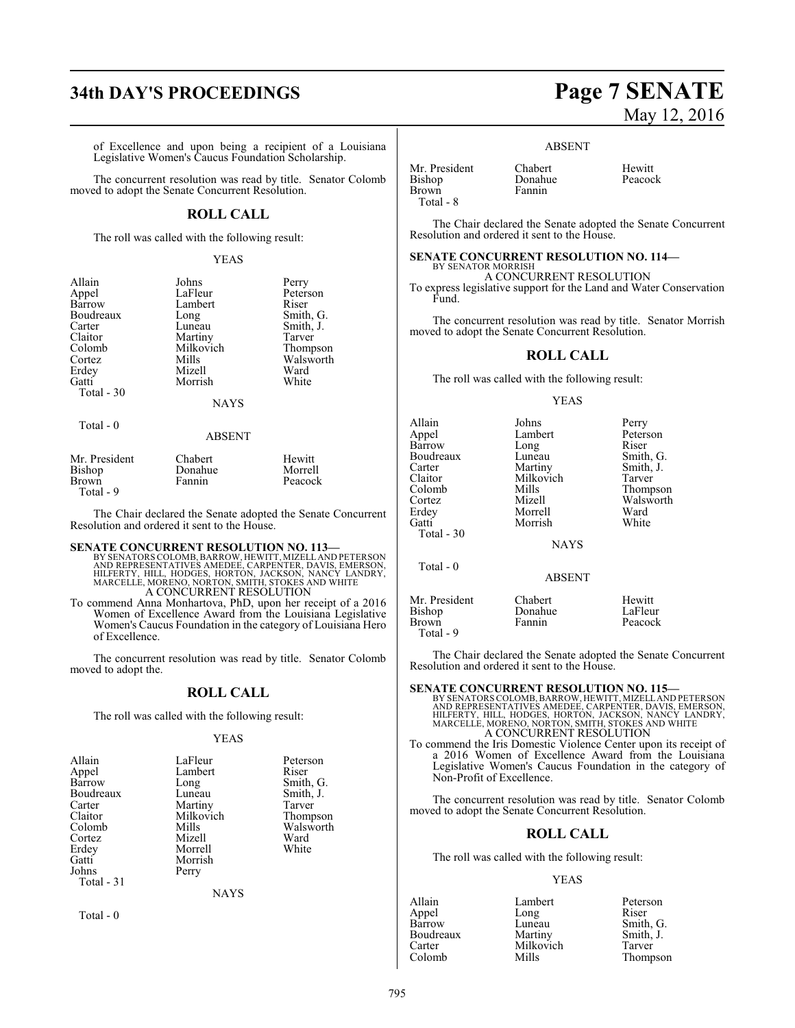of Excellence and upon being a recipient of a Louisiana Legislative Women's Caucus Foundation Scholarship.

The concurrent resolution was read by title. Senator Colomb moved to adopt the Senate Concurrent Resolution.

## ROLL CALL

The roll was called with the following result:

YEAS

| | | |
|---|---|---|
| Allain | Johns | Perry |
| Appel | LaFleur | Peterson |
| Barrow | Lambert | Riser |
| Boudreaux | Long | Smith, G. |
| Carter | Luneau | Smith, J. |
| Claitor | Martiny | Tarver |
| Colomb | Milkovich | Thompson |
| Cortez | Mills | Walsworth |
| Erdey | Mizell | Ward |
| Gatti | Morrish | White |

Total - 30

NAYS

Total - 0

ABSENT

| | | |
|---|---|---|
| Mr. President | Chabert | Hewitt |
| Bishop | Donahue | Morrell |
| Brown | Fannin | Peacock |

Total - 9

The Chair declared the Senate adopted the Senate Concurrent Resolution and ordered it sent to the House.

**SENATE CONCURRENT RESOLUTION NO. 113—**
BY SENATORS COLOMB, BARROW, HEWITT, MIZELL AND PETERSON AND REPRESENTATIVES AMEDEE, CARPENTER, DAVIS, EMERSON, HILFERTY, HILL, HODGES, HORTON, JACKSON, NANCY LANDRY, MARCELLE, MORENO, NORTON, SMITH, STOKES AND WHITE
A CONCURRENT RESOLUTION
To commend Anna Monhartova, PhD, upon her receipt of a 2016 Women of Excellence Award from the Louisiana Legislative Women's Caucus Foundation in the category of Louisiana Hero of Excellence.

The concurrent resolution was read by title. Senator Colomb moved to adopt the.

## ROLL CALL

The roll was called with the following result:

YEAS

| | | |
|---|---|---|
| Allain | LaFleur | Peterson |
| Appel | Lambert | Riser |
| Barrow | Long | Smith, G. |
| Boudreaux | Luneau | Smith, J. |
| Carter | Martiny | Tarver |
| Claitor | Milkovich | Thompson |
| Colomb | Mills | Walsworth |
| Cortez | Mizell | Ward |
| Erdey | Morrell | White |
| Gatti | Morrish | |
| Johns | Perry | |

Total - 31

NAYS

Total - 0

ABSENT

| | | |
|---|---|---|
| Mr. President | Chabert | Hewitt |
| Bishop | Donahue | Peacock |
| Brown | Fannin | |

Total - 8

The Chair declared the Senate adopted the Senate Concurrent Resolution and ordered it sent to the House.

**SENATE CONCURRENT RESOLUTION NO. 114—**
BY SENATOR MORRISH
A CONCURRENT RESOLUTION
To express legislative support for the Land and Water Conservation Fund.

The concurrent resolution was read by title. Senator Morrish moved to adopt the Senate Concurrent Resolution.

## ROLL CALL

The roll was called with the following result:

YEAS

| | | |
|---|---|---|
| Allain | Johns | Perry |
| Appel | Lambert | Peterson |
| Barrow | Long | Riser |
| Boudreaux | Luneau | Smith, G. |
| Carter | Martiny | Smith, J. |
| Claitor | Milkovich | Tarver |
| Colomb | Mills | Thompson |
| Cortez | Mizell | Walsworth |
| Erdey | Morrell | Ward |
| Gatti | Morrish | White |

Total - 30

NAYS

Total - 0

ABSENT

| | | |
|---|---|---|
| Mr. President | Chabert | Hewitt |
| Bishop | Donahue | LaFleur |
| Brown | Fannin | Peacock |

Total - 9

The Chair declared the Senate adopted the Senate Concurrent Resolution and ordered it sent to the House.

**SENATE CONCURRENT RESOLUTION NO. 115—**
BY SENATORS COLOMB, BARROW, HEWITT, MIZELL AND PETERSON AND REPRESENTATIVES AMEDEE, CARPENTER, DAVIS, EMERSON, HILFERTY, HILL, HODGES, HORTON, JACKSON, NANCY LANDRY, MARCELLE, MORENO, NORTON, SMITH, STOKES AND WHITE
A CONCURRENT RESOLUTION
To commend the Iris Domestic Violence Center upon its receipt of a 2016 Women of Excellence Award from the Louisiana Legislative Women's Caucus Foundation in the category of Non-Profit of Excellence.

The concurrent resolution was read by title. Senator Colomb moved to adopt the Senate Concurrent Resolution.

## ROLL CALL

The roll was called with the following result:

YEAS

| | | |
|---|---|---|
| Allain | Lambert | Peterson |
| Appel | Long | Riser |
| Barrow | Luneau | Smith, G. |
| Boudreaux | Martiny | Smith, J. |
| Carter | Milkovich | Tarver |
| Colomb | Mills | Thompson |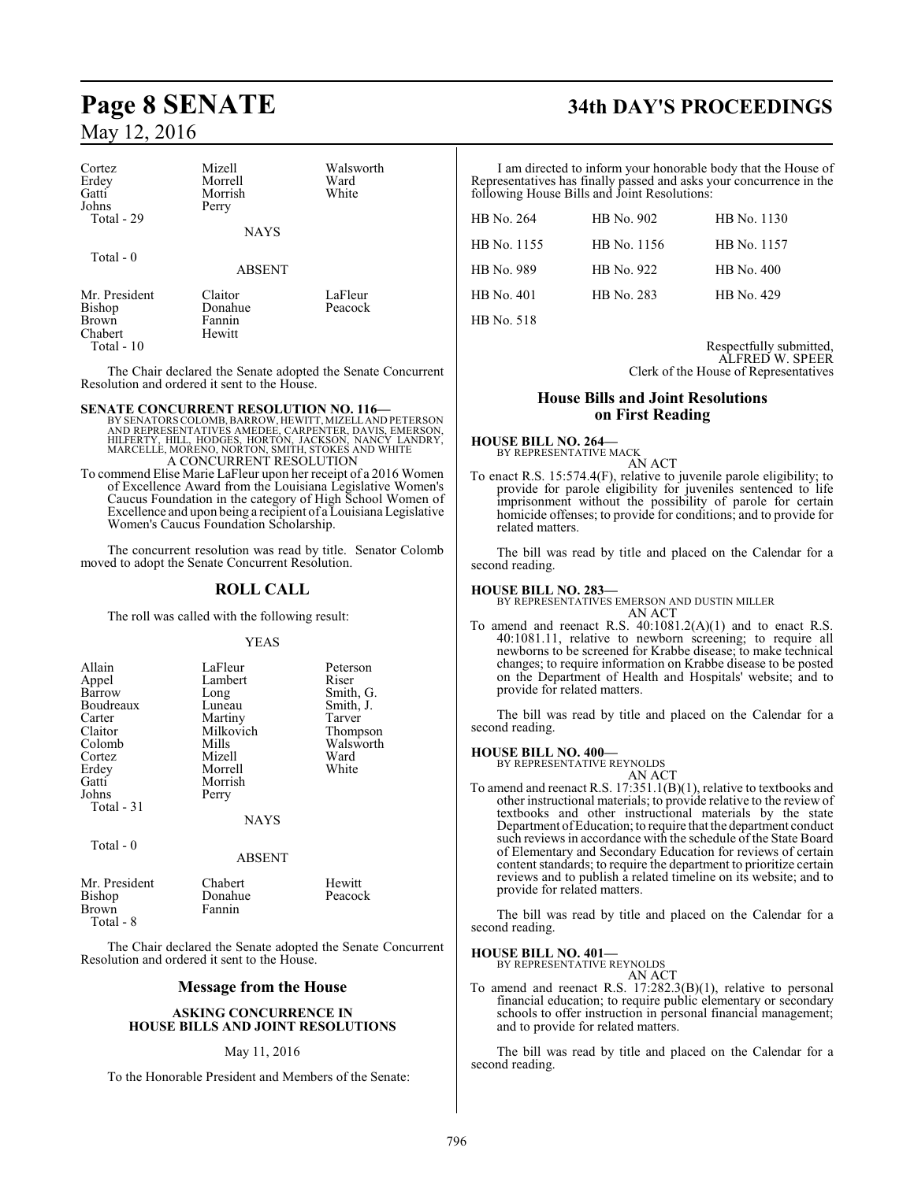| | | |
|---|---|---|
| Cortez | Mizell | Walsworth |
| Erdey | Morrell | Ward |
| Gatti | Morrish | White |
| Johns | Perry | |
| Total - 29 | | |

NAYS

Total - 0

ABSENT

| | | |
|---|---|---|
| Mr. President | Claitor | LaFleur |
| Bishop | Donahue | Peacock |
| Brown | Fannin | |
| Chabert | Hewitt | |
| Total - 10 | | |

The Chair declared the Senate adopted the Senate Concurrent Resolution and ordered it sent to the House.

**SENATE CONCURRENT RESOLUTION NO. 116—**
BY SENATORS COLOMB, BARROW, HEWITT, MIZELL AND PETERSON AND REPRESENTATIVES AMEDEE, CARPENTER, DAVIS, EMERSON, HILFERTY, HILL, HODGES, HORTON, JACKSON, NANCY LANDRY, MARCELLE, MORENO, NORTON, SMITH, STOKES AND WHITE

A CONCURRENT RESOLUTION

To commend Elise Marie LaFleur upon her receipt of a 2016 Women of Excellence Award from the Louisiana Legislative Women's Caucus Foundation in the category of High School Women of Excellence and upon being a recipient of a Louisiana Legislative Women's Caucus Foundation Scholarship.

The concurrent resolution was read by title. Senator Colomb moved to adopt the Senate Concurrent Resolution.

## ROLL CALL

The roll was called with the following result:

YEAS

| | | |
|---|---|---|
| Allain | LaFleur | Peterson |
| Appel | Lambert | Riser |
| Barrow | Long | Smith, G. |
| Boudreaux | Luneau | Smith, J. |
| Carter | Martiny | Tarver |
| Claitor | Milkovich | Thompson |
| Colomb | Mills | Walsworth |
| Cortez | Mizell | Ward |
| Erdey | Morrell | White |
| Gatti | Morrish | |
| Johns | Perry | |
| Total - 31 | | |

NAYS

Total - 0

ABSENT

| | | |
|---|---|---|
| Mr. President | Chabert | Hewitt |
| Bishop | Donahue | Peacock |
| Brown | Fannin | |
| Total - 8 | | |

The Chair declared the Senate adopted the Senate Concurrent Resolution and ordered it sent to the House.

## Message from the House

**ASKING CONCURRENCE IN HOUSE BILLS AND JOINT RESOLUTIONS**

May 11, 2016

To the Honorable President and Members of the Senate:

I am directed to inform your honorable body that the House of Representatives has finally passed and asks your concurrence in the following House Bills and Joint Resolutions:

| | | |
|---|---|---|
| HB No. 264 | HB No. 902 | HB No. 1130 |
| HB No. 1155 | HB No. 1156 | HB No. 1157 |
| HB No. 989 | HB No. 922 | HB No. 400 |
| HB No. 401 | HB No. 283 | HB No. 429 |
| HB No. 518 | | |

Respectfully submitted,
ALFRED W. SPEER
Clerk of the House of Representatives

## House Bills and Joint Resolutions on First Reading

**HOUSE BILL NO. 264—**
BY REPRESENTATIVE MACK

AN ACT

To enact R.S. 15:574.4(F), relative to juvenile parole eligibility; to provide for parole eligibility for juveniles sentenced to life imprisonment without the possibility of parole for certain homicide offenses; to provide for conditions; and to provide for related matters.

The bill was read by title and placed on the Calendar for a second reading.

**HOUSE BILL NO. 283—**
BY REPRESENTATIVES EMERSON AND DUSTIN MILLER

AN ACT

To amend and reenact R.S. 40:1081.2(A)(1) and to enact R.S. 40:1081.11, relative to newborn screening; to require all newborns to be screened for Krabbe disease; to make technical changes; to require information on Krabbe disease to be posted on the Department of Health and Hospitals' website; and to provide for related matters.

The bill was read by title and placed on the Calendar for a second reading.

**HOUSE BILL NO. 400—**
BY REPRESENTATIVE REYNOLDS

AN ACT

To amend and reenact R.S. 17:351.1(B)(1), relative to textbooks and other instructional materials; to provide relative to the review of textbooks and other instructional materials by the state Department of Education; to require that the department conduct such reviews in accordance with the schedule of the State Board of Elementary and Secondary Education for reviews of certain content standards; to require the department to prioritize certain reviews and to publish a related timeline on its website; and to provide for related matters.

The bill was read by title and placed on the Calendar for a second reading.

**HOUSE BILL NO. 401—**
BY REPRESENTATIVE REYNOLDS

AN ACT

To amend and reenact R.S. 17:282.3(B)(1), relative to personal financial education; to require public elementary or secondary schools to offer instruction in personal financial management; and to provide for related matters.

The bill was read by title and placed on the Calendar for a second reading.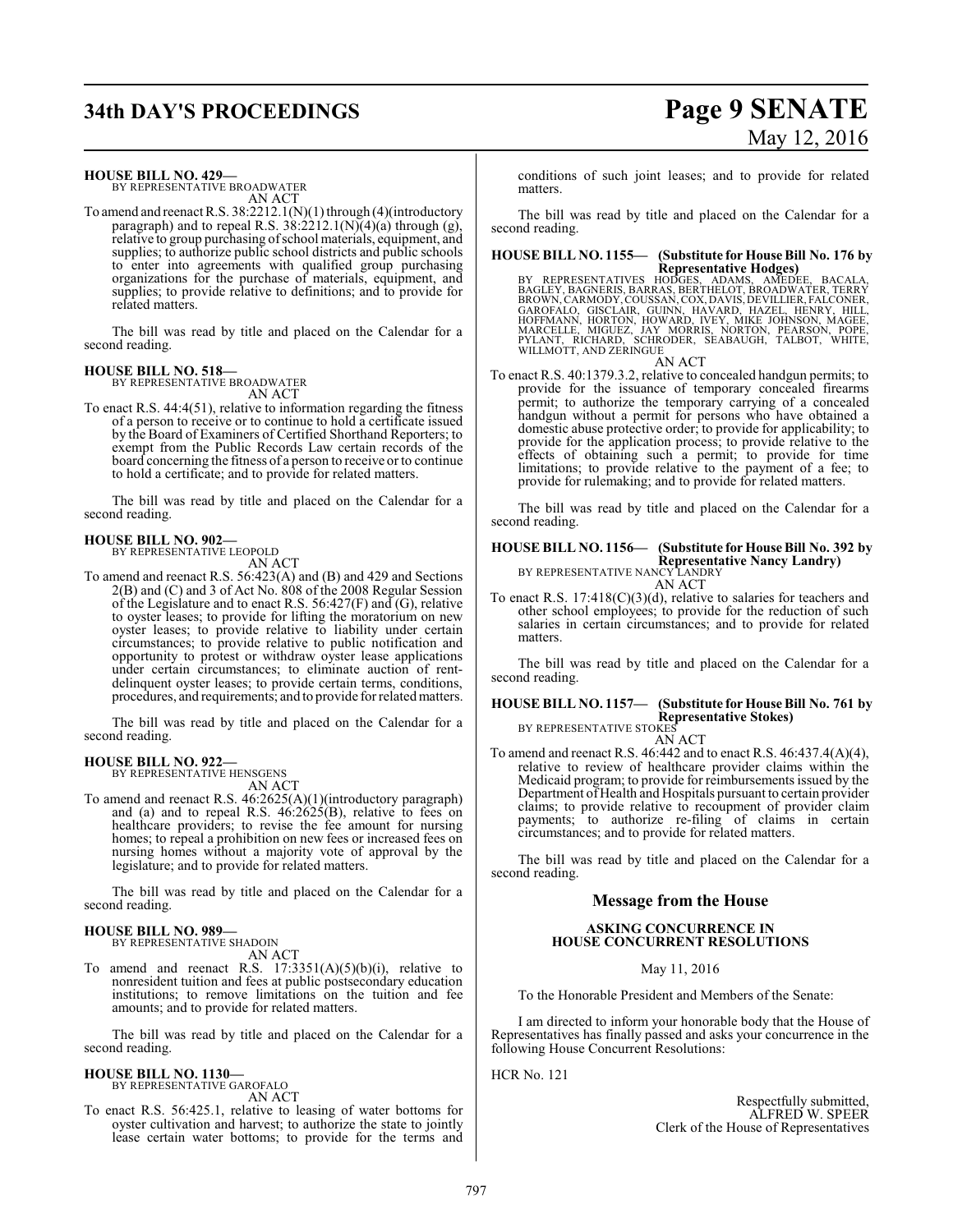**HOUSE BILL NO. 429—**
BY REPRESENTATIVE BROADWATER
AN ACT

To amend and reenact R.S. 38:2212.1(N)(1) through (4)(introductory paragraph) and to repeal R.S. 38:2212.1(N)(4)(a) through (g), relative to group purchasing of school materials, equipment, and supplies; to authorize public school districts and public schools to enter into agreements with qualified group purchasing organizations for the purchase of materials, equipment, and supplies; to provide relative to definitions; and to provide for related matters.

The bill was read by title and placed on the Calendar for a second reading.

**HOUSE BILL NO. 518—**
BY REPRESENTATIVE BROADWATER
AN ACT

To enact R.S. 44:4(51), relative to information regarding the fitness of a person to receive or to continue to hold a certificate issued by the Board of Examiners of Certified Shorthand Reporters; to exempt from the Public Records Law certain records of the board concerning the fitness of a person to receive or to continue to hold a certificate; and to provide for related matters.

The bill was read by title and placed on the Calendar for a second reading.

**HOUSE BILL NO. 902—**
BY REPRESENTATIVE LEOPOLD
AN ACT

To amend and reenact R.S. 56:423(A) and (B) and 429 and Sections 2(B) and (C) and 3 of Act No. 808 of the 2008 Regular Session of the Legislature and to enact R.S. 56:427(F) and (G), relative to oyster leases; to provide for lifting the moratorium on new oyster leases; to provide relative to liability under certain circumstances; to provide relative to public notification and opportunity to protest or withdraw oyster lease applications under certain circumstances; to eliminate auction of rent-delinquent oyster leases; to provide certain terms, conditions, procedures, and requirements; and to provide for related matters.

The bill was read by title and placed on the Calendar for a second reading.

**HOUSE BILL NO. 922—**
BY REPRESENTATIVE HENSGENS
AN ACT

To amend and reenact R.S. 46:2625(A)(1)(introductory paragraph) and (a) and to repeal R.S. 46:2625(B), relative to fees on healthcare providers; to revise the fee amount for nursing homes; to repeal a prohibition on new fees or increased fees on nursing homes without a majority vote of approval by the legislature; and to provide for related matters.

The bill was read by title and placed on the Calendar for a second reading.

**HOUSE BILL NO. 989—**
BY REPRESENTATIVE SHADOIN
AN ACT

To amend and reenact R.S. 17:3351(A)(5)(b)(i), relative to nonresident tuition and fees at public postsecondary education institutions; to remove limitations on the tuition and fee amounts; and to provide for related matters.

The bill was read by title and placed on the Calendar for a second reading.

**HOUSE BILL NO. 1130—**
BY REPRESENTATIVE GAROFALO
AN ACT

To enact R.S. 56:425.1, relative to leasing of water bottoms for oyster cultivation and harvest; to authorize the state to jointly lease certain water bottoms; to provide for the terms and conditions of such joint leases; and to provide for related matters.

The bill was read by title and placed on the Calendar for a second reading.

**HOUSE BILL NO. 1155— (Substitute for House Bill No. 176 by Representative Hodges)**
BY REPRESENTATIVES HODGES, ADAMS, AMEDEE, BACALA, BAGLEY, BAGNERIS, BARRAS, BERTHELOT, BROADWATER, TERRY BROWN, CARMODY, COUSSAN, COX, DAVIS, DEVILLIER, FALCONER, GAROFALO, GISCLAIR, GUINN, HAVARD, HAZEL, HENRY, HILL, HOFFMANN, HORTON, HOWARD, IVEY, MIKE JOHNSON, MAGEE, MARCELLE, MIGUEZ, JAY MORRIS, NORTON, PEARSON, POPE, PYLANT, RICHARD, SCHRODER, SEABAUGH, TALBOT, WHITE, WILLMOTT, AND ZERINGUE
AN ACT

To enact R.S. 40:1379.3.2, relative to concealed handgun permits; to provide for the issuance of temporary concealed firearms permit; to authorize the temporary carrying of a concealed handgun without a permit for persons who have obtained a domestic abuse protective order; to provide for applicability; to provide for the application process; to provide relative to the effects of obtaining such a permit; to provide for time limitations; to provide relative to the payment of a fee; to provide for rulemaking; and to provide for related matters.

The bill was read by title and placed on the Calendar for a second reading.

**HOUSE BILL NO. 1156— (Substitute for House Bill No. 392 by Representative Nancy Landry)**
BY REPRESENTATIVE NANCY LANDRY
AN ACT

To enact R.S. 17:418(C)(3)(d), relative to salaries for teachers and other school employees; to provide for the reduction of such salaries in certain circumstances; and to provide for related matters.

The bill was read by title and placed on the Calendar for a second reading.

**HOUSE BILL NO. 1157— (Substitute for House Bill No. 761 by Representative Stokes)**
BY REPRESENTATIVE STOKES
AN ACT

To amend and reenact R.S. 46:442 and to enact R.S. 46:437.4(A)(4), relative to review of healthcare provider claims within the Medicaid program; to provide for reimbursements issued by the Department of Health and Hospitals pursuant to certain provider claims; to provide relative to recoupment of provider claim payments; to authorize re-filing of claims in certain circumstances; and to provide for related matters.

The bill was read by title and placed on the Calendar for a second reading.

## Message from the House

**ASKING CONCURRENCE IN HOUSE CONCURRENT RESOLUTIONS**

May 11, 2016

To the Honorable President and Members of the Senate:

I am directed to inform your honorable body that the House of Representatives has finally passed and asks your concurrence in the following House Concurrent Resolutions:

HCR No. 121

Respectfully submitted,
ALFRED W. SPEER
Clerk of the House of Representatives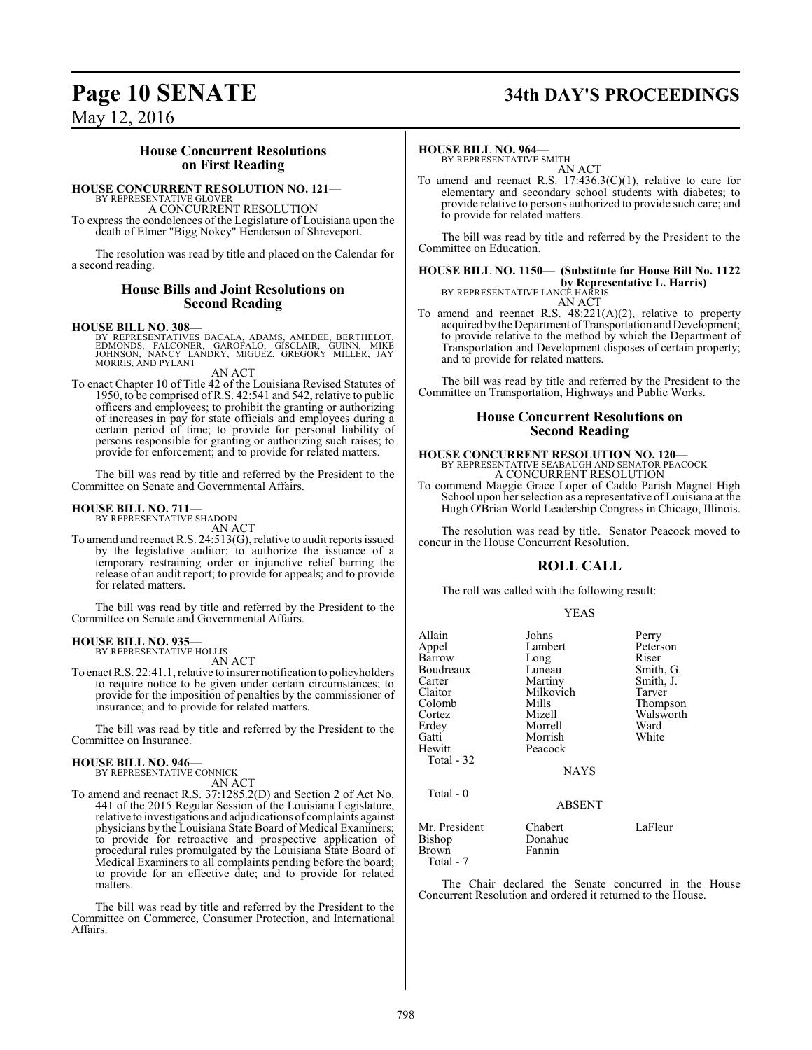### House Concurrent Resolutions on First Reading

**HOUSE CONCURRENT RESOLUTION NO. 121—**
BY REPRESENTATIVE GLOVER
A CONCURRENT RESOLUTION

To express the condolences of the Legislature of Louisiana upon the death of Elmer "Bigg Nokey" Henderson of Shreveport.

The resolution was read by title and placed on the Calendar for a second reading.

### House Bills and Joint Resolutions on Second Reading

**HOUSE BILL NO. 308—**
BY REPRESENTATIVES BACALA, ADAMS, AMEDEE, BERTHELOT, EDMONDS, FALCONER, GAROFALO, GISCLAIR, GUINN, MIKE JOHNSON, NANCY LANDRY, MIGUEZ, GREGORY MILLER, JAY MORRIS, AND PYLANT
AN ACT

To enact Chapter 10 of Title 42 of the Louisiana Revised Statutes of 1950, to be comprised of R.S. 42:541 and 542, relative to public officers and employees; to prohibit the granting or authorizing of increases in pay for state officials and employees during a certain period of time; to provide for personal liability of persons responsible for granting or authorizing such raises; to provide for enforcement; and to provide for related matters.

The bill was read by title and referred by the President to the Committee on Senate and Governmental Affairs.

**HOUSE BILL NO. 711—**
BY REPRESENTATIVE SHADOIN
AN ACT

To amend and reenact R.S. 24:513(G), relative to audit reports issued by the legislative auditor; to authorize the issuance of a temporary restraining order or injunctive relief barring the release of an audit report; to provide for appeals; and to provide for related matters.

The bill was read by title and referred by the President to the Committee on Senate and Governmental Affairs.

**HOUSE BILL NO. 935—**
BY REPRESENTATIVE HOLLIS
AN ACT

To enact R.S. 22:41.1, relative to insurer notification to policyholders to require notice to be given under certain circumstances; to provide for the imposition of penalties by the commissioner of insurance; and to provide for related matters.

The bill was read by title and referred by the President to the Committee on Insurance.

**HOUSE BILL NO. 946—**
BY REPRESENTATIVE CONNICK
AN ACT

To amend and reenact R.S. 37:1285.2(D) and Section 2 of Act No. 441 of the 2015 Regular Session of the Louisiana Legislature, relative to investigations and adjudications of complaints against physicians by the Louisiana State Board of Medical Examiners; to provide for retroactive and prospective application of procedural rules promulgated by the Louisiana State Board of Medical Examiners to all complaints pending before the board; to provide for an effective date; and to provide for related matters.

The bill was read by title and referred by the President to the Committee on Commerce, Consumer Protection, and International Affairs.

**HOUSE BILL NO. 964—**
BY REPRESENTATIVE SMITH
AN ACT

To amend and reenact R.S. 17:436.3(C)(1), relative to care for elementary and secondary school students with diabetes; to provide relative to persons authorized to provide such care; and to provide for related matters.

The bill was read by title and referred by the President to the Committee on Education.

**HOUSE BILL NO. 1150— (Substitute for House Bill No. 1122 by Representative L. Harris)**
BY REPRESENTATIVE LANCE HARRIS
AN ACT

To amend and reenact R.S. 48:221(A)(2), relative to property acquired by the Department of Transportation and Development; to provide relative to the method by which the Department of Transportation and Development disposes of certain property; and to provide for related matters.

The bill was read by title and referred by the President to the Committee on Transportation, Highways and Public Works.

### House Concurrent Resolutions on Second Reading

**HOUSE CONCURRENT RESOLUTION NO. 120—**
BY REPRESENTATIVE SEABAUGH AND SENATOR PEACOCK
A CONCURRENT RESOLUTION

To commend Maggie Grace Loper of Caddo Parish Magnet High School upon her selection as a representative of Louisiana at the Hugh O'Brian World Leadership Congress in Chicago, Illinois.

The resolution was read by title. Senator Peacock moved to concur in the House Concurrent Resolution.

## ROLL CALL

The roll was called with the following result:

YEAS

| | | |
|---|---|---|
| Allain | Johns | Perry |
| Appel | Lambert | Peterson |
| Barrow | Long | Riser |
| Boudreaux | Luneau | Smith, G. |
| Carter | Martiny | Smith, J. |
| Claitor | Milkovich | Tarver |
| Colomb | Mills | Thompson |
| Cortez | Mizell | Walsworth |
| Erdey | Morrell | Ward |
| Gatti | Morrish | White |
| Hewitt | Peacock | |

Total - 32

NAYS

Total - 0

ABSENT

| | | |
|---|---|---|
| Mr. President | Chabert | LaFleur |
| Bishop | Donahue | |
| Brown | Fannin | |

Total - 7

The Chair declared the Senate concurred in the House Concurrent Resolution and ordered it returned to the House.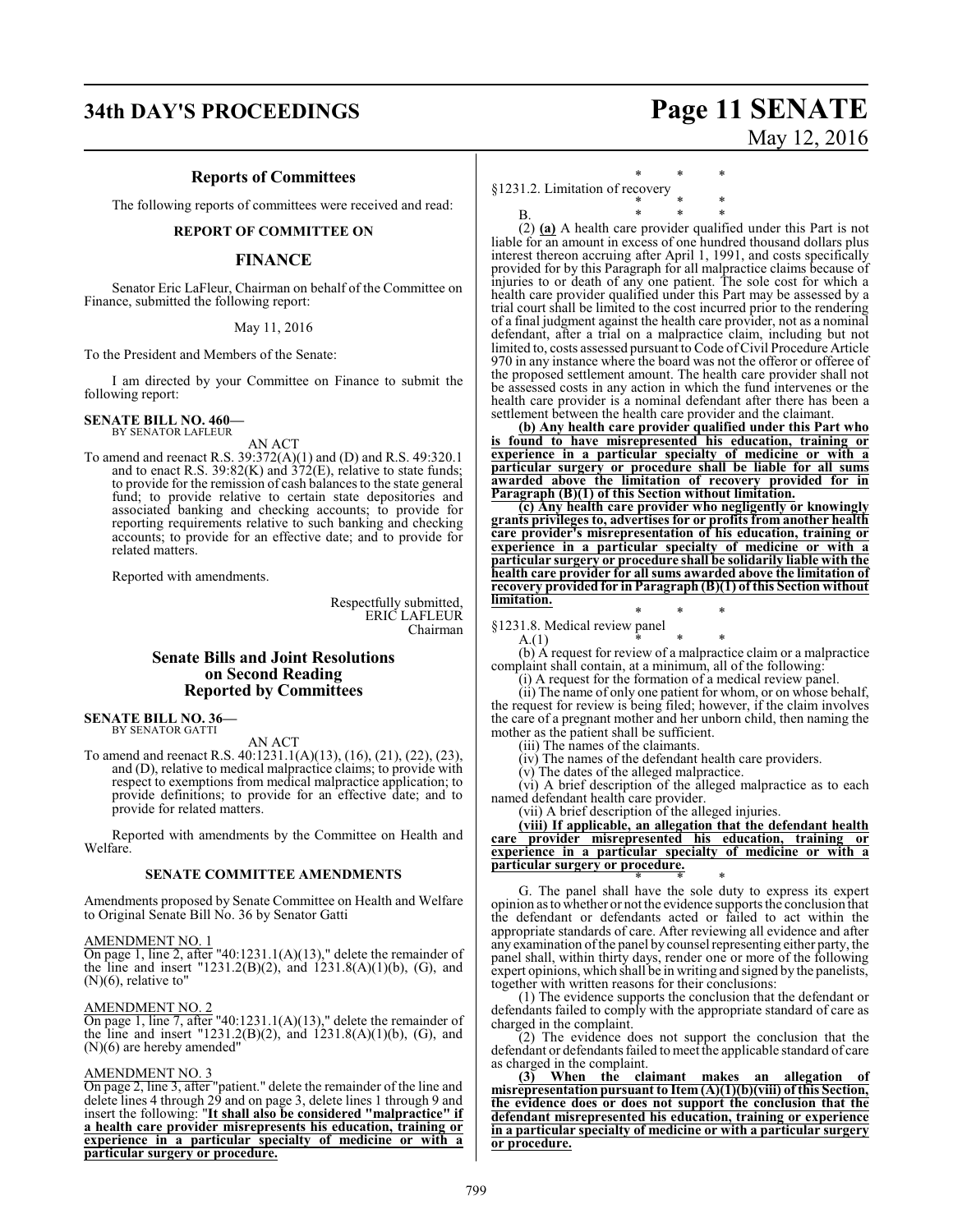## Reports of Committees

The following reports of committees were received and read:

### REPORT OF COMMITTEE ON

## FINANCE

Senator Eric LaFleur, Chairman on behalf of the Committee on Finance, submitted the following report:

May 11, 2016

To the President and Members of the Senate:

I am directed by your Committee on Finance to submit the following report:

**SENATE BILL NO. 460—**
BY SENATOR LAFLEUR

AN ACT

To amend and reenact R.S. 39:372(A)(1) and (D) and R.S. 49:320.1 and to enact R.S. 39:82(K) and 372(E), relative to state funds; to provide for the remission of cash balances to the state general fund; to provide relative to certain state depositories and associated banking and checking accounts; to provide for reporting requirements relative to such banking and checking accounts; to provide for an effective date; and to provide for related matters.

Reported with amendments.

Respectfully submitted,
ERIC LAFLEUR
Chairman

## Senate Bills and Joint Resolutions on Second Reading Reported by Committees

**SENATE BILL NO. 36—**
BY SENATOR GATTI

AN ACT

To amend and reenact R.S. 40:1231.1(A)(13), (16), (21), (22), (23), and (D), relative to medical malpractice claims; to provide with respect to exemptions from medical malpractice application; to provide definitions; to provide for an effective date; and to provide for related matters.

Reported with amendments by the Committee on Health and Welfare.

### SENATE COMMITTEE AMENDMENTS

Amendments proposed by Senate Committee on Health and Welfare to Original Senate Bill No. 36 by Senator Gatti

AMENDMENT NO. 1

On page 1, line 2, after "40:1231.1(A)(13)," delete the remainder of the line and insert "1231.2(B)(2), and 1231.8(A)(1)(b), (G), and (N)(6), relative to"

AMENDMENT NO. 2

On page 1, line 7, after "40:1231.1(A)(13)," delete the remainder of the line and insert "1231.2(B)(2), and 1231.8(A)(1)(b), (G), and (N)(6) are hereby amended"

AMENDMENT NO. 3

On page 2, line 3, after "patient." delete the remainder of the line and delete lines 4 through 29 and on page 3, delete lines 1 through 9 and insert the following: "**It shall also be considered "malpractice" if a health care provider misrepresents his education, training or experience in a particular specialty of medicine or with a particular surgery or procedure.**

\* \* \*

§1231.2. Limitation of recovery

\* \* \*

B. \* \* \*

(2) **(a)** A health care provider qualified under this Part is not liable for an amount in excess of one hundred thousand dollars plus interest thereon accruing after April 1, 1991, and costs specifically provided for by this Paragraph for all malpractice claims because of injuries to or death of any one patient. The sole cost for which a health care provider qualified under this Part may be assessed by a trial court shall be limited to the cost incurred prior to the rendering of a final judgment against the health care provider, not as a nominal defendant, after a trial on a malpractice claim, including but not limited to, costs assessed pursuant to Code of Civil Procedure Article 970 in any instance where the board was not the offeror or offeree of the proposed settlement amount. The health care provider shall not be assessed costs in any action in which the fund intervenes or the health care provider is a nominal defendant after there has been a settlement between the health care provider and the claimant.

**(b) Any health care provider qualified under this Part who is found to have misrepresented his education, training or experience in a particular specialty of medicine or with a particular surgery or procedure shall be liable for all sums awarded above the limitation of recovery provided for in Paragraph (B)(1) of this Section without limitation.**

**(c) Any health care provider who negligently or knowingly grants privileges to, advertises for or profits from another health care provider's misrepresentation of his education, training or experience in a particular specialty of medicine or with a particular surgery or procedure shall be solidarily liable with the health care provider for all sums awarded above the limitation of recovery provided for in Paragraph (B)(1) of this Section without limitation.**

\* \* \*

§1231.8. Medical review panel

A.(1) \* \* \*

(b) A request for review of a malpractice claim or a malpractice complaint shall contain, at a minimum, all of the following:

(i) A request for the formation of a medical review panel.

(ii) The name of only one patient for whom, or on whose behalf, the request for review is being filed; however, if the claim involves the care of a pregnant mother and her unborn child, then naming the mother as the patient shall be sufficient.

(iii) The names of the claimants.

(iv) The names of the defendant health care providers.

(v) The dates of the alleged malpractice.

(vi) A brief description of the alleged malpractice as to each named defendant health care provider.

(vii) A brief description of the alleged injuries.

**(viii) If applicable, an allegation that the defendant health care provider misrepresented his education, training or experience in a particular specialty of medicine or with a particular surgery or procedure.**

\* \* \*

G. The panel shall have the sole duty to express its expert opinion as to whether or not the evidence supports the conclusion that the defendant or defendants acted or failed to act within the appropriate standards of care. After reviewing all evidence and after any examination of the panel by counsel representing either party, the panel shall, within thirty days, render one or more of the following expert opinions, which shall be in writing and signed by the panelists, together with written reasons for their conclusions:

(1) The evidence supports the conclusion that the defendant or defendants failed to comply with the appropriate standard of care as charged in the complaint.

(2) The evidence does not support the conclusion that the defendant or defendants failed to meet the applicable standard of care as charged in the complaint.

**(3) When the claimant makes an allegation of misrepresentation pursuant to Item (A)(1)(b)(viii) of this Section, the evidence does or does not support the conclusion that the defendant misrepresented his education, training or experience in a particular specialty of medicine or with a particular surgery or procedure.**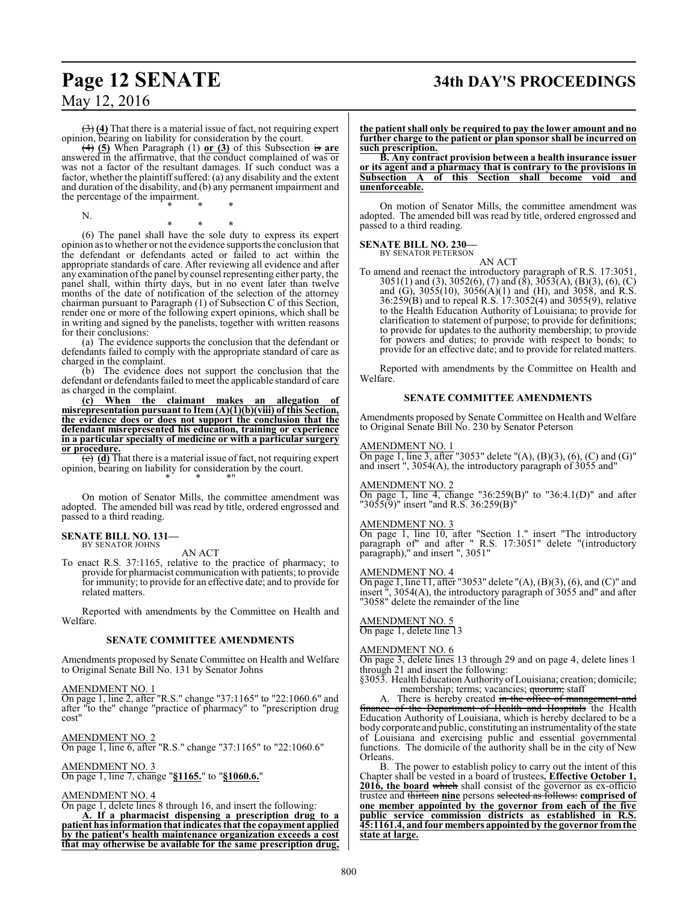~~(3)~~ **(4)** That there is a material issue of fact, not requiring expert opinion, bearing on liability for consideration by the court.

~~(4)~~ **(5)** When Paragraph (1) **or (3)** of this Subsection ~~is~~ **are** answered in the affirmative, that the conduct complained of was or was not a factor of the resultant damages. If such conduct was a factor, whether the plaintiff suffered: (a) any disability and the extent and duration of the disability, and (b) any permanent impairment and the percentage of the impairment.

\* \* \*

N.

\* \* \*

(6) The panel shall have the sole duty to express its expert opinion as to whether or not the evidence supports the conclusion that the defendant or defendants acted or failed to act within the appropriate standards of care. After reviewing all evidence and after any examination of the panel by counsel representing either party, the panel shall, within thirty days, but in no event later than twelve months of the date of notification of the selection of the attorney chairman pursuant to Paragraph (1) of Subsection C of this Section, render one or more of the following expert opinions, which shall be in writing and signed by the panelists, together with written reasons for their conclusions:

(a) The evidence supports the conclusion that the defendant or defendants failed to comply with the appropriate standard of care as charged in the complaint.

(b) The evidence does not support the conclusion that the defendant or defendants failed to meet the applicable standard of care as charged in the complaint.

**(c) When the claimant makes an allegation of misrepresentation pursuant to Item (A)(1)(b)(viii) of this Section, the evidence does or does not support the conclusion that the defendant misrepresented his education, training or experience in a particular specialty of medicine or with a particular surgery or procedure.**

~~(c)~~ **(d)** That there is a material issue of fact, not requiring expert opinion, bearing on liability for consideration by the court.

\* \* \*"

On motion of Senator Mills, the committee amendment was adopted. The amended bill was read by title, ordered engrossed and passed to a third reading.

**SENATE BILL NO. 131—**
BY SENATOR JOHNS

AN ACT

To enact R.S. 37:1165, relative to the practice of pharmacy; to provide for pharmacist communication with patients; to provide for immunity; to provide for an effective date; and to provide for related matters.

Reported with amendments by the Committee on Health and Welfare.

**SENATE COMMITTEE AMENDMENTS**

Amendments proposed by Senate Committee on Health and Welfare to Original Senate Bill No. 131 by Senator Johns

AMENDMENT NO. 1
On page 1, line 2, after "R.S." change "37:1165" to "22:1060.6" and after "to the" change "practice of pharmacy" to "prescription drug cost"

AMENDMENT NO. 2
On page 1, line 6, after "R.S." change "37:1165" to "22:1060.6"

AMENDMENT NO. 3
On page 1, line 7, change "**§1165.**" to "**§1060.6.**"

AMENDMENT NO. 4
On page 1, delete lines 8 through 16, and insert the following:

**A. If a pharmacist dispensing a prescription drug to a patient has information that indicates that the copayment applied by the patient's health maintenance organization exceeds a cost that may otherwise be available for the same prescription drug, the patient shall only be required to pay the lower amount and no further charge to the patient or plan sponsor shall be incurred on such prescription.**

**B. Any contract provision between a health insurance issuer or its agent and a pharmacy that is contrary to the provisions in Subsection A of this Section shall become void and unenforceable.**

On motion of Senator Mills, the committee amendment was adopted. The amended bill was read by title, ordered engrossed and passed to a third reading.

**SENATE BILL NO. 230—**
BY SENATOR PETERSON

AN ACT

To amend and reenact the introductory paragraph of R.S. 17:3051, 3051(1) and (3), 3052(6), (7) and (8), 3053(A), (B)(3), (6), (C) and (G), 3055(10), 3056(A)(1) and (H), and 3058, and R.S. 36:259(B) and to repeal R.S. 17:3052(4) and 3055(9), relative to the Health Education Authority of Louisiana; to provide for clarification to statement of purpose; to provide for definitions; to provide for updates to the authority membership; to provide for powers and duties; to provide with respect to bonds; to provide for an effective date; and to provide for related matters.

Reported with amendments by the Committee on Health and Welfare.

**SENATE COMMITTEE AMENDMENTS**

Amendments proposed by Senate Committee on Health and Welfare to Original Senate Bill No. 230 by Senator Peterson

AMENDMENT NO. 1
On page 1, line 3, after "3053" delete "(A), (B)(3), (6), (C) and (G)" and insert ", 3054(A), the introductory paragraph of 3055 and"

AMENDMENT NO. 2
On page 1, line 4, change "36:259(B)" to "36:4.1(D)" and after "3055(9)" insert "and R.S. 36:259(B)"

AMENDMENT NO. 3
On page 1, line 10, after "Section 1." insert "The introductory paragraph of" and after " R.S. 17:3051" delete "(introductory paragraph)," and insert ", 3051"

AMENDMENT NO. 4
On page 1, line 11, after "3053" delete "(A), (B)(3), (6), and (C)" and insert ", 3054(A), the introductory paragraph of 3055 and" and after "3058" delete the remainder of the line

AMENDMENT NO. 5
On page 1, delete line 13

AMENDMENT NO. 6
On page 3, delete lines 13 through 29 and on page 4, delete lines 1 through 21 and insert the following:

"§3053. Health Education Authority of Louisiana; creation; domicile; membership; terms; vacancies; ~~quorum~~; staff

A. There is hereby created ~~in the office of management and finance of the Department of Health and Hospitals~~ the Health Education Authority of Louisiana, which is hereby declared to be a body corporate and public, constituting an instrumentality of the state of Louisiana and exercising public and essential governmental functions. The domicile of the authority shall be in the city of New Orleans.

B. The power to establish policy to carry out the intent of this Chapter shall be vested in a board of trustees**. Effective October 1, 2016, the board** ~~which~~ shall consist of the governor as ex-officio trustee and ~~thirteen~~ **nine** persons ~~selected as follows:~~ **comprised of one member appointed by the governor from each of the five public service commission districts as established in R.S. 45:1161.4, and four members appointed by the governor from the state at large.**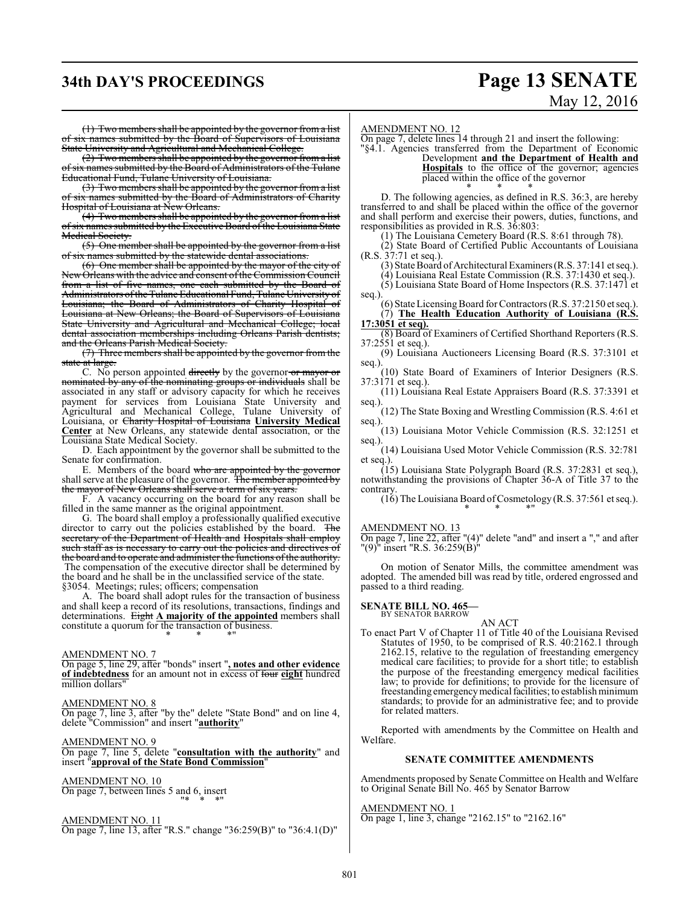(1) ~~Two members shall be appointed by the governor from a list of six names submitted by the Board of Supervisors of Louisiana State University and Agricultural and Mechanical College.~~

(2) ~~Two members shall be appointed by the governor from a list of six names submitted by the Board of Administrators of the Tulane Educational Fund, Tulane University of Louisiana.~~

(3) ~~Two members shall be appointed by the governor from a list of six names submitted by the Board of Administrators of Charity Hospital of Louisiana at New Orleans.~~

(4) ~~Two members shall be appointed by the governor from a list of six names submitted by the Executive Board of the Louisiana State Medical Society.~~

(5) ~~One member shall be appointed by the governor from a list of six names submitted by the statewide dental associations.~~

(6) ~~One member shall be appointed by the mayor of the city of New Orleans with the advice and consent of the Commission Council from a list of five names, one each submitted by the Board of Administrators of the Tulane Educational Fund, Tulane University of Louisiana; the Board of Administrators of Charity Hospital of Louisiana at New Orleans; the Board of Supervisors of Louisiana State University and Agricultural and Mechanical College; local dental association memberships including Orleans Parish dentists; and the Orleans Parish Medical Society.~~

(7) ~~Three members shall be appointed by the governor from the state at large.~~

C. No person appointed ~~directly~~ by the governor ~~or mayor or nominated by any of the nominating groups or individuals~~ shall be associated in any staff or advisory capacity for which he receives payment for services from Louisiana State University and Agricultural and Mechanical College, Tulane University of Louisiana, or ~~Charity Hospital of Louisiana~~ **University Medical Center** at New Orleans, any statewide dental association, or the Louisiana State Medical Society.

D. Each appointment by the governor shall be submitted to the Senate for confirmation.

E. Members of the board ~~who are appointed by the governor~~ shall serve at the pleasure of the governor. ~~The member appointed by the mayor of New Orleans shall serve a term of six years.~~

F. A vacancy occurring on the board for any reason shall be filled in the same manner as the original appointment.

G. The board shall employ a professionally qualified executive director to carry out the policies established by the board. ~~The secretary of the Department of Health and Hospitals shall employ such staff as is necessary to carry out the policies and directives of the board and to operate and administer the functions of the authority.~~ The compensation of the executive director shall be determined by the board and he shall be in the unclassified service of the state.

§3054. Meetings; rules; officers; compensation

A. The board shall adopt rules for the transaction of business and shall keep a record of its resolutions, transactions, findings and determinations. ~~Eight~~ **A majority of the appointed** members shall constitute a quorum for the transaction of business.

\* \* \*"

AMENDMENT NO. 7

On page 5, line 29, after "bonds" insert "**, notes and other evidence of indebtedness** for an amount not in excess of ~~four~~ **eight** hundred million dollars"

AMENDMENT NO. 8

On page 7, line 3, after "by the" delete "State Bond" and on line 4, delete "Commission" and insert "**authority**"

AMENDMENT NO. 9

On page 7, line 5, delete "**consultation with the authority**" and insert "**approval of the State Bond Commission**"

AMENDMENT NO. 10

On page 7, between lines 5 and 6, insert

"\* \* \*"

AMENDMENT NO. 11

On page 7, line 13, after "R.S." change "36:259(B)" to "36:4.1(D)"

AMENDMENT NO. 12

On page 7, delete lines 14 through 21 and insert the following:

"§4.1. Agencies transferred from the Department of Economic Development **and the Department of Health and Hospitals** to the office of the governor; agencies placed within the office of the governor

\* \* \*

D. The following agencies, as defined in R.S. 36:3, are hereby transferred to and shall be placed within the office of the governor and shall perform and exercise their powers, duties, functions, and responsibilities as provided in R.S. 36:803:

(1) The Louisiana Cemetery Board (R.S. 8:61 through 78).

(2) State Board of Certified Public Accountants of Louisiana (R.S. 37:71 et seq.).

(3) State Board of Architectural Examiners (R.S. 37:141 et seq.).

(4) Louisiana Real Estate Commission (R.S. 37:1430 et seq.).

(5) Louisiana State Board of Home Inspectors (R.S. 37:1471 et seq.).

(6) State Licensing Board for Contractors (R.S. 37:2150 et seq.).

(7) **The Health Education Authority of Louisiana (R.S. 17:3051 et seq).**

(8) Board of Examiners of Certified Shorthand Reporters (R.S. 37:2551 et seq.).

(9) Louisiana Auctioneers Licensing Board (R.S. 37:3101 et seq.).

(10) State Board of Examiners of Interior Designers (R.S. 37:3171 et seq.).

(11) Louisiana Real Estate Appraisers Board (R.S. 37:3391 et seq.).

(12) The State Boxing and Wrestling Commission (R.S. 4:61 et seq.).

(13) Louisiana Motor Vehicle Commission (R.S. 32:1251 et seq.).

(14) Louisiana Used Motor Vehicle Commission (R.S. 32:781 et seq.).

(15) Louisiana State Polygraph Board (R.S. 37:2831 et seq.), notwithstanding the provisions of Chapter 36-A of Title 37 to the contrary.

(16) The Louisiana Board of Cosmetology (R.S. 37:561 et seq.).

\* \* \*"

AMENDMENT NO. 13

On page 7, line 22, after "(4)" delete "and" and insert a "," and after "(9)" insert "R.S. 36:259(B)"

On motion of Senator Mills, the committee amendment was adopted. The amended bill was read by title, ordered engrossed and passed to a third reading.

**SENATE BILL NO. 465—**
BY SENATOR BARROW

AN ACT

To enact Part V of Chapter 11 of Title 40 of the Louisiana Revised Statutes of 1950, to be comprised of R.S. 40:2162.1 through 2162.15, relative to the regulation of freestanding emergency medical care facilities; to provide for a short title; to establish the purpose of the freestanding emergency medical facilities law; to provide for definitions; to provide for the licensure of freestanding emergency medical facilities; to establish minimum standards; to provide for an administrative fee; and to provide for related matters.

Reported with amendments by the Committee on Health and Welfare.

**SENATE COMMITTEE AMENDMENTS**

Amendments proposed by Senate Committee on Health and Welfare to Original Senate Bill No. 465 by Senator Barrow

AMENDMENT NO. 1

On page 1, line 3, change "2162.15" to "2162.16"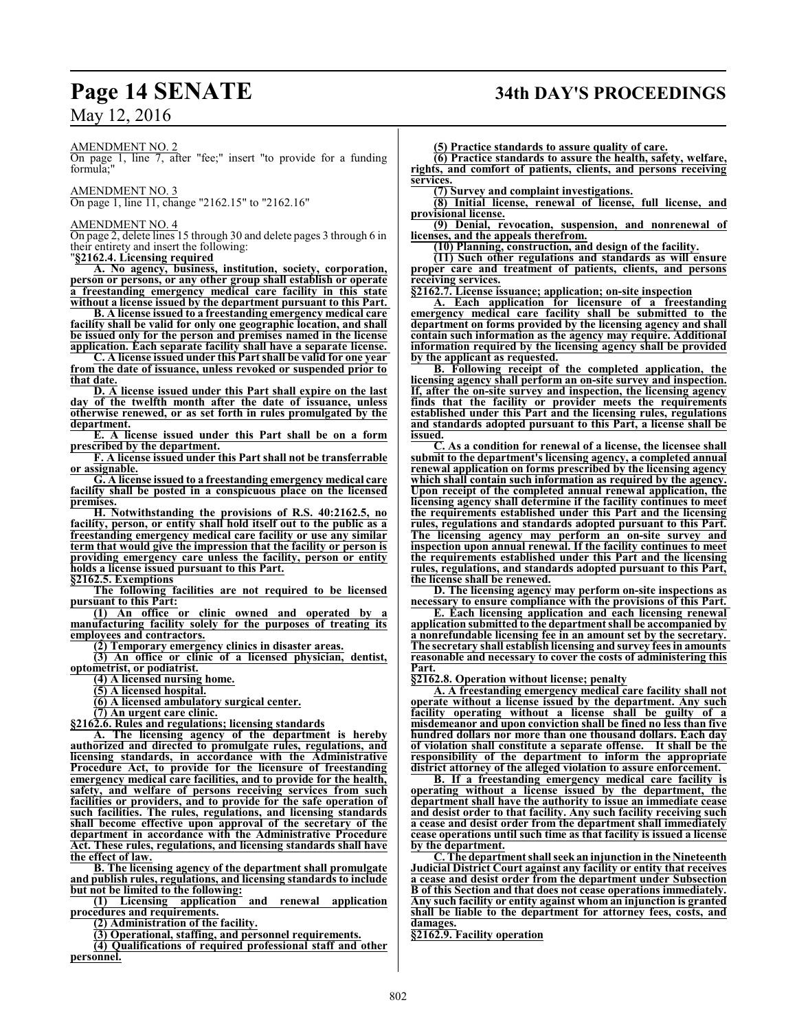AMENDMENT NO. 2

On page 1, line 7, after "fee;" insert "to provide for a funding formula;"

AMENDMENT NO. 3

On page 1, line 11, change "2162.15" to "2162.16"

AMENDMENT NO. 4

On page 2, delete lines 15 through 30 and delete pages 3 through 6 in their entirety and insert the following:

"**§2162.4. Licensing required**

**A. No agency, business, institution, society, corporation, person or persons, or any other group shall establish or operate a freestanding emergency medical care facility in this state without a license issued by the department pursuant to this Part.**

**B. A license issued to a freestanding emergency medical care facility shall be valid for only one geographic location, and shall be issued only for the person and premises named in the license application. Each separate facility shall have a separate license.**

**C. A license issued under this Part shall be valid for one year from the date of issuance, unless revoked or suspended prior to that date.**

**D. A license issued under this Part shall expire on the last day of the twelfth month after the date of issuance, unless otherwise renewed, or as set forth in rules promulgated by the department.**

**E. A license issued under this Part shall be on a form prescribed by the department.**

**F. A license issued under this Part shall not be transferrable or assignable.**

**G. A license issued to a freestanding emergency medical care facility shall be posted in a conspicuous place on the licensed premises.**

**H. Notwithstanding the provisions of R.S. 40:2162.5, no facility, person, or entity shall hold itself out to the public as a freestanding emergency medical care facility or use any similar term that would give the impression that the facility or person is providing emergency care unless the facility, person or entity holds a license issued pursuant to this Part.**

**§2162.5. Exemptions**

**The following facilities are not required to be licensed pursuant to this Part:**

**(1) An office or clinic owned and operated by a manufacturing facility solely for the purposes of treating its employees and contractors.**

**(2) Temporary emergency clinics in disaster areas.**

**(3) An office or clinic of a licensed physician, dentist, optometrist, or podiatrist.**

**(4) A licensed nursing home.**

**(5) A licensed hospital.**

**(6) A licensed ambulatory surgical center.**

**(7) An urgent care clinic.**

**§2162.6. Rules and regulations; licensing standards**

**A. The licensing agency of the department is hereby authorized and directed to promulgate rules, regulations, and licensing standards, in accordance with the Administrative Procedure Act, to provide for the licensure of freestanding emergency medical care facilities, and to provide for the health, safety, and welfare of persons receiving services from such facilities or providers, and to provide for the safe operation of such facilities. The rules, regulations, and licensing standards shall become effective upon approval of the secretary of the department in accordance with the Administrative Procedure Act. These rules, regulations, and licensing standards shall have the effect of law.**

**B. The licensing agency of the department shall promulgate and publish rules, regulations, and licensing standards to include but not be limited to the following:**

**(1) Licensing application and renewal application procedures and requirements.**

**(2) Administration of the facility.**

**(3) Operational, staffing, and personnel requirements.**

**(4) Qualifications of required professional staff and other personnel.**

**(5) Practice standards to assure quality of care.**

**(6) Practice standards to assure the health, safety, welfare, rights, and comfort of patients, clients, and persons receiving services.**

**(7) Survey and complaint investigations.**

**(8) Initial license, renewal of license, full license, and provisional license.**

**(9) Denial, revocation, suspension, and nonrenewal of licenses, and the appeals therefrom.**

**(10) Planning, construction, and design of the facility.**

**(11) Such other regulations and standards as will ensure proper care and treatment of patients, clients, and persons receiving services.**

**§2162.7. License issuance; application; on-site inspection**

**A. Each application for licensure of a freestanding emergency medical care facility shall be submitted to the department on forms provided by the licensing agency and shall contain such information as the agency may require. Additional information required by the licensing agency shall be provided by the applicant as requested.**

**B. Following receipt of the completed application, the licensing agency shall perform an on-site survey and inspection. If, after the on-site survey and inspection, the licensing agency finds that the facility or provider meets the requirements established under this Part and the licensing rules, regulations and standards adopted pursuant to this Part, a license shall be issued.**

**C. As a condition for renewal of a license, the licensee shall submit to the department's licensing agency, a completed annual renewal application on forms prescribed by the licensing agency which shall contain such information as required by the agency. Upon receipt of the completed annual renewal application, the licensing agency shall determine if the facility continues to meet the requirements established under this Part and the licensing rules, regulations and standards adopted pursuant to this Part. The licensing agency may perform an on-site survey and inspection upon annual renewal. If the facility continues to meet the requirements established under this Part and the licensing rules, regulations, and standards adopted pursuant to this Part, the license shall be renewed.**

**D. The licensing agency may perform on-site inspections as necessary to ensure compliance with the provisions of this Part.**

**E. Each licensing application and each licensing renewal application submitted to the department shall be accompanied by a nonrefundable licensing fee in an amount set by the secretary. The secretary shall establish licensing and survey fees in amounts reasonable and necessary to cover the costs of administering this Part.**

**§2162.8. Operation without license; penalty**

**A. A freestanding emergency medical care facility shall not operate without a license issued by the department. Any such facility operating without a license shall be guilty of a misdemeanor and upon conviction shall be fined no less than five hundred dollars nor more than one thousand dollars. Each day of violation shall constitute a separate offense. It shall be the responsibility of the department to inform the appropriate district attorney of the alleged violation to assure enforcement.**

**B. If a freestanding emergency medical care facility is operating without a license issued by the department, the department shall have the authority to issue an immediate cease and desist order to that facility. Any such facility receiving such a cease and desist order from the department shall immediately cease operations until such time as that facility is issued a license by the department.**

**C. The department shall seek an injunction in the Nineteenth Judicial District Court against any facility or entity that receives a cease and desist order from the department under Subsection B of this Section and that does not cease operations immediately. Any such facility or entity against whom an injunction is granted shall be liable to the department for attorney fees, costs, and damages.**

**§2162.9. Facility operation**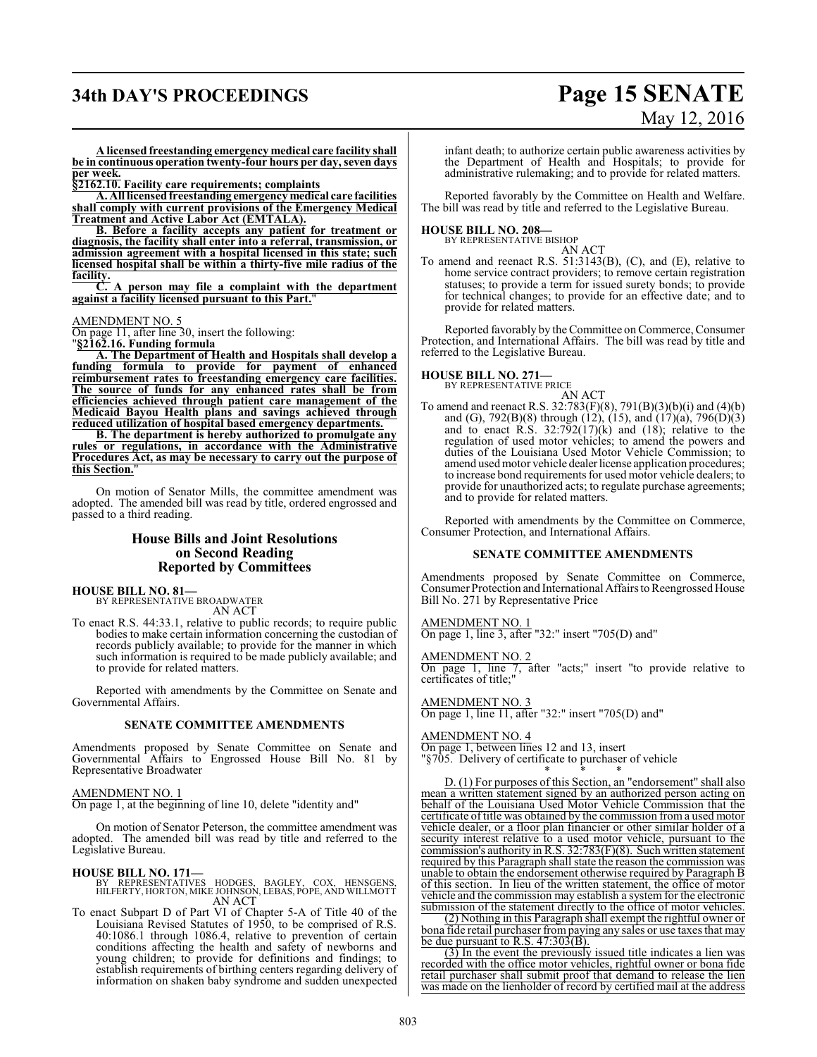**A licensed freestanding emergency medical care facility shall be in continuous operation twenty-four hours per day, seven days per week.**

**§2162.10. Facility care requirements; complaints**

**A. All licensed freestanding emergency medical care facilities shall comply with current provisions of the Emergency Medical Treatment and Active Labor Act (EMTALA).**

**B. Before a facility accepts any patient for treatment or diagnosis, the facility shall enter into a referral, transmission, or admission agreement with a hospital licensed in this state; such licensed hospital shall be within a thirty-five mile radius of the facility.**

**C. A person may file a complaint with the department against a facility licensed pursuant to this Part.**"

AMENDMENT NO. 5

On page 11, after line 30, insert the following:

"**§2162.16. Funding formula**

**A. The Department of Health and Hospitals shall develop a funding formula to provide for payment of enhanced reimbursement rates to freestanding emergency care facilities. The source of funds for any enhanced rates shall be from efficiencies achieved through patient care management of the Medicaid Bayou Health plans and savings achieved through reduced utilization of hospital based emergency departments.**

**B. The department is hereby authorized to promulgate any rules or regulations, in accordance with the Administrative Procedures Act, as may be necessary to carry out the purpose of this Section.**"

On motion of Senator Mills, the committee amendment was adopted. The amended bill was read by title, ordered engrossed and passed to a third reading.

## House Bills and Joint Resolutions on Second Reading Reported by Committees

**HOUSE BILL NO. 81—**
BY REPRESENTATIVE BROADWATER
AN ACT

To enact R.S. 44:33.1, relative to public records; to require public bodies to make certain information concerning the custodian of records publicly available; to provide for the manner in which such information is required to be made publicly available; and to provide for related matters.

Reported with amendments by the Committee on Senate and Governmental Affairs.

### SENATE COMMITTEE AMENDMENTS

Amendments proposed by Senate Committee on Senate and Governmental Affairs to Engrossed House Bill No. 81 by Representative Broadwater

AMENDMENT NO. 1

On page 1, at the beginning of line 10, delete "identity and"

On motion of Senator Peterson, the committee amendment was adopted. The amended bill was read by title and referred to the Legislative Bureau.

**HOUSE BILL NO. 171—**
BY REPRESENTATIVES HODGES, BAGLEY, COX, HENSGENS, HILFERTY, HORTON, MIKE JOHNSON, LEBAS, POPE, AND WILLMOTT
AN ACT

To enact Subpart D of Part VI of Chapter 5-A of Title 40 of the Louisiana Revised Statutes of 1950, to be comprised of R.S. 40:1086.1 through 1086.4, relative to prevention of certain conditions affecting the health and safety of newborns and young children; to provide for definitions and findings; to establish requirements of birthing centers regarding delivery of information on shaken baby syndrome and sudden unexpected infant death; to authorize certain public awareness activities by the Department of Health and Hospitals; to provide for administrative rulemaking; and to provide for related matters.

Reported favorably by the Committee on Health and Welfare. The bill was read by title and referred to the Legislative Bureau.

**HOUSE BILL NO. 208—**
BY REPRESENTATIVE BISHOP
AN ACT

To amend and reenact R.S. 51:3143(B), (C), and (E), relative to home service contract providers; to remove certain registration statuses; to provide a term for issued surety bonds; to provide for technical changes; to provide for an effective date; and to provide for related matters.

Reported favorably by the Committee on Commerce, Consumer Protection, and International Affairs. The bill was read by title and referred to the Legislative Bureau.

**HOUSE BILL NO. 271—**
BY REPRESENTATIVE PRICE
AN ACT

To amend and reenact R.S. 32:783(F)(8), 791(B)(3)(b)(i) and (4)(b) and (G), 792(B)(8) through (12), (15), and (17)(a), 796(D)(3) and to enact R.S. 32:792(17)(k) and (18); relative to the regulation of used motor vehicles; to amend the powers and duties of the Louisiana Used Motor Vehicle Commission; to amend used motor vehicle dealer license application procedures; to increase bond requirements for used motor vehicle dealers; to provide for unauthorized acts; to regulate purchase agreements; and to provide for related matters.

Reported with amendments by the Committee on Commerce, Consumer Protection, and International Affairs.

### SENATE COMMITTEE AMENDMENTS

Amendments proposed by Senate Committee on Commerce, Consumer Protection and International Affairs to Reengrossed House Bill No. 271 by Representative Price

AMENDMENT NO. 1

On page 1, line 3, after "32:" insert "705(D) and"

AMENDMENT NO. 2

On page 1, line 7, after "acts;" insert "to provide relative to certificates of title;"

AMENDMENT NO. 3

On page 1, line 11, after "32:" insert "705(D) and"

AMENDMENT NO. 4

On page 1, between lines 12 and 13, insert

"§705. Delivery of certificate to purchaser of vehicle

\* \* \*

D. (1) For purposes of this Section, an "endorsement" shall also mean a written statement signed by an authorized person acting on behalf of the Louisiana Used Motor Vehicle Commission that the certificate of title was obtained by the commission from a used motor vehicle dealer, or a floor plan financier or other similar holder of a security interest relative to a used motor vehicle, pursuant to the commission's authority in R.S. 32:783(F)(8). Such written statement required by this Paragraph shall state the reason the commission was unable to obtain the endorsement otherwise required by Paragraph B of this section. In lieu of the written statement, the office of motor vehicle and the commission may establish a system for the electronic submission of the statement directly to the office of motor vehicles.

(2) Nothing in this Paragraph shall exempt the rightful owner or bona fide retail purchaser from paying any sales or use taxes that may be due pursuant to R.S. 47:303(B).

(3) In the event the previously issued title indicates a lien was recorded with the office motor vehicles, rightful owner or bona fide retail purchaser shall submit proof that demand to release the lien was made on the lienholder of record by certified mail at the address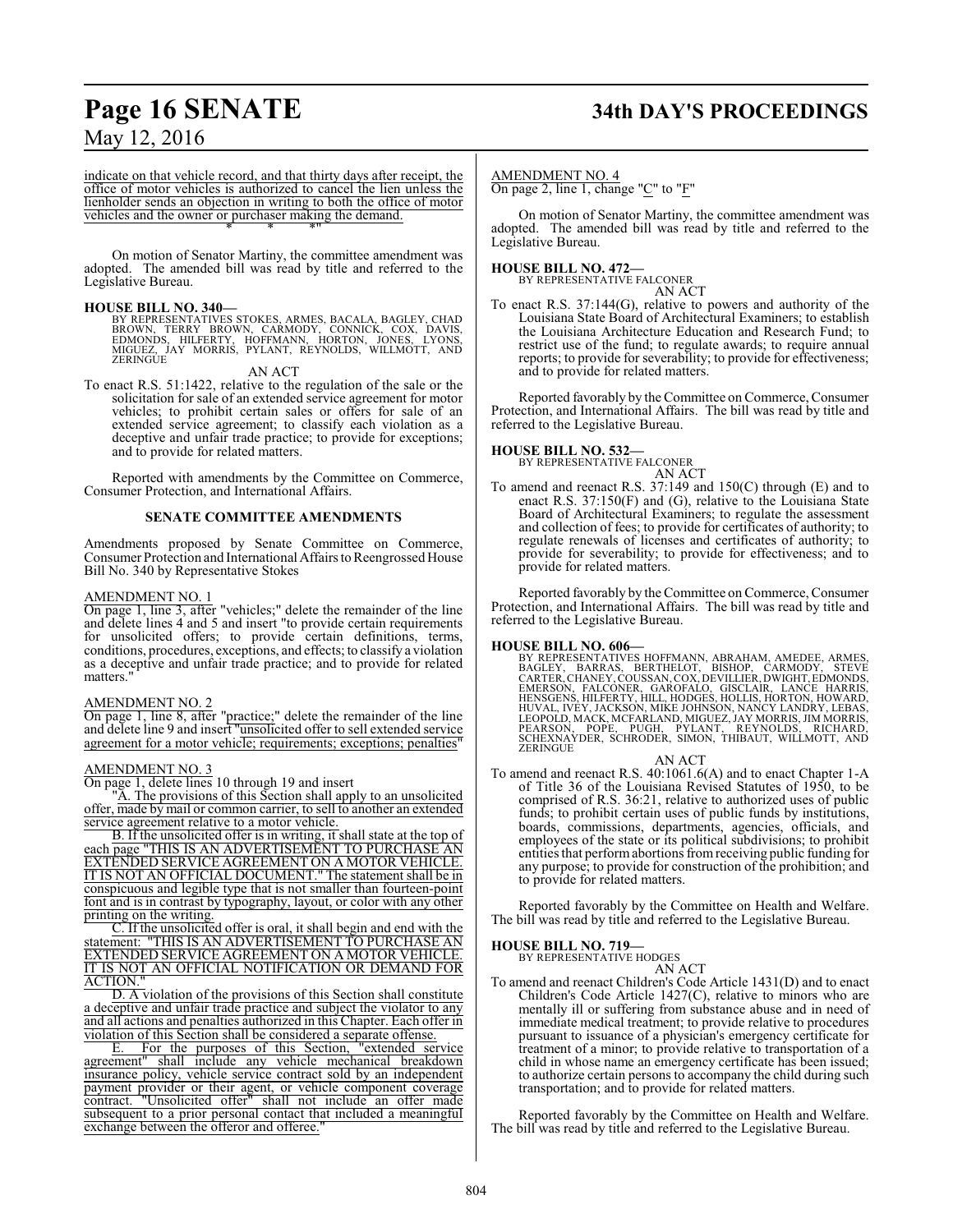indicate on that vehicle record, and that thirty days after receipt, the office of motor vehicles is authorized to cancel the lien unless the lienholder sends an objection in writing to both the office of motor vehicles and the owner or purchaser making the demand.

\* \* \*"

On motion of Senator Martiny, the committee amendment was adopted. The amended bill was read by title and referred to the Legislative Bureau.

**HOUSE BILL NO. 340—**
BY REPRESENTATIVES STOKES, ARMES, BACALA, BAGLEY, CHAD BROWN, TERRY BROWN, CARMODY, CONNICK, COX, DAVIS, EDMONDS, HILFERTY, HOFFMANN, HORTON, JONES, LYONS, MIGUEZ, JAY MORRIS, PYLANT, REYNOLDS, WILLMOTT, AND ZERINGUE

AN ACT

To enact R.S. 51:1422, relative to the regulation of the sale or the solicitation for sale of an extended service agreement for motor vehicles; to prohibit certain sales or offers for sale of an extended service agreement; to classify each violation as a deceptive and unfair trade practice; to provide for exceptions; and to provide for related matters.

Reported with amendments by the Committee on Commerce, Consumer Protection, and International Affairs.

**SENATE COMMITTEE AMENDMENTS**

Amendments proposed by Senate Committee on Commerce, Consumer Protection and International Affairs to Reengrossed House Bill No. 340 by Representative Stokes

AMENDMENT NO. 1
On page 1, line 3, after "vehicles;" delete the remainder of the line and delete lines 4 and 5 and insert "to provide certain requirements for unsolicited offers; to provide certain definitions, terms, conditions, procedures, exceptions, and effects; to classify a violation as a deceptive and unfair trade practice; and to provide for related matters."

AMENDMENT NO. 2
On page 1, line 8, after "practice;" delete the remainder of the line and delete line 9 and insert "unsolicited offer to sell extended service agreement for a motor vehicle; requirements; exceptions; penalties"

AMENDMENT NO. 3
On page 1, delete lines 10 through 19 and insert

"A. The provisions of this Section shall apply to an unsolicited offer, made by mail or common carrier, to sell to another an extended service agreement relative to a motor vehicle.

B. If the unsolicited offer is in writing, it shall state at the top of each page "THIS IS AN ADVERTISEMENT TO PURCHASE AN EXTENDED SERVICE AGREEMENT ON A MOTOR VEHICLE. IT IS NOT AN OFFICIAL DOCUMENT." The statement shall be in conspicuous and legible type that is not smaller than fourteen-point font and is in contrast by typography, layout, or color with any other printing on the writing.

C. If the unsolicited offer is oral, it shall begin and end with the statement: "THIS IS AN ADVERTISEMENT TO PURCHASE AN EXTENDED SERVICE AGREEMENT ON A MOTOR VEHICLE. IT IS NOT AN OFFICIAL NOTIFICATION OR DEMAND FOR ACTION."

D. A violation of the provisions of this Section shall constitute a deceptive and unfair trade practice and subject the violator to any and all actions and penalties authorized in this Chapter. Each offer in violation of this Section shall be considered a separate offense.

E. For the purposes of this Section, "extended service agreement" shall include any vehicle mechanical breakdown insurance policy, vehicle service contract sold by an independent payment provider or their agent, or vehicle component coverage contract. "Unsolicited offer" shall not include an offer made subsequent to a prior personal contact that included a meaningful exchange between the offeror and offeree."

AMENDMENT NO. 4
On page 2, line 1, change "C" to "F"

On motion of Senator Martiny, the committee amendment was adopted. The amended bill was read by title and referred to the Legislative Bureau.

**HOUSE BILL NO. 472—**
BY REPRESENTATIVE FALCONER

AN ACT

To enact R.S. 37:144(G), relative to powers and authority of the Louisiana State Board of Architectural Examiners; to establish the Louisiana Architecture Education and Research Fund; to restrict use of the fund; to regulate awards; to require annual reports; to provide for severability; to provide for effectiveness; and to provide for related matters.

Reported favorably by the Committee on Commerce, Consumer Protection, and International Affairs. The bill was read by title and referred to the Legislative Bureau.

**HOUSE BILL NO. 532—**
BY REPRESENTATIVE FALCONER

AN ACT

To amend and reenact R.S. 37:149 and 150(C) through (E) and to enact R.S. 37:150(F) and (G), relative to the Louisiana State Board of Architectural Examiners; to regulate the assessment and collection of fees; to provide for certificates of authority; to regulate renewals of licenses and certificates of authority; to provide for severability; to provide for effectiveness; and to provide for related matters.

Reported favorably by the Committee on Commerce, Consumer Protection, and International Affairs. The bill was read by title and referred to the Legislative Bureau.

**HOUSE BILL NO. 606—**
BY REPRESENTATIVES HOFFMANN, ABRAHAM, AMEDEE, ARMES, BAGLEY, BARRAS, BERTHELOT, BISHOP, CARMODY, STEVE CARTER, CHANEY, COUSSAN, COX, DEVILLIER, DWIGHT, EDMONDS, EMERSON, FALCONER, GAROFALO, GISCLAIR, LANCE HARRIS, HENSGENS, HILFERTY, HILL, HODGES, HOLLIS, HORTON, HOWARD, HUVAL, IVEY, JACKSON, MIKE JOHNSON, NANCY LANDRY, LEBAS, LEOPOLD, MACK, MCFARLAND, MIGUEZ, JAY MORRIS, JIM MORRIS, PEARSON, POPE, PUGH, PYLANT, REYNOLDS, RICHARD, SCHEXNAYDER, SCHRODER, SIMON, THIBAUT, WILLMOTT, AND ZERINGUE

AN ACT

To amend and reenact R.S. 40:1061.6(A) and to enact Chapter 1-A of Title 36 of the Louisiana Revised Statutes of 1950, to be comprised of R.S. 36:21, relative to authorized uses of public funds; to prohibit certain uses of public funds by institutions, boards, commissions, departments, agencies, officials, and employees of the state or its political subdivisions; to prohibit entities that perform abortions from receiving public funding for any purpose; to provide for construction of the prohibition; and to provide for related matters.

Reported favorably by the Committee on Health and Welfare. The bill was read by title and referred to the Legislative Bureau.

**HOUSE BILL NO. 719—**
BY REPRESENTATIVE HODGES

AN ACT

To amend and reenact Children's Code Article 1431(D) and to enact Children's Code Article 1427(C), relative to minors who are mentally ill or suffering from substance abuse and in need of immediate medical treatment; to provide relative to procedures pursuant to issuance of a physician's emergency certificate for treatment of a minor; to provide relative to transportation of a child in whose name an emergency certificate has been issued; to authorize certain persons to accompany the child during such transportation; and to provide for related matters.

Reported favorably by the Committee on Health and Welfare. The bill was read by title and referred to the Legislative Bureau.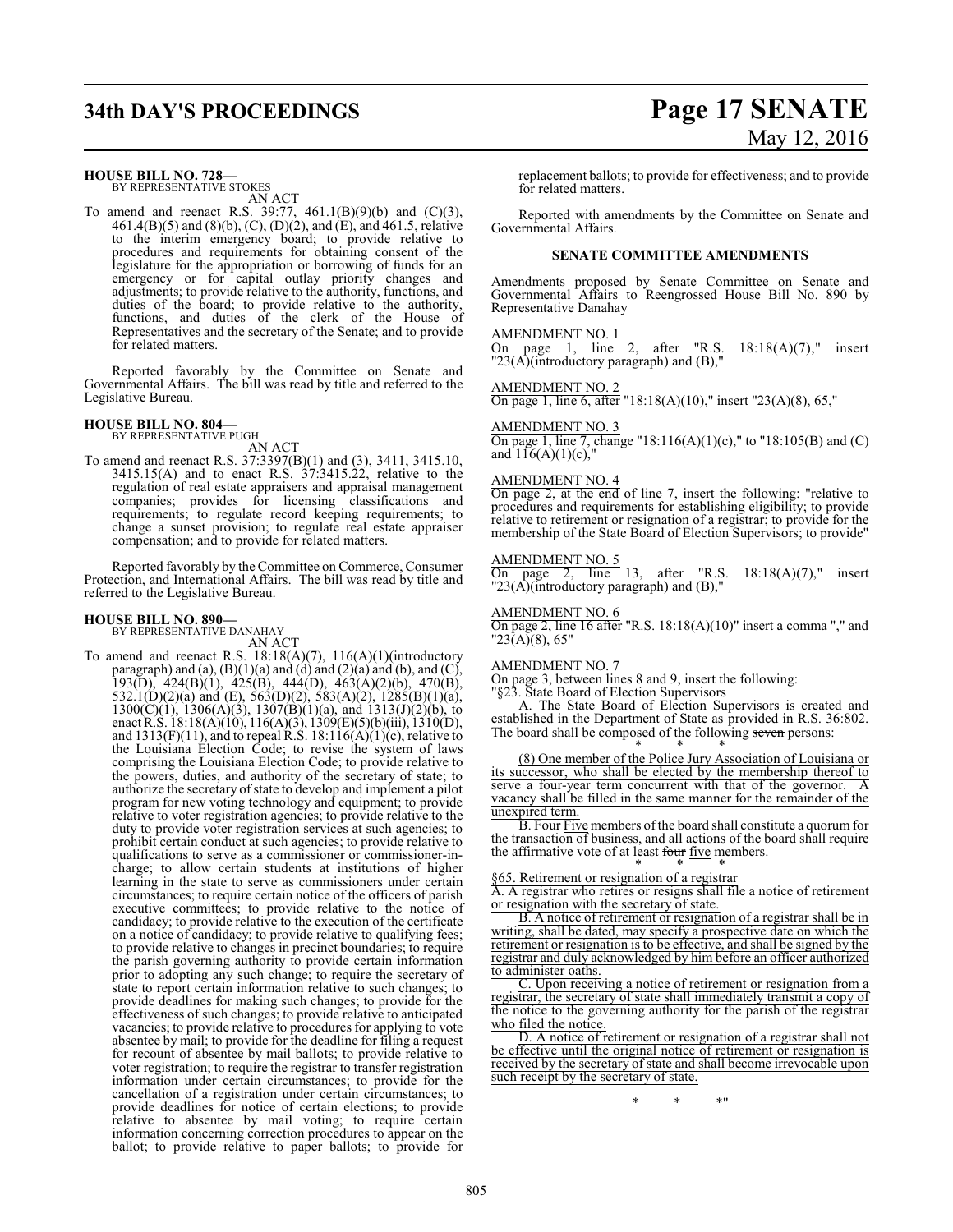**HOUSE BILL NO. 728—**
BY REPRESENTATIVE STOKES
AN ACT

To amend and reenact R.S. 39:77, 461.1(B)(9)(b) and (C)(3), 461.4(B)(5) and (8)(b), (C), (D)(2), and (E), and 461.5, relative to the interim emergency board; to provide relative to procedures and requirements for obtaining consent of the legislature for the appropriation or borrowing of funds for an emergency or for capital outlay priority changes and adjustments; to provide relative to the authority, functions, and duties of the board; to provide relative to the authority, functions, and duties of the clerk of the House of Representatives and the secretary of the Senate; and to provide for related matters.

Reported favorably by the Committee on Senate and Governmental Affairs. The bill was read by title and referred to the Legislative Bureau.

**HOUSE BILL NO. 804—**
BY REPRESENTATIVE PUGH
AN ACT

To amend and reenact R.S. 37:3397(B)(1) and (3), 3411, 3415.10, 3415.15(A) and to enact R.S. 37:3415.22, relative to the regulation of real estate appraisers and appraisal management companies; provides for licensing classifications and requirements; to regulate record keeping requirements; to change a sunset provision; to regulate real estate appraiser compensation; and to provide for related matters.

Reported favorably by the Committee on Commerce, Consumer Protection, and International Affairs. The bill was read by title and referred to the Legislative Bureau.

**HOUSE BILL NO. 890—**
BY REPRESENTATIVE DANAHAY
AN ACT

To amend and reenact R.S. 18:18(A)(7), 116(A)(1)(introductory paragraph) and (a), (B)(1)(a) and (d) and (2)(a) and (b), and (C), 193(D), 424(B)(1), 425(B), 444(D), 463(A)(2)(b), 470(B), 532.1(D)(2)(a) and (E), 563(D)(2), 583(A)(2), 1285(B)(1)(a), 1300(C)(1), 1306(A)(3), 1307(B)(1)(a), and 1313(J)(2)(b), to enact R.S. 18:18(A)(10), 116(A)(3), 1309(E)(5)(b)(iii), 1310(D), and 1313(F)(11), and to repeal R.S. 18:116(A)(1)(c), relative to the Louisiana Election Code; to revise the system of laws comprising the Louisiana Election Code; to provide relative to the powers, duties, and authority of the secretary of state; to authorize the secretary of state to develop and implement a pilot program for new voting technology and equipment; to provide relative to voter registration agencies; to provide relative to the duty to provide voter registration services at such agencies; to prohibit certain conduct at such agencies; to provide relative to qualifications to serve as a commissioner or commissioner-in-charge; to allow certain students at institutions of higher learning in the state to serve as commissioners under certain circumstances; to require certain notice of the officers of parish executive committees; to provide relative to the notice of candidacy; to provide relative to the execution of the certificate on a notice of candidacy; to provide relative to qualifying fees; to provide relative to changes in precinct boundaries; to require the parish governing authority to provide certain information prior to adopting any such change; to require the secretary of state to report certain information relative to such changes; to provide deadlines for making such changes; to provide for the effectiveness of such changes; to provide relative to anticipated vacancies; to provide relative to procedures for applying to vote absentee by mail; to provide for the deadline for filing a request for recount of absentee by mail ballots; to provide relative to voter registration; to require the registrar to transfer registration information under certain circumstances; to provide for the cancellation of a registration under certain circumstances; to provide deadlines for notice of certain elections; to provide relative to absentee by mail voting; to require certain information concerning correction procedures to appear on the ballot; to provide relative to paper ballots; to provide for replacement ballots; to provide for effectiveness; and to provide for related matters.

Reported with amendments by the Committee on Senate and Governmental Affairs.

**SENATE COMMITTEE AMENDMENTS**

Amendments proposed by Senate Committee on Senate and Governmental Affairs to Reengrossed House Bill No. 890 by Representative Danahay

AMENDMENT NO. 1
On page 1, line 2, after "R.S. 18:18(A)(7)," insert "23(A)(introductory paragraph) and (B),"

AMENDMENT NO. 2
On page 1, line 6, after "18:18(A)(10)," insert "23(A)(8), 65,"

AMENDMENT NO. 3
On page 1, line 7, change "18:116(A)(1)(c)," to "18:105(B) and (C) and 116(A)(1)(c),"

AMENDMENT NO. 4
On page 2, at the end of line 7, insert the following: "relative to procedures and requirements for establishing eligibility; to provide relative to retirement or resignation of a registrar; to provide for the membership of the State Board of Election Supervisors; to provide"

AMENDMENT NO. 5
On page 2, line 13, after "R.S. 18:18(A)(7)," insert "23(A)(introductory paragraph) and (B),"

AMENDMENT NO. 6
On page 2, line 16 after "R.S. 18:18(A)(10)" insert a comma "," and "23(A)(8), 65"

AMENDMENT NO. 7
On page 3, between lines 8 and 9, insert the following:

"§23. State Board of Election Supervisors

A. The State Board of Election Supervisors is created and established in the Department of State as provided in R.S. 36:802. The board shall be composed of the following ~~seven~~ persons:

\* \* \*

<u>(8) One member of the Police Jury Association of Louisiana or its successor, who shall be elected by the membership thereof to serve a four-year term concurrent with that of the governor. A vacancy shall be filled in the same manner for the remainder of the unexpired term.</u>

B. ~~Four~~ <u>Five</u> members of the board shall constitute a quorum for the transaction of business, and all actions of the board shall require the affirmative vote of at least ~~four~~ <u>five</u> members.

\* \* \*

<u>§65. Retirement or resignation of a registrar</u>

<u>A. A registrar who retires or resigns shall file a notice of retirement or resignation with the secretary of state.</u>

<u>B. A notice of retirement or resignation of a registrar shall be in writing, shall be dated, may specify a prospective date on which the retirement or resignation is to be effective, and shall be signed by the registrar and duly acknowledged by him before an officer authorized to administer oaths.</u>

<u>C. Upon receiving a notice of retirement or resignation from a registrar, the secretary of state shall immediately transmit a copy of the notice to the governing authority for the parish of the registrar who filed the notice.</u>

<u>D. A notice of retirement or resignation of a registrar shall not be effective until the original notice of retirement or resignation is received by the secretary of state and shall become irrevocable upon such receipt by the secretary of state.</u>

\* \* \*"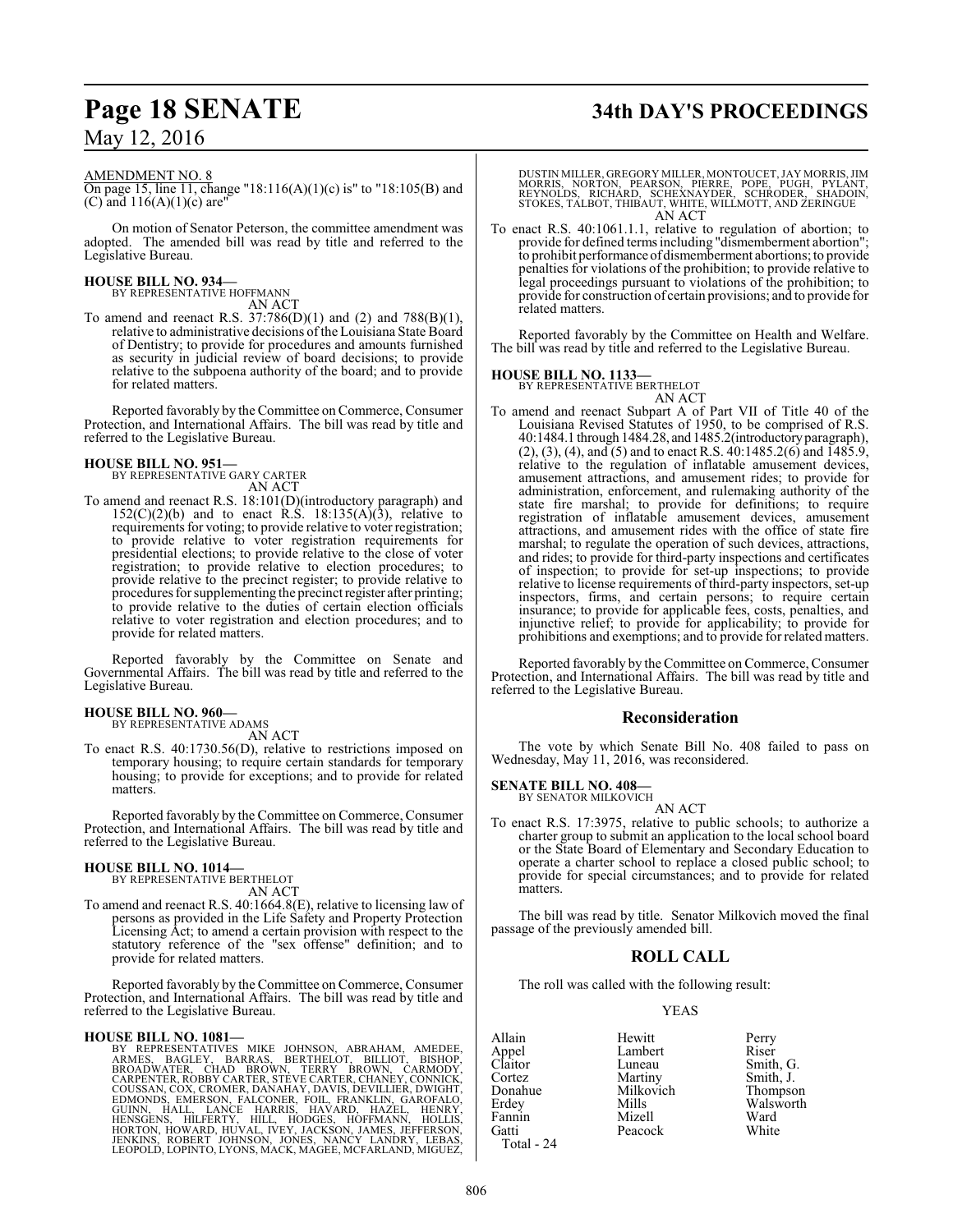AMENDMENT NO. 8

On page 15, line 11, change "18:116(A)(1)(c) is" to "18:105(B) and (C) and 116(A)(1)(c) are"

On motion of Senator Peterson, the committee amendment was adopted. The amended bill was read by title and referred to the Legislative Bureau.

**HOUSE BILL NO. 934—**
BY REPRESENTATIVE HOFFMANN
AN ACT

To amend and reenact R.S. 37:786(D)(1) and (2) and 788(B)(1), relative to administrative decisions of the Louisiana State Board of Dentistry; to provide for procedures and amounts furnished as security in judicial review of board decisions; to provide relative to the subpoena authority of the board; and to provide for related matters.

Reported favorably by the Committee on Commerce, Consumer Protection, and International Affairs. The bill was read by title and referred to the Legislative Bureau.

**HOUSE BILL NO. 951—**
BY REPRESENTATIVE GARY CARTER
AN ACT

To amend and reenact R.S. 18:101(D)(introductory paragraph) and 152(C)(2)(b) and to enact R.S. 18:135(A)(3), relative to requirements for voting; to provide relative to voter registration; to provide relative to voter registration requirements for presidential elections; to provide relative to the close of voter registration; to provide relative to election procedures; to provide relative to the precinct register; to provide relative to procedures for supplementing the precinct register after printing; to provide relative to the duties of certain election officials relative to voter registration and election procedures; and to provide for related matters.

Reported favorably by the Committee on Senate and Governmental Affairs. The bill was read by title and referred to the Legislative Bureau.

**HOUSE BILL NO. 960—**
BY REPRESENTATIVE ADAMS
AN ACT

To enact R.S. 40:1730.56(D), relative to restrictions imposed on temporary housing; to require certain standards for temporary housing; to provide for exceptions; and to provide for related matters.

Reported favorably by the Committee on Commerce, Consumer Protection, and International Affairs. The bill was read by title and referred to the Legislative Bureau.

**HOUSE BILL NO. 1014—**
BY REPRESENTATIVE BERTHELOT
AN ACT

To amend and reenact R.S. 40:1664.8(E), relative to licensing law of persons as provided in the Life Safety and Property Protection Licensing Act; to amend a certain provision with respect to the statutory reference of the "sex offense" definition; and to provide for related matters.

Reported favorably by the Committee on Commerce, Consumer Protection, and International Affairs. The bill was read by title and referred to the Legislative Bureau.

**HOUSE BILL NO. 1081—**
BY REPRESENTATIVES MIKE JOHNSON, ABRAHAM, AMEDEE, ARMES, BAGLEY, BARRAS, BERTHELOT, BILLIOT, BISHOP, BROADWATER, CHAD BROWN, TERRY BROWN, CARMODY, CARPENTER, ROBBY CARTER, STEVE CARTER, CHANEY, CONNICK, COUSSAN, COX, CROMER, DANAHAY, DAVIS, DEVILLIER, DWIGHT, EDMONDS, EMERSON, FALCONER, FOIL, FRANKLIN, GAROFALO, GUINN, HALL, LANCE HARRIS, HAVARD, HAZEL, HENRY, HENSGENS, HILFERTY, HILL, HODGES, HOFFMANN, HOLLIS, HORTON, HOWARD, HUVAL, IVEY, JACKSON, JAMES, JEFFERSON, JENKINS, ROBERT JOHNSON, JONES, NANCY LANDRY, LEBAS, LEOPOLD, LOPINTO, LYONS, MACK, MAGEE, MCFARLAND, MIGUEZ, DUSTIN MILLER, GREGORY MILLER, MONTOUCET, JAY MORRIS, JIM MORRIS, NORTON, PEARSON, PIERRE, POPE, PUGH, PYLANT, REYNOLDS, RICHARD, SCHEXNAYDER, SCHRODER, SHADOIN, STOKES, TALBOT, THIBAUT, WHITE, WILLMOTT, AND ZERINGUE
AN ACT

To enact R.S. 40:1061.1.1, relative to regulation of abortion; to provide for defined terms including "dismemberment abortion"; to prohibit performance of dismemberment abortions; to provide penalties for violations of the prohibition; to provide relative to legal proceedings pursuant to violations of the prohibition; to provide for construction of certain provisions; and to provide for related matters.

Reported favorably by the Committee on Health and Welfare. The bill was read by title and referred to the Legislative Bureau.

**HOUSE BILL NO. 1133—**
BY REPRESENTATIVE BERTHELOT
AN ACT

To amend and reenact Subpart A of Part VII of Title 40 of the Louisiana Revised Statutes of 1950, to be comprised of R.S. 40:1484.1 through 1484.28, and 1485.2(introductory paragraph), (2), (3), (4), and (5) and to enact R.S. 40:1485.2(6) and 1485.9, relative to the regulation of inflatable amusement devices, amusement attractions, and amusement rides; to provide for administration, enforcement, and rulemaking authority of the state fire marshal; to provide for definitions; to require registration of inflatable amusement devices, amusement attractions, and amusement rides with the office of state fire marshal; to regulate the operation of such devices, attractions, and rides; to provide for third-party inspections and certificates of inspection; to provide for set-up inspections; to provide relative to license requirements of third-party inspectors, set-up inspectors, firms, and certain persons; to require certain insurance; to provide for applicable fees, costs, penalties, and injunctive relief; to provide for applicability; to provide for prohibitions and exemptions; and to provide for related matters.

Reported favorably by the Committee on Commerce, Consumer Protection, and International Affairs. The bill was read by title and referred to the Legislative Bureau.

## Reconsideration

The vote by which Senate Bill No. 408 failed to pass on Wednesday, May 11, 2016, was reconsidered.

**SENATE BILL NO. 408—**
BY SENATOR MILKOVICH
AN ACT

To enact R.S. 17:3975, relative to public schools; to authorize a charter group to submit an application to the local school board or the State Board of Elementary and Secondary Education to operate a charter school to replace a closed public school; to provide for special circumstances; and to provide for related matters.

The bill was read by title. Senator Milkovich moved the final passage of the previously amended bill.

## ROLL CALL

The roll was called with the following result:

YEAS

| | | |
|---|---|---|
| Allain | Hewitt | Perry |
| Appel | Lambert | Riser |
| Claitor | Luneau | Smith, G. |
| Cortez | Martiny | Smith, J. |
| Donahue | Milkovich | Thompson |
| Erdey | Mills | Walsworth |
| Fannin | Mizell | Ward |
| Gatti | Peacock | White |

Total - 24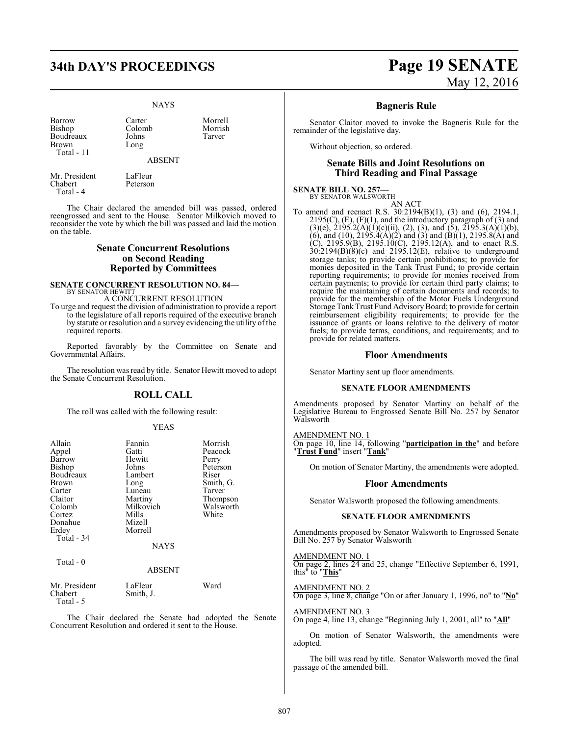NAYS

| | | |
|---|---|---|
| Barrow | Carter | Morrell |
| Bishop | Colomb | Morrish |
| Boudreaux | Johns | Tarver |
| Brown | Long | |
| Total - 11 | | |

ABSENT

| | |
|---|---|
| Mr. President | LaFleur |
| Chabert | Peterson |
| Total - 4 | |

The Chair declared the amended bill was passed, ordered reengrossed and sent to the House. Senator Milkovich moved to reconsider the vote by which the bill was passed and laid the motion on the table.

## Senate Concurrent Resolutions on Second Reading Reported by Committees

**SENATE CONCURRENT RESOLUTION NO. 84—**
BY SENATOR HEWITT

A CONCURRENT RESOLUTION

To urge and request the division of administration to provide a report to the legislature of all reports required of the executive branch by statute or resolution and a survey evidencing the utility of the required reports.

Reported favorably by the Committee on Senate and Governmental Affairs.

The resolution was read by title. Senator Hewitt moved to adopt the Senate Concurrent Resolution.

## ROLL CALL

The roll was called with the following result:

YEAS

| | | |
|---|---|---|
| Allain | Fannin | Morrish |
| Appel | Gatti | Peacock |
| Barrow | Hewitt | Perry |
| Bishop | Johns | Peterson |
| Boudreaux | Lambert | Riser |
| Brown | Long | Smith, G. |
| Carter | Luneau | Tarver |
| Claitor | Martiny | Thompson |
| Colomb | Milkovich | Walsworth |
| Cortez | Mills | White |
| Donahue | Mizell | |
| Erdey | Morrell | |
| Total - 34 | | |

NAYS

Total - 0

ABSENT

| | | |
|---|---|---|
| Mr. President | LaFleur | Ward |
| Chabert | Smith, J. | |
| Total - 5 | | |

The Chair declared the Senate had adopted the Senate Concurrent Resolution and ordered it sent to the House.

## Bagneris Rule

Senator Claitor moved to invoke the Bagneris Rule for the remainder of the legislative day.

Without objection, so ordered.

## Senate Bills and Joint Resolutions on Third Reading and Final Passage

**SENATE BILL NO. 257—**
BY SENATOR WALSWORTH

AN ACT

To amend and reenact R.S. 30:2194(B)(1), (3) and (6), 2194.1, 2195(C), (E), (F)(1), and the introductory paragraph of (3) and (3)(e), 2195.2(A)(1)(c)(ii), (2), (3), and (5), 2195.3(A)(1)(b), (6), and (10), 2195.4(A)(2) and (3) and (B)(1), 2195.8(A) and (C), 2195.9(B), 2195.10(C), 2195.12(A), and to enact R.S. 30:2194(B)(8)(c) and 2195.12(E), relative to underground storage tanks; to provide certain prohibitions; to provide for monies deposited in the Tank Trust Fund; to provide certain reporting requirements; to provide for monies received from certain payments; to provide for certain third party claims; to require the maintaining of certain documents and records; to provide for the membership of the Motor Fuels Underground Storage Tank Trust Fund Advisory Board; to provide for certain reimbursement eligibility requirements; to provide for the issuance of grants or loans relative to the delivery of motor fuels; to provide terms, conditions, and requirements; and to provide for related matters.

## Floor Amendments

Senator Martiny sent up floor amendments.

### SENATE FLOOR AMENDMENTS

Amendments proposed by Senator Martiny on behalf of the Legislative Bureau to Engrossed Senate Bill No. 257 by Senator Walsworth

AMENDMENT NO. 1
On page 10, line 14, following "**participation in the**" and before "**Trust Fund**" insert "**Tank**"

On motion of Senator Martiny, the amendments were adopted.

## Floor Amendments

Senator Walsworth proposed the following amendments.

### SENATE FLOOR AMENDMENTS

Amendments proposed by Senator Walsworth to Engrossed Senate Bill No. 257 by Senator Walsworth

AMENDMENT NO. 1
On page 2, lines 24 and 25, change "Effective September 6, 1991, this" to "**This**"

AMENDMENT NO. 2
On page 3, line 8, change "On or after January 1, 1996, no" to "**No**"

AMENDMENT NO. 3
On page 4, line 13, change "Beginning July 1, 2001, all" to "**All**"

On motion of Senator Walsworth, the amendments were adopted.

The bill was read by title. Senator Walsworth moved the final passage of the amended bill.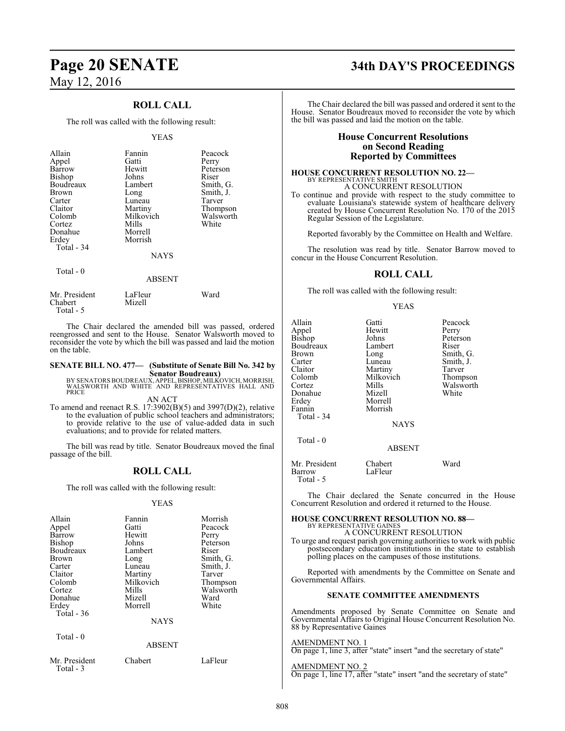## ROLL CALL

The roll was called with the following result:

YEAS

| | | |
|---|---|---|
| Allain | Fannin | Peacock |
| Appel | Gatti | Perry |
| Barrow | Hewitt | Peterson |
| Bishop | Johns | Riser |
| Boudreaux | Lambert | Smith, G. |
| Brown | Long | Smith, J. |
| Carter | Luneau | Tarver |
| Claitor | Martiny | Thompson |
| Colomb | Milkovich | Walsworth |
| Cortez | Mills | White |
| Donahue | Morrell | |
| Erdey | Morrish | |
| Total - 34 | | |

NAYS

Total - 0

ABSENT

| | | |
|---|---|---|
| Mr. President | LaFleur | Ward |
| Chabert | Mizell | |
| Total - 5 | | |

The Chair declared the amended bill was passed, ordered reengrossed and sent to the House. Senator Walsworth moved to reconsider the vote by which the bill was passed and laid the motion on the table.

**SENATE BILL NO. 477— (Substitute of Senate Bill No. 342 by Senator Boudreaux)**
BY SENATORS BOUDREAUX, APPEL, BISHOP, MILKOVICH, MORRISH, WALSWORTH AND WHITE AND REPRESENTATIVES HALL AND PRICE

AN ACT

To amend and reenact R.S. 17:3902(B)(5) and 3997(D)(2), relative to the evaluation of public school teachers and administrators; to provide relative to the use of value-added data in such evaluations; and to provide for related matters.

The bill was read by title. Senator Boudreaux moved the final passage of the bill.

## ROLL CALL

The roll was called with the following result:

YEAS

| | | |
|---|---|---|
| Allain | Fannin | Morrish |
| Appel | Gatti | Peacock |
| Barrow | Hewitt | Perry |
| Bishop | Johns | Peterson |
| Boudreaux | Lambert | Riser |
| Brown | Long | Smith, G. |
| Carter | Luneau | Smith, J. |
| Claitor | Martiny | Tarver |
| Colomb | Milkovich | Thompson |
| Cortez | Mills | Walsworth |
| Donahue | Mizell | Ward |
| Erdey | Morrell | White |
| Total - 36 | | |

NAYS

Total - 0

ABSENT

| | | |
|---|---|---|
| Mr. President | Chabert | LaFleur |
| Total - 3 | | |

The Chair declared the bill was passed and ordered it sent to the House. Senator Boudreaux moved to reconsider the vote by which the bill was passed and laid the motion on the table.

## House Concurrent Resolutions on Second Reading Reported by Committees

**HOUSE CONCURRENT RESOLUTION NO. 22—**
BY REPRESENTATIVE SMITH

A CONCURRENT RESOLUTION

To continue and provide with respect to the study committee to evaluate Louisiana's statewide system of healthcare delivery created by House Concurrent Resolution No. 170 of the 2015 Regular Session of the Legislature.

Reported favorably by the Committee on Health and Welfare.

The resolution was read by title. Senator Barrow moved to concur in the House Concurrent Resolution.

## ROLL CALL

The roll was called with the following result:

YEAS

| | | |
|---|---|---|
| Allain | Gatti | Peacock |
| Appel | Hewitt | Perry |
| Bishop | Johns | Peterson |
| Boudreaux | Lambert | Riser |
| Brown | Long | Smith, G. |
| Carter | Luneau | Smith, J. |
| Claitor | Martiny | Tarver |
| Colomb | Milkovich | Thompson |
| Cortez | Mills | Walsworth |
| Donahue | Mizell | White |
| Erdey | Morrell | |
| Fannin | Morrish | |
| Total - 34 | | |

NAYS

Total - 0

ABSENT

| | | |
|---|---|---|
| Mr. President | Chabert | Ward |
| Barrow | LaFleur | |
| Total - 5 | | |

The Chair declared the Senate concurred in the House Concurrent Resolution and ordered it returned to the House.

**HOUSE CONCURRENT RESOLUTION NO. 88—**
BY REPRESENTATIVE GAINES

A CONCURRENT RESOLUTION

To urge and request parish governing authorities to work with public postsecondary education institutions in the state to establish polling places on the campuses of those institutions.

Reported with amendments by the Committee on Senate and Governmental Affairs.

### SENATE COMMITTEE AMENDMENTS

Amendments proposed by Senate Committee on Senate and Governmental Affairs to Original House Concurrent Resolution No. 88 by Representative Gaines

AMENDMENT NO. 1
On page 1, line 3, after "state" insert "and the secretary of state"

AMENDMENT NO. 2
On page 1, line 17, after "state" insert "and the secretary of state"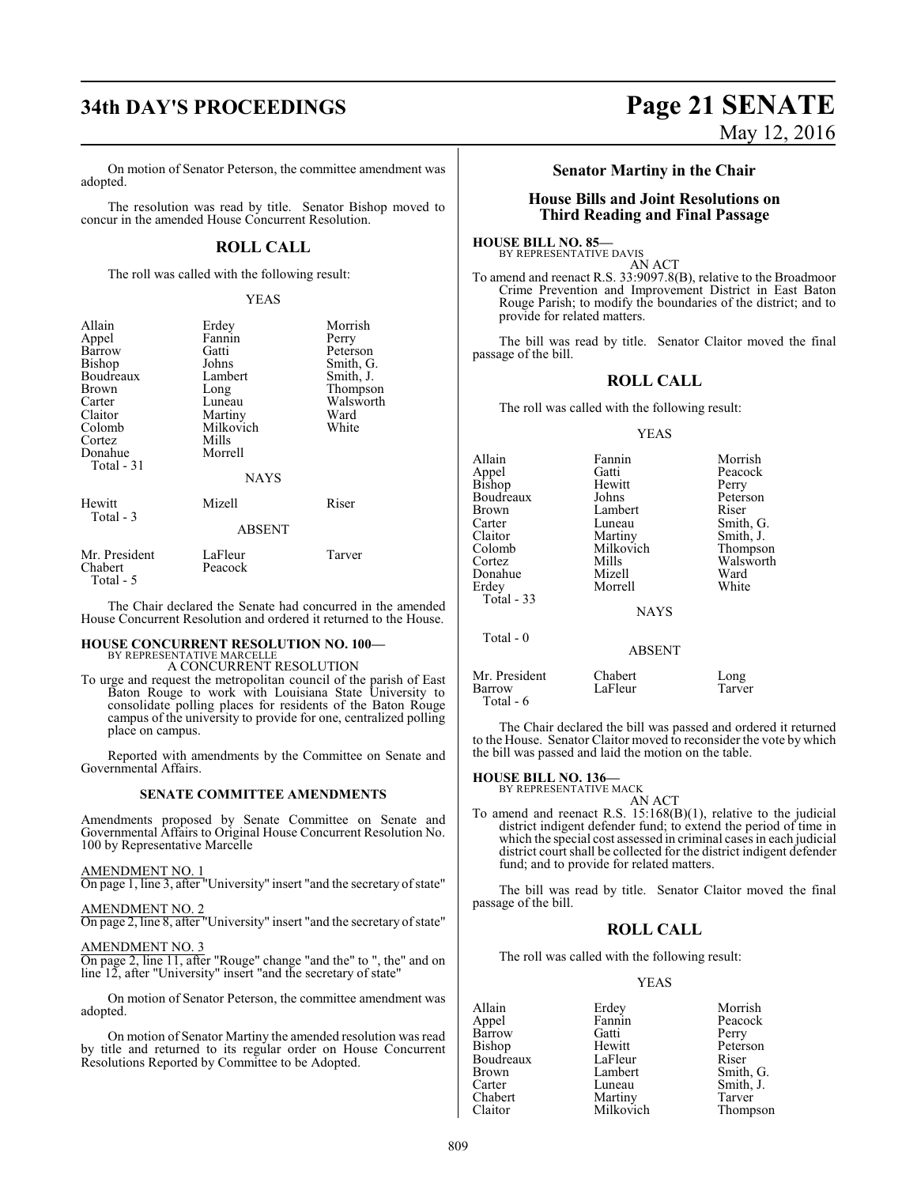On motion of Senator Peterson, the committee amendment was adopted.

The resolution was read by title. Senator Bishop moved to concur in the amended House Concurrent Resolution.

## ROLL CALL

The roll was called with the following result:

YEAS

| | | |
|---|---|---|
| Allain | Erdey | Morrish |
| Appel | Fannin | Perry |
| Barrow | Gatti | Peterson |
| Bishop | Johns | Smith, G. |
| Boudreaux | Lambert | Smith, J. |
| Brown | Long | Thompson |
| Carter | Luneau | Walsworth |
| Claitor | Martiny | Ward |
| Colomb | Milkovich | White |
| Cortez | Mills | |
| Donahue | Morrell | |
| Total - 31 | | |

NAYS

| | | |
|---|---|---|
| Hewitt | Mizell | Riser |
| Total - 3 | | |

ABSENT

| | | |
|---|---|---|
| Mr. President | LaFleur | Tarver |
| Chabert | Peacock | |
| Total - 5 | | |

The Chair declared the Senate had concurred in the amended House Concurrent Resolution and ordered it returned to the House.

**HOUSE CONCURRENT RESOLUTION NO. 100—**
BY REPRESENTATIVE MARCELLE
A CONCURRENT RESOLUTION

To urge and request the metropolitan council of the parish of East Baton Rouge to work with Louisiana State University to consolidate polling places for residents of the Baton Rouge campus of the university to provide for one, centralized polling place on campus.

Reported with amendments by the Committee on Senate and Governmental Affairs.

### SENATE COMMITTEE AMENDMENTS

Amendments proposed by Senate Committee on Senate and Governmental Affairs to Original House Concurrent Resolution No. 100 by Representative Marcelle

AMENDMENT NO. 1
On page 1, line 3, after "University" insert "and the secretary of state"

AMENDMENT NO. 2
On page 2, line 8, after "University" insert "and the secretary of state"

AMENDMENT NO. 3
On page 2, line 11, after "Rouge" change "and the" to ", the" and on line 12, after "University" insert "and the secretary of state"

On motion of Senator Peterson, the committee amendment was adopted.

On motion of Senator Martiny the amended resolution was read by title and returned to its regular order on House Concurrent Resolutions Reported by Committee to be Adopted.

## Senator Martiny in the Chair

## House Bills and Joint Resolutions on Third Reading and Final Passage

**HOUSE BILL NO. 85—**
BY REPRESENTATIVE DAVIS
AN ACT

To amend and reenact R.S. 33:9097.8(B), relative to the Broadmoor Crime Prevention and Improvement District in East Baton Rouge Parish; to modify the boundaries of the district; and to provide for related matters.

The bill was read by title. Senator Claitor moved the final passage of the bill.

## ROLL CALL

The roll was called with the following result:

YEAS

| | | |
|---|---|---|
| Allain | Fannin | Morrish |
| Appel | Gatti | Peacock |
| Bishop | Hewitt | Perry |
| Boudreaux | Johns | Peterson |
| Brown | Lambert | Riser |
| Carter | Luneau | Smith, G. |
| Claitor | Martiny | Smith, J. |
| Colomb | Milkovich | Thompson |
| Cortez | Mills | Walsworth |
| Donahue | Mizell | Ward |
| Erdey | Morrell | White |
| Total - 33 | | |

NAYS

Total - 0

ABSENT

| | | |
|---|---|---|
| Mr. President | Chabert | Long |
| Barrow | LaFleur | Tarver |
| Total - 6 | | |

The Chair declared the bill was passed and ordered it returned to the House. Senator Claitor moved to reconsider the vote by which the bill was passed and laid the motion on the table.

**HOUSE BILL NO. 136—**
BY REPRESENTATIVE MACK
AN ACT

To amend and reenact R.S. 15:168(B)(1), relative to the judicial district indigent defender fund; to extend the period of time in which the special cost assessed in criminal cases in each judicial district court shall be collected for the district indigent defender fund; and to provide for related matters.

The bill was read by title. Senator Claitor moved the final passage of the bill.

## ROLL CALL

The roll was called with the following result:

YEAS

| | | |
|---|---|---|
| Allain | Erdey | Morrish |
| Appel | Fannin | Peacock |
| Barrow | Gatti | Perry |
| Bishop | Hewitt | Peterson |
| Boudreaux | LaFleur | Riser |
| Brown | Lambert | Smith, G. |
| Carter | Luneau | Smith, J. |
| Chabert | Martiny | Tarver |
| Claitor | Milkovich | Thompson |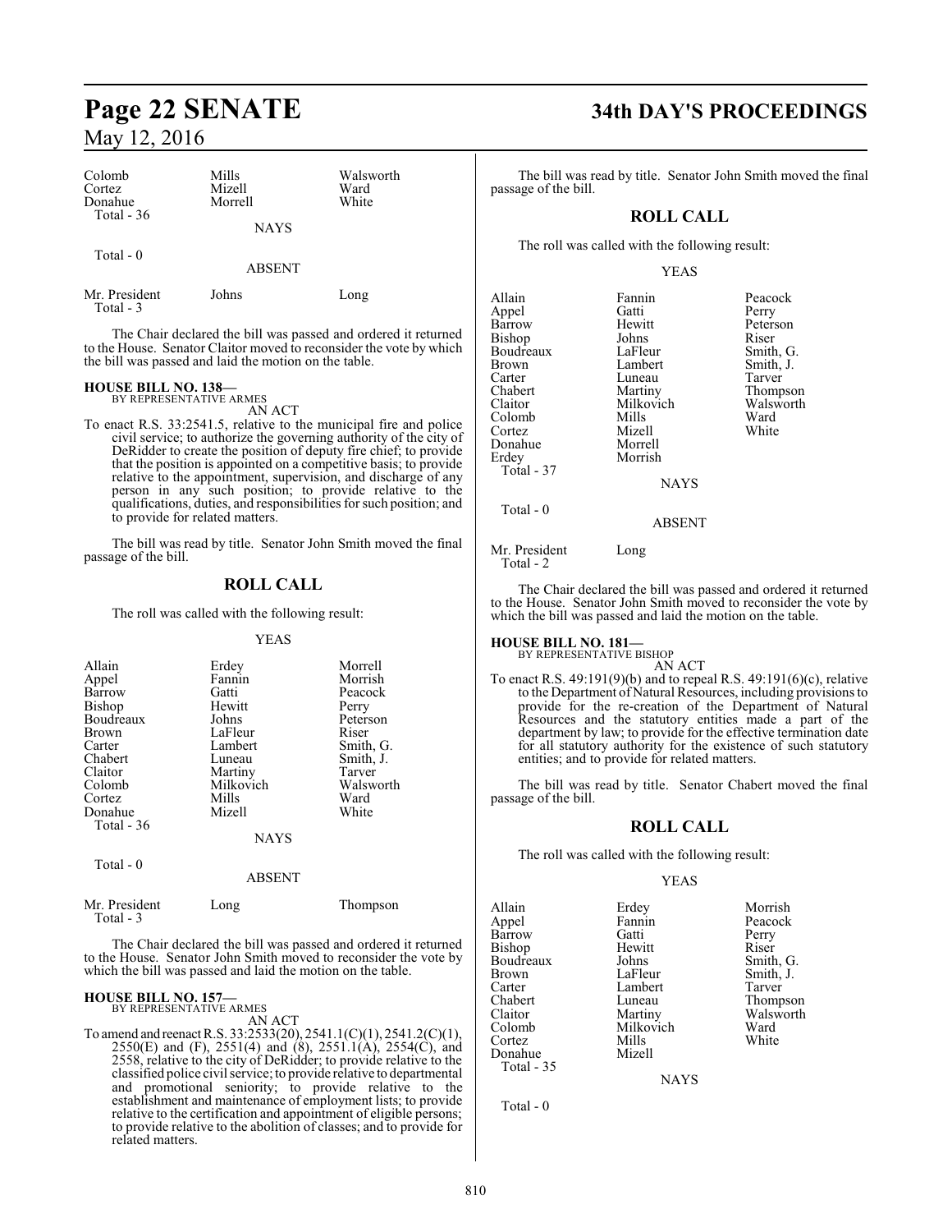| | | |
|---|---|---|
| Colomb | Mills | Walsworth |
| Cortez | Mizell | Ward |
| Donahue | Morrell | White |
| Total - 36 | | |

NAYS

Total - 0

ABSENT

| | | |
|---|---|---|
| Mr. President | Johns | Long |
| Total - 3 | | |

The Chair declared the bill was passed and ordered it returned to the House. Senator Claitor moved to reconsider the vote by which the bill was passed and laid the motion on the table.

**HOUSE BILL NO. 138—**
BY REPRESENTATIVE ARMES

AN ACT

To enact R.S. 33:2541.5, relative to the municipal fire and police civil service; to authorize the governing authority of the city of DeRidder to create the position of deputy fire chief; to provide that the position is appointed on a competitive basis; to provide relative to the appointment, supervision, and discharge of any person in any such position; to provide relative to the qualifications, duties, and responsibilities for such position; and to provide for related matters.

The bill was read by title. Senator John Smith moved the final passage of the bill.

## ROLL CALL

The roll was called with the following result:

YEAS

| | | |
|---|---|---|
| Allain | Erdey | Morrell |
| Appel | Fannin | Morrish |
| Barrow | Gatti | Peacock |
| Bishop | Hewitt | Perry |
| Boudreaux | Johns | Peterson |
| Brown | LaFleur | Riser |
| Carter | Lambert | Smith, G. |
| Chabert | Luneau | Smith, J. |
| Claitor | Martiny | Tarver |
| Colomb | Milkovich | Walsworth |
| Cortez | Mills | Ward |
| Donahue | Mizell | White |
| Total - 36 | | |

NAYS

Total - 0

ABSENT

| | | |
|---|---|---|
| Mr. President | Long | Thompson |
| Total - 3 | | |

The Chair declared the bill was passed and ordered it returned to the House. Senator John Smith moved to reconsider the vote by which the bill was passed and laid the motion on the table.

**HOUSE BILL NO. 157—**
BY REPRESENTATIVE ARMES

AN ACT

To amend and reenact R.S. 33:2533(20), 2541.1(C)(1), 2541.2(C)(1), 2550(E) and (F), 2551(4) and (8), 2551.1(A), 2554(C), and 2558, relative to the city of DeRidder; to provide relative to the classified police civil service; to provide relative to departmental and promotional seniority; to provide relative to the establishment and maintenance of employment lists; to provide relative to the certification and appointment of eligible persons; to provide relative to the abolition of classes; and to provide for related matters.

The bill was read by title. Senator John Smith moved the final passage of the bill.

## ROLL CALL

The roll was called with the following result:

YEAS

| | | |
|---|---|---|
| Allain | Fannin | Peacock |
| Appel | Gatti | Perry |
| Barrow | Hewitt | Peterson |
| Bishop | Johns | Riser |
| Boudreaux | LaFleur | Smith, G. |
| Brown | Lambert | Smith, J. |
| Carter | Luneau | Tarver |
| Chabert | Martiny | Thompson |
| Claitor | Milkovich | Walsworth |
| Colomb | Mills | Ward |
| Cortez | Mizell | White |
| Donahue | Morrell | |
| Erdey | Morrish | |
| Total - 37 | | |

NAYS

Total - 0

ABSENT

| | |
|---|---|
| Mr. President | Long |
| Total - 2 | |

The Chair declared the bill was passed and ordered it returned to the House. Senator John Smith moved to reconsider the vote by which the bill was passed and laid the motion on the table.

**HOUSE BILL NO. 181—**
BY REPRESENTATIVE BISHOP

AN ACT

To enact R.S. 49:191(9)(b) and to repeal R.S. 49:191(6)(c), relative to the Department of Natural Resources, including provisions to provide for the re-creation of the Department of Natural Resources and the statutory entities made a part of the department by law; to provide for the effective termination date for all statutory authority for the existence of such statutory entities; and to provide for related matters.

The bill was read by title. Senator Chabert moved the final passage of the bill.

## ROLL CALL

The roll was called with the following result:

YEAS

| | | |
|---|---|---|
| Allain | Erdey | Morrish |
| Appel | Fannin | Peacock |
| Barrow | Gatti | Perry |
| Bishop | Hewitt | Riser |
| Boudreaux | Johns | Smith, G. |
| Brown | LaFleur | Smith, J. |
| Carter | Lambert | Tarver |
| Chabert | Luneau | Thompson |
| Claitor | Martiny | Walsworth |
| Colomb | Milkovich | Ward |
| Cortez | Mills | White |
| Donahue | Mizell | |
| Total - 35 | | |

NAYS

Total - 0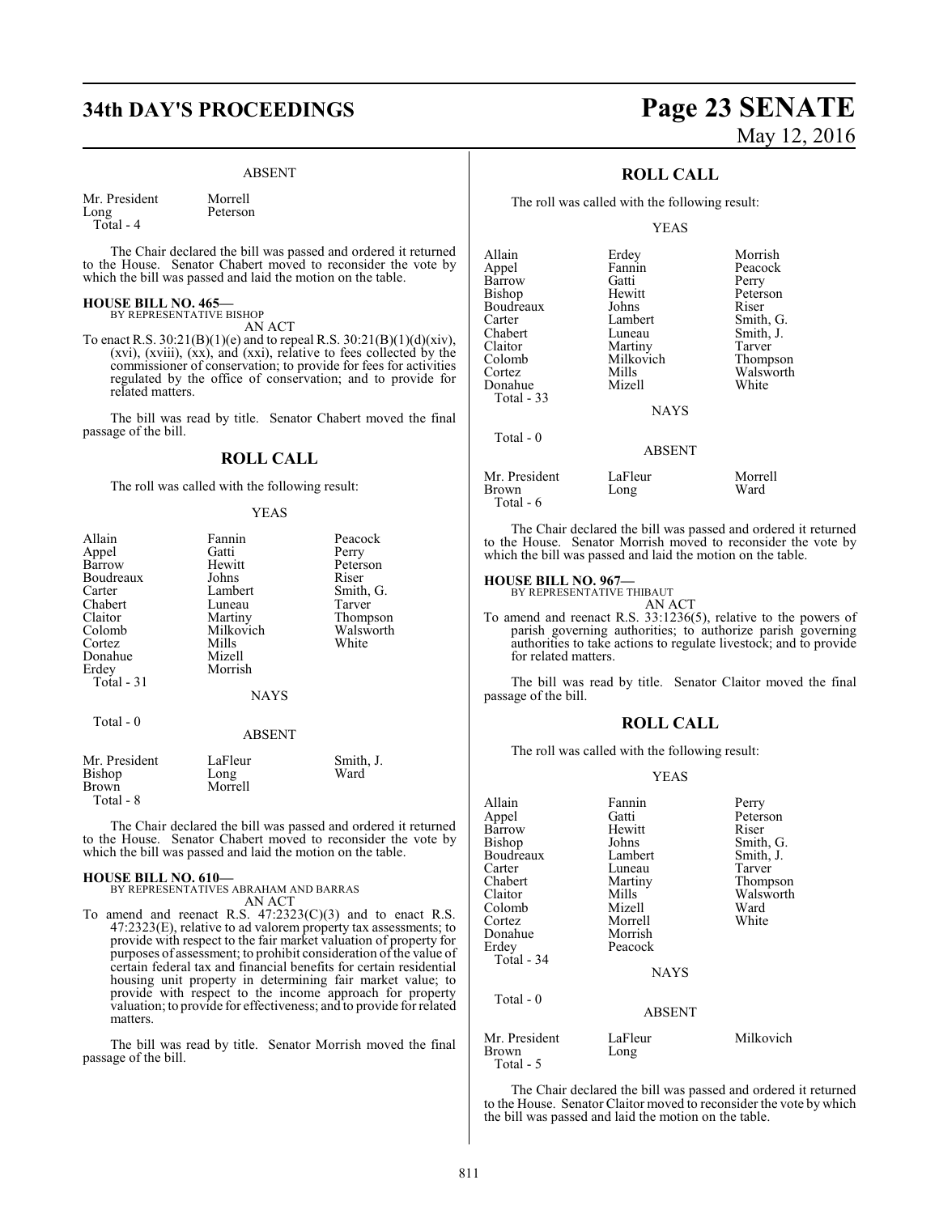ABSENT

| | |
|---|---|
| Mr. President | Morrell |
| Long | Peterson |
| Total - 4 | |

The Chair declared the bill was passed and ordered it returned to the House. Senator Chabert moved to reconsider the vote by which the bill was passed and laid the motion on the table.

**HOUSE BILL NO. 465—**
BY REPRESENTATIVE BISHOP
AN ACT

To enact R.S. 30:21(B)(1)(e) and to repeal R.S. 30:21(B)(1)(d)(xiv), (xvi), (xviii), (xx), and (xxi), relative to fees collected by the commissioner of conservation; to provide for fees for activities regulated by the office of conservation; and to provide for related matters.

The bill was read by title. Senator Chabert moved the final passage of the bill.

## ROLL CALL

The roll was called with the following result:

YEAS

| | | |
|---|---|---|
| Allain | Fannin | Peacock |
| Appel | Gatti | Perry |
| Barrow | Hewitt | Peterson |
| Boudreaux | Johns | Riser |
| Carter | Lambert | Smith, G. |
| Chabert | Luneau | Tarver |
| Claitor | Martiny | Thompson |
| Colomb | Milkovich | Walsworth |
| Cortez | Mills | White |
| Donahue | Mizell | |
| Erdey | Morrish | |
| Total - 31 | | |

NAYS

Total - 0

ABSENT

| | | |
|---|---|---|
| Mr. President | LaFleur | Smith, J. |
| Bishop | Long | Ward |
| Brown | Morrell | |
| Total - 8 | | |

The Chair declared the bill was passed and ordered it returned to the House. Senator Chabert moved to reconsider the vote by which the bill was passed and laid the motion on the table.

**HOUSE BILL NO. 610—**
BY REPRESENTATIVES ABRAHAM AND BARRAS
AN ACT

To amend and reenact R.S. 47:2323(C)(3) and to enact R.S. 47:2323(E), relative to ad valorem property tax assessments; to provide with respect to the fair market valuation of property for purposes of assessment; to prohibit consideration of the value of certain federal tax and financial benefits for certain residential housing unit property in determining fair market value; to provide with respect to the income approach for property valuation; to provide for effectiveness; and to provide for related matters.

The bill was read by title. Senator Morrish moved the final passage of the bill.

## ROLL CALL

The roll was called with the following result:

YEAS

| | | |
|---|---|---|
| Allain | Erdey | Morrish |
| Appel | Fannin | Peacock |
| Barrow | Gatti | Perry |
| Bishop | Hewitt | Peterson |
| Boudreaux | Johns | Riser |
| Carter | Lambert | Smith, G. |
| Chabert | Luneau | Smith, J. |
| Claitor | Martiny | Tarver |
| Colomb | Milkovich | Thompson |
| Cortez | Mills | Walsworth |
| Donahue | Mizell | White |
| Total - 33 | | |

NAYS

Total - 0

ABSENT

| | | |
|---|---|---|
| Mr. President | LaFleur | Morrell |
| Brown | Long | Ward |
| Total - 6 | | |

The Chair declared the bill was passed and ordered it returned to the House. Senator Morrish moved to reconsider the vote by which the bill was passed and laid the motion on the table.

**HOUSE BILL NO. 967—**
BY REPRESENTATIVE THIBAUT
AN ACT

To amend and reenact R.S. 33:1236(5), relative to the powers of parish governing authorities; to authorize parish governing authorities to take actions to regulate livestock; and to provide for related matters.

The bill was read by title. Senator Claitor moved the final passage of the bill.

## ROLL CALL

The roll was called with the following result:

YEAS

| | | |
|---|---|---|
| Allain | Fannin | Perry |
| Appel | Gatti | Peterson |
| Barrow | Hewitt | Riser |
| Bishop | Johns | Smith, G. |
| Boudreaux | Lambert | Smith, J. |
| Carter | Luneau | Tarver |
| Chabert | Martiny | Thompson |
| Claitor | Mills | Walsworth |
| Colomb | Mizell | Ward |
| Cortez | Morrell | White |
| Donahue | Morrish | |
| Erdey | Peacock | |
| Total - 34 | | |

NAYS

Total - 0

ABSENT

| | | |
|---|---|---|
| Mr. President | LaFleur | Milkovich |
| Brown | Long | |
| Total - 5 | | |

The Chair declared the bill was passed and ordered it returned to the House. Senator Claitor moved to reconsider the vote by which the bill was passed and laid the motion on the table.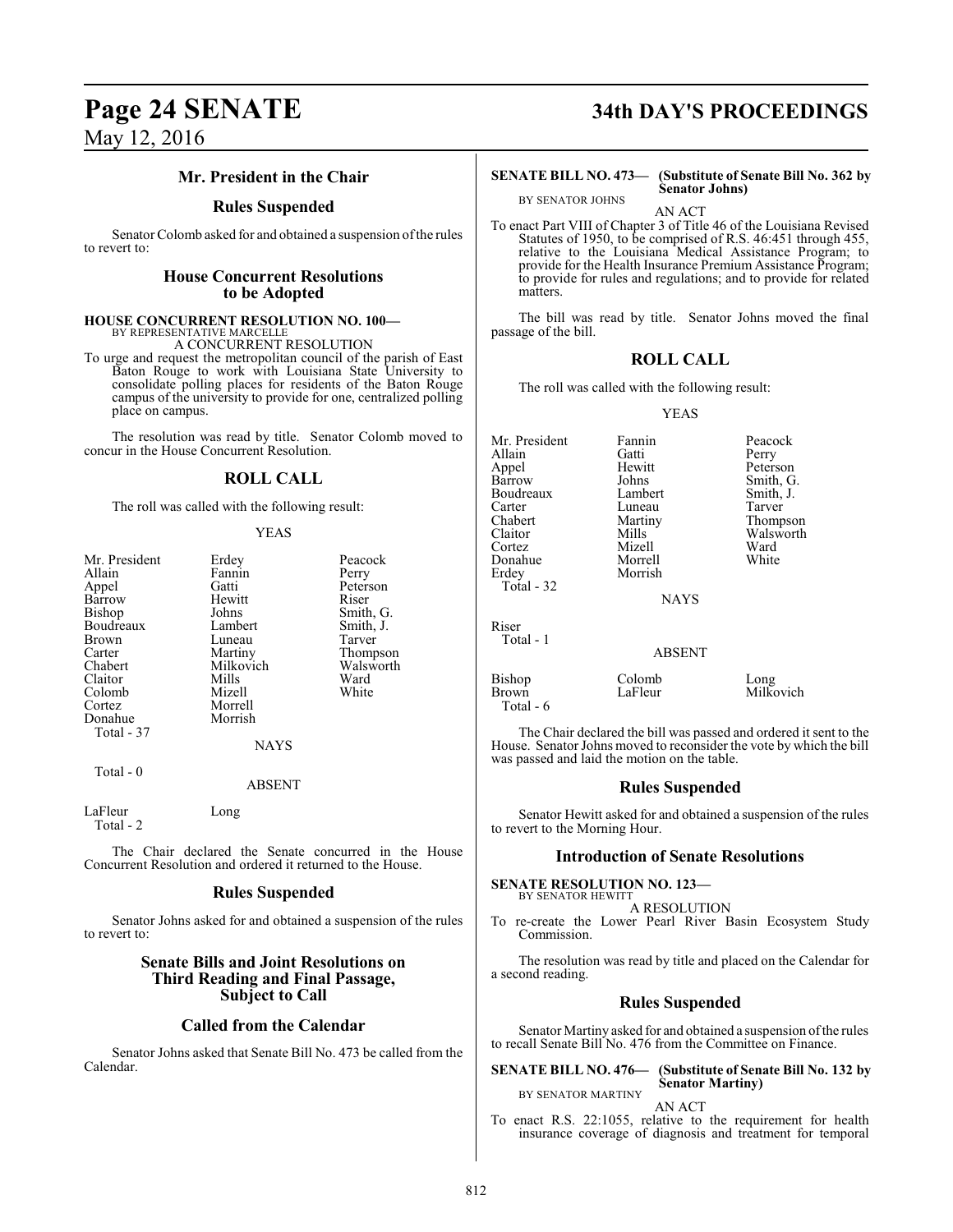### Mr. President in the Chair

### Rules Suspended

Senator Colomb asked for and obtained a suspension of the rules to revert to:

## House Concurrent Resolutions to be Adopted

**HOUSE CONCURRENT RESOLUTION NO. 100—**
BY REPRESENTATIVE MARCELLE
A CONCURRENT RESOLUTION

To urge and request the metropolitan council of the parish of East Baton Rouge to work with Louisiana State University to consolidate polling places for residents of the Baton Rouge campus of the university to provide for one, centralized polling place on campus.

The resolution was read by title. Senator Colomb moved to concur in the House Concurrent Resolution.

### ROLL CALL

The roll was called with the following result:

YEAS

| | | |
|---|---|---|
| Mr. President | Erdey | Peacock |
| Allain | Fannin | Perry |
| Appel | Gatti | Peterson |
| Barrow | Hewitt | Riser |
| Bishop | Johns | Smith, G. |
| Boudreaux | Lambert | Smith, J. |
| Brown | Luneau | Tarver |
| Carter | Martiny | Thompson |
| Chabert | Milkovich | Walsworth |
| Claitor | Mills | Ward |
| Colomb | Mizell | White |
| Cortez | Morrell | |
| Donahue | Morrish | |

Total - 37

NAYS

Total - 0

ABSENT

| | |
|---|---|
| LaFleur | Long |

Total - 2

The Chair declared the Senate concurred in the House Concurrent Resolution and ordered it returned to the House.

### Rules Suspended

Senator Johns asked for and obtained a suspension of the rules to revert to:

## Senate Bills and Joint Resolutions on Third Reading and Final Passage, Subject to Call

### Called from the Calendar

Senator Johns asked that Senate Bill No. 473 be called from the Calendar.

**SENATE BILL NO. 473— (Substitute of Senate Bill No. 362 by Senator Johns)**
BY SENATOR JOHNS
AN ACT

To enact Part VIII of Chapter 3 of Title 46 of the Louisiana Revised Statutes of 1950, to be comprised of R.S. 46:451 through 455, relative to the Louisiana Medical Assistance Program; to provide for the Health Insurance Premium Assistance Program; to provide for rules and regulations; and to provide for related matters.

The bill was read by title. Senator Johns moved the final passage of the bill.

### ROLL CALL

The roll was called with the following result:

YEAS

| | | |
|---|---|---|
| Mr. President | Fannin | Peacock |
| Allain | Gatti | Perry |
| Appel | Hewitt | Peterson |
| Barrow | Johns | Smith, G. |
| Boudreaux | Lambert | Smith, J. |
| Carter | Luneau | Tarver |
| Chabert | Martiny | Thompson |
| Claitor | Mills | Walsworth |
| Cortez | Mizell | Ward |
| Donahue | Morrell | White |
| Erdey | Morrish | |

Total - 32

NAYS

Riser

Total - 1

ABSENT

| | | |
|---|---|---|
| Bishop | Colomb | Long |
| Brown | LaFleur | Milkovich |

Total - 6

The Chair declared the bill was passed and ordered it sent to the House. Senator Johns moved to reconsider the vote by which the bill was passed and laid the motion on the table.

### Rules Suspended

Senator Hewitt asked for and obtained a suspension of the rules to revert to the Morning Hour.

## Introduction of Senate Resolutions

**SENATE RESOLUTION NO. 123—**
BY SENATOR HEWITT
A RESOLUTION

To re-create the Lower Pearl River Basin Ecosystem Study Commission.

The resolution was read by title and placed on the Calendar for a second reading.

### Rules Suspended

Senator Martiny asked for and obtained a suspension of the rules to recall Senate Bill No. 476 from the Committee on Finance.

**SENATE BILL NO. 476— (Substitute of Senate Bill No. 132 by Senator Martiny)**
BY SENATOR MARTINY
AN ACT

To enact R.S. 22:1055, relative to the requirement for health insurance coverage of diagnosis and treatment for temporal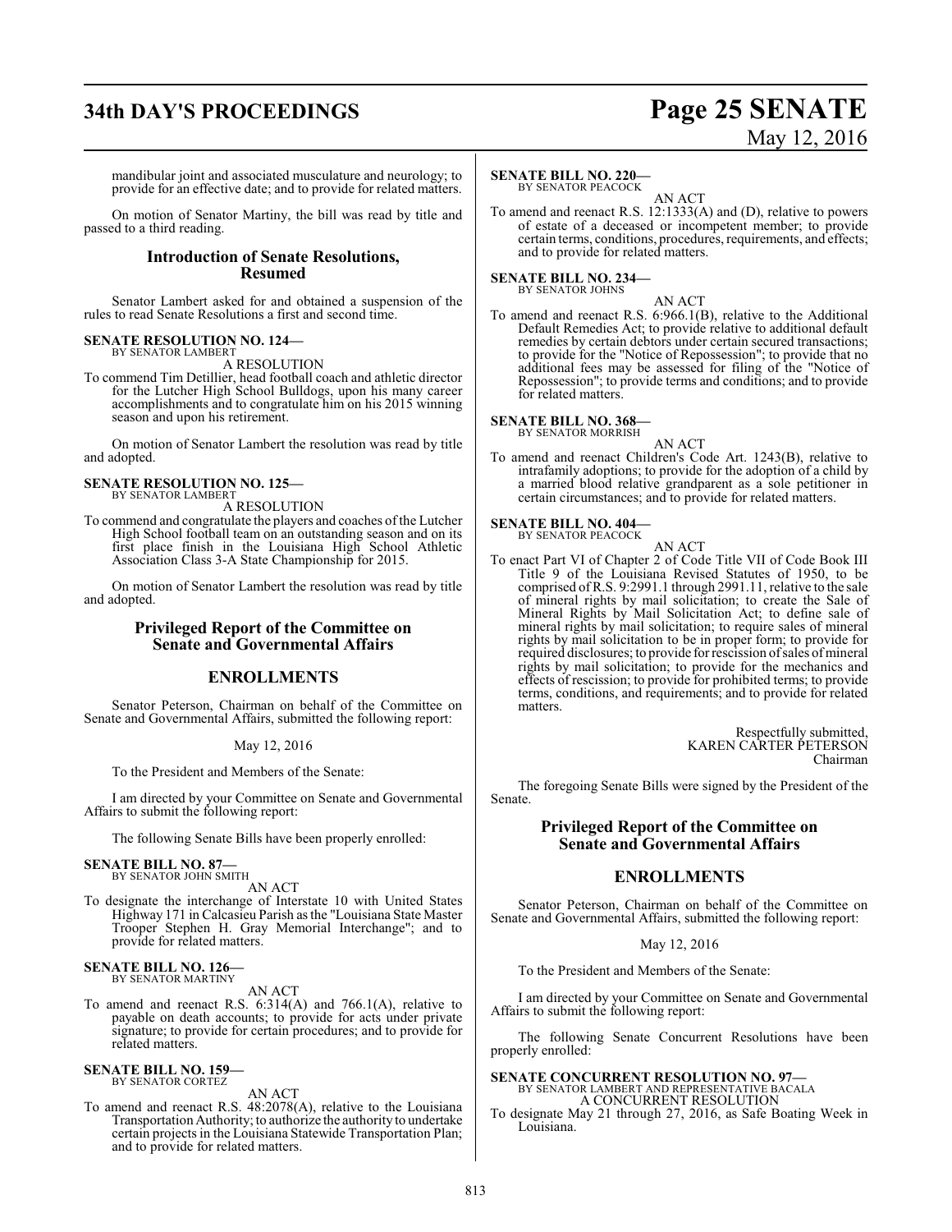mandibular joint and associated musculature and neurology; to provide for an effective date; and to provide for related matters.

On motion of Senator Martiny, the bill was read by title and passed to a third reading.

## Introduction of Senate Resolutions, Resumed

Senator Lambert asked for and obtained a suspension of the rules to read Senate Resolutions a first and second time.

**SENATE RESOLUTION NO. 124—**
BY SENATOR LAMBERT

A RESOLUTION

To commend Tim Detillier, head football coach and athletic director for the Lutcher High School Bulldogs, upon his many career accomplishments and to congratulate him on his 2015 winning season and upon his retirement.

On motion of Senator Lambert the resolution was read by title and adopted.

**SENATE RESOLUTION NO. 125—**
BY SENATOR LAMBERT

A RESOLUTION

To commend and congratulate the players and coaches of the Lutcher High School football team on an outstanding season and on its first place finish in the Louisiana High School Athletic Association Class 3-A State Championship for 2015.

On motion of Senator Lambert the resolution was read by title and adopted.

## Privileged Report of the Committee on Senate and Governmental Affairs

## ENROLLMENTS

Senator Peterson, Chairman on behalf of the Committee on Senate and Governmental Affairs, submitted the following report:

May 12, 2016

To the President and Members of the Senate:

I am directed by your Committee on Senate and Governmental Affairs to submit the following report:

The following Senate Bills have been properly enrolled:

**SENATE BILL NO. 87—**
BY SENATOR JOHN SMITH

AN ACT

To designate the interchange of Interstate 10 with United States Highway 171 in Calcasieu Parish as the "Louisiana State Master Trooper Stephen H. Gray Memorial Interchange"; and to provide for related matters.

**SENATE BILL NO. 126—**
BY SENATOR MARTINY

AN ACT

To amend and reenact R.S. 6:314(A) and 766.1(A), relative to payable on death accounts; to provide for acts under private signature; to provide for certain procedures; and to provide for related matters.

**SENATE BILL NO. 159—**
BY SENATOR CORTEZ

AN ACT

To amend and reenact R.S. 48:2078(A), relative to the Louisiana Transportation Authority; to authorize the authority to undertake certain projects in the Louisiana Statewide Transportation Plan; and to provide for related matters.

**SENATE BILL NO. 220—**
BY SENATOR PEACOCK

AN ACT

To amend and reenact R.S. 12:1333(A) and (D), relative to powers of estate of a deceased or incompetent member; to provide certain terms, conditions, procedures, requirements, and effects; and to provide for related matters.

**SENATE BILL NO. 234—**
BY SENATOR JOHNS

AN ACT

To amend and reenact R.S. 6:966.1(B), relative to the Additional Default Remedies Act; to provide relative to additional default remedies by certain debtors under certain secured transactions; to provide for the "Notice of Repossession"; to provide that no additional fees may be assessed for filing of the "Notice of Repossession"; to provide terms and conditions; and to provide for related matters.

**SENATE BILL NO. 368—**
BY SENATOR MORRISH

AN ACT

To amend and reenact Children's Code Art. 1243(B), relative to intrafamily adoptions; to provide for the adoption of a child by a married blood relative grandparent as a sole petitioner in certain circumstances; and to provide for related matters.

**SENATE BILL NO. 404—**
BY SENATOR PEACOCK

AN ACT

To enact Part VI of Chapter 2 of Code Title VII of Code Book III Title 9 of the Louisiana Revised Statutes of 1950, to be comprised of R.S. 9:2991.1 through 2991.11, relative to the sale of mineral rights by mail solicitation; to create the Sale of Mineral Rights by Mail Solicitation Act; to define sale of mineral rights by mail solicitation; to require sales of mineral rights by mail solicitation to be in proper form; to provide for required disclosures; to provide for rescission of sales of mineral rights by mail solicitation; to provide for the mechanics and effects of rescission; to provide for prohibited terms; to provide terms, conditions, and requirements; and to provide for related matters.

Respectfully submitted,
KAREN CARTER PETERSON
Chairman

The foregoing Senate Bills were signed by the President of the Senate.

## Privileged Report of the Committee on Senate and Governmental Affairs

## ENROLLMENTS

Senator Peterson, Chairman on behalf of the Committee on Senate and Governmental Affairs, submitted the following report:

May 12, 2016

To the President and Members of the Senate:

I am directed by your Committee on Senate and Governmental Affairs to submit the following report:

The following Senate Concurrent Resolutions have been properly enrolled:

**SENATE CONCURRENT RESOLUTION NO. 97—**
BY SENATOR LAMBERT AND REPRESENTATIVE BACALA

A CONCURRENT RESOLUTION

To designate May 21 through 27, 2016, as Safe Boating Week in Louisiana.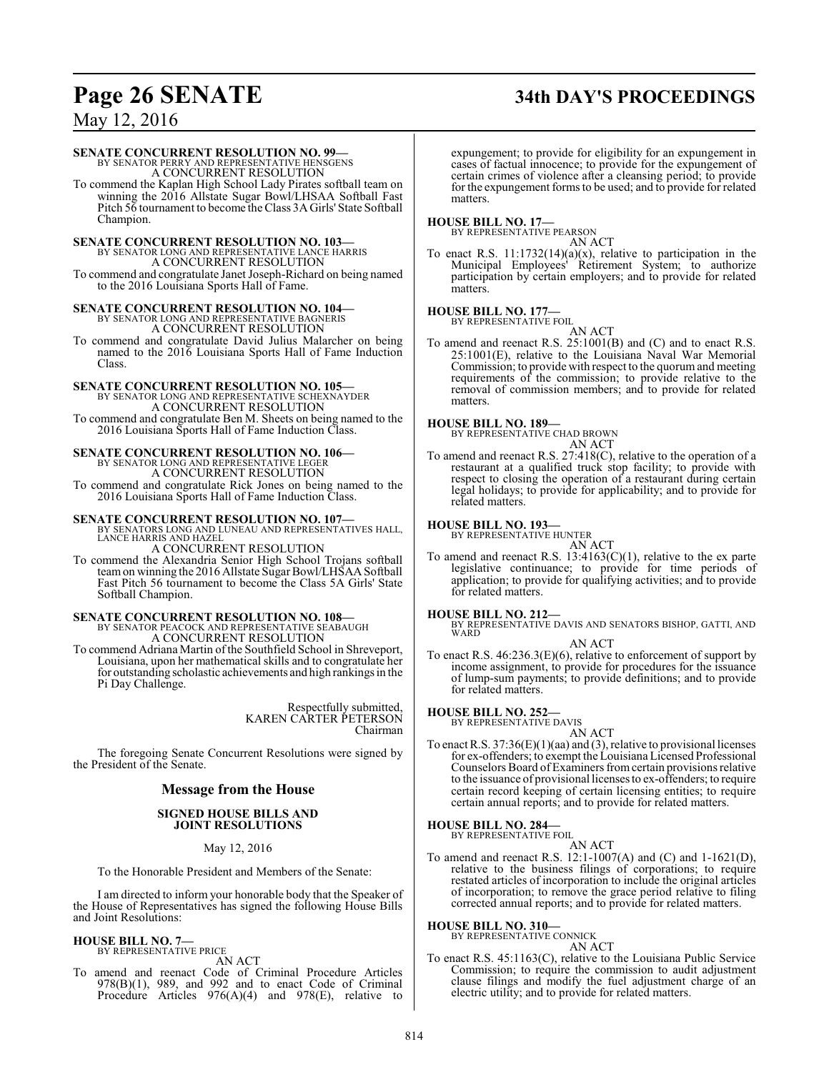**SENATE CONCURRENT RESOLUTION NO. 99—**
BY SENATOR PERRY AND REPRESENTATIVE HENSGENS
A CONCURRENT RESOLUTION

To commend the Kaplan High School Lady Pirates softball team on winning the 2016 Allstate Sugar Bowl/LHSAA Softball Fast Pitch 56 tournament to become the Class 3A Girls' State Softball Champion.

**SENATE CONCURRENT RESOLUTION NO. 103—**
BY SENATOR LONG AND REPRESENTATIVE LANCE HARRIS
A CONCURRENT RESOLUTION

To commend and congratulate Janet Joseph-Richard on being named to the 2016 Louisiana Sports Hall of Fame.

**SENATE CONCURRENT RESOLUTION NO. 104—**
BY SENATOR LONG AND REPRESENTATIVE BAGNERIS
A CONCURRENT RESOLUTION

To commend and congratulate David Julius Malarcher on being named to the 2016 Louisiana Sports Hall of Fame Induction Class.

**SENATE CONCURRENT RESOLUTION NO. 105—**
BY SENATOR LONG AND REPRESENTATIVE SCHEXNAYDER
A CONCURRENT RESOLUTION

To commend and congratulate Ben M. Sheets on being named to the 2016 Louisiana Sports Hall of Fame Induction Class.

**SENATE CONCURRENT RESOLUTION NO. 106—**
BY SENATOR LONG AND REPRESENTATIVE LEGER
A CONCURRENT RESOLUTION

To commend and congratulate Rick Jones on being named to the 2016 Louisiana Sports Hall of Fame Induction Class.

**SENATE CONCURRENT RESOLUTION NO. 107—**
BY SENATORS LONG AND LUNEAU AND REPRESENTATIVES HALL, LANCE HARRIS AND HAZEL
A CONCURRENT RESOLUTION

To commend the Alexandria Senior High School Trojans softball team on winning the 2016 Allstate Sugar Bowl/LHSAA Softball Fast Pitch 56 tournament to become the Class 5A Girls' State Softball Champion.

**SENATE CONCURRENT RESOLUTION NO. 108—**
BY SENATOR PEACOCK AND REPRESENTATIVE SEABAUGH
A CONCURRENT RESOLUTION

To commend Adriana Martin of the Southfield School in Shreveport, Louisiana, upon her mathematical skills and to congratulate her for outstanding scholastic achievements and high rankings in the Pi Day Challenge.

Respectfully submitted,
KAREN CARTER PETERSON
Chairman

The foregoing Senate Concurrent Resolutions were signed by the President of the Senate.

## Message from the House

### SIGNED HOUSE BILLS AND JOINT RESOLUTIONS

May 12, 2016

To the Honorable President and Members of the Senate:

I am directed to inform your honorable body that the Speaker of the House of Representatives has signed the following House Bills and Joint Resolutions:

**HOUSE BILL NO. 7—**
BY REPRESENTATIVE PRICE
AN ACT

To amend and reenact Code of Criminal Procedure Articles 978(B)(1), 989, and 992 and to enact Code of Criminal Procedure Articles 976(A)(4) and 978(E), relative to expungement; to provide for eligibility for an expungement in cases of factual innocence; to provide for the expungement of certain crimes of violence after a cleansing period; to provide for the expungement forms to be used; and to provide for related matters.

**HOUSE BILL NO. 17—**
BY REPRESENTATIVE PEARSON
AN ACT

To enact R.S. 11:1732(14)(a)(x), relative to participation in the Municipal Employees' Retirement System; to authorize participation by certain employers; and to provide for related matters.

**HOUSE BILL NO. 177—**
BY REPRESENTATIVE FOIL
AN ACT

To amend and reenact R.S. 25:1001(B) and (C) and to enact R.S. 25:1001(E), relative to the Louisiana Naval War Memorial Commission; to provide with respect to the quorum and meeting requirements of the commission; to provide relative to the removal of commission members; and to provide for related matters.

**HOUSE BILL NO. 189—**
BY REPRESENTATIVE CHAD BROWN
AN ACT

To amend and reenact R.S. 27:418(C), relative to the operation of a restaurant at a qualified truck stop facility; to provide with respect to closing the operation of a restaurant during certain legal holidays; to provide for applicability; and to provide for related matters.

**HOUSE BILL NO. 193—**
BY REPRESENTATIVE HUNTER
AN ACT

To amend and reenact R.S. 13:4163(C)(1), relative to the ex parte legislative continuance; to provide for time periods of application; to provide for qualifying activities; and to provide for related matters.

**HOUSE BILL NO. 212—**
BY REPRESENTATIVE DAVIS AND SENATORS BISHOP, GATTI, AND WARD
AN ACT

To enact R.S. 46:236.3(E)(6), relative to enforcement of support by income assignment, to provide for procedures for the issuance of lump-sum payments; to provide definitions; and to provide for related matters.

**HOUSE BILL NO. 252—**
BY REPRESENTATIVE DAVIS
AN ACT

To enact R.S. 37:36(E)(1)(aa) and (3), relative to provisional licenses for ex-offenders; to exempt the Louisiana Licensed Professional Counselors Board of Examiners from certain provisions relative to the issuance of provisional licenses to ex-offenders; to require certain record keeping of certain licensing entities; to require certain annual reports; and to provide for related matters.

**HOUSE BILL NO. 284—**
BY REPRESENTATIVE FOIL
AN ACT

To amend and reenact R.S. 12:1-1007(A) and (C) and 1-1621(D), relative to the business filings of corporations; to require restated articles of incorporation to include the original articles of incorporation; to remove the grace period relative to filing corrected annual reports; and to provide for related matters.

**HOUSE BILL NO. 310—**
BY REPRESENTATIVE CONNICK
AN ACT

To enact R.S. 45:1163(C), relative to the Louisiana Public Service Commission; to require the commission to audit adjustment clause filings and modify the fuel adjustment charge of an electric utility; and to provide for related matters.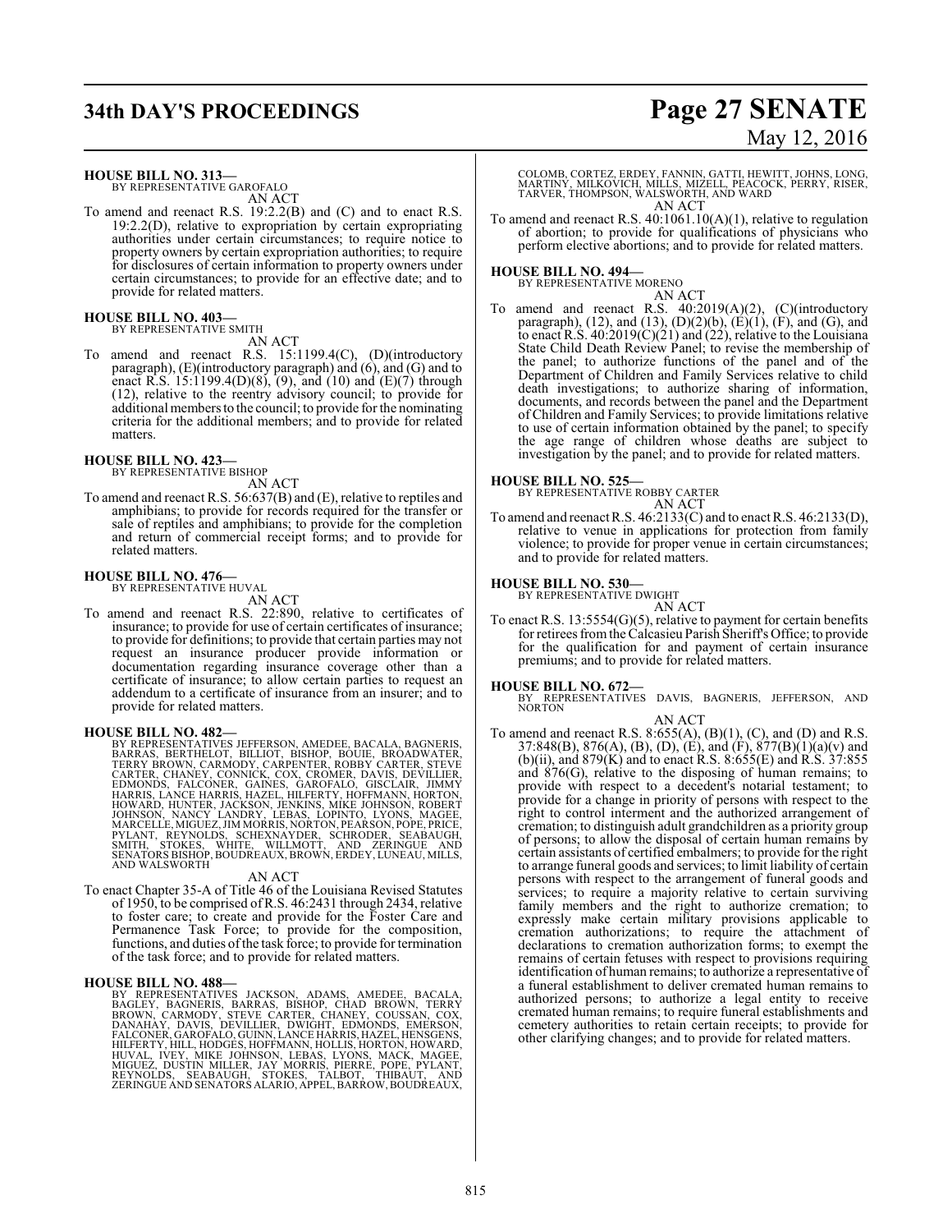**HOUSE BILL NO. 313—**
BY REPRESENTATIVE GAROFALO

AN ACT

To amend and reenact R.S. 19:2.2(B) and (C) and to enact R.S. 19:2.2(D), relative to expropriation by certain expropriating authorities under certain circumstances; to require notice to property owners by certain expropriation authorities; to require for disclosures of certain information to property owners under certain circumstances; to provide for an effective date; and to provide for related matters.

**HOUSE BILL NO. 403—**
BY REPRESENTATIVE SMITH

AN ACT

To amend and reenact R.S. 15:1199.4(C), (D)(introductory paragraph), (E)(introductory paragraph) and (6), and (G) and to enact R.S. 15:1199.4(D)(8), (9), and (10) and (E)(7) through (12), relative to the reentry advisory council; to provide for additional members to the council; to provide for the nominating criteria for the additional members; and to provide for related matters.

**HOUSE BILL NO. 423—**
BY REPRESENTATIVE BISHOP

AN ACT

To amend and reenact R.S. 56:637(B) and (E), relative to reptiles and amphibians; to provide for records required for the transfer or sale of reptiles and amphibians; to provide for the completion and return of commercial receipt forms; and to provide for related matters.

**HOUSE BILL NO. 476—**
BY REPRESENTATIVE HUVAL

AN ACT

To amend and reenact R.S. 22:890, relative to certificates of insurance; to provide for use of certain certificates of insurance; to provide for definitions; to provide that certain parties may not request an insurance producer provide information or documentation regarding insurance coverage other than a certificate of insurance; to allow certain parties to request an addendum to a certificate of insurance from an insurer; and to provide for related matters.

**HOUSE BILL NO. 482—**
BY REPRESENTATIVES JEFFERSON, AMEDEE, BACALA, BAGNERIS, BARRAS, BERTHELOT, BILLIOT, BISHOP, BOUIE, BROADWATER, TERRY BROWN, CARMODY, CARPENTER, ROBBY CARTER, STEVE CARTER, CHANEY, CONNICK, COX, CROMER, DAVIS, DEVILLIER, EDMONDS, FALCONER, GAINES, GAROFALO, GISCLAIR, JIMMY HARRIS, LANCE HARRIS, HAZEL, HILFERTY, HOFFMANN, HORTON, HOWARD, HUNTER, JACKSON, JENKINS, MIKE JOHNSON, ROBERT JOHNSON, NANCY LANDRY, LEBAS, LOPINTO, LYONS, MAGEE, MARCELLE, MIGUEZ, JIM MORRIS, NORTON, PEARSON, POPE, PRICE, PYLANT, REYNOLDS, SCHEXNAYDER, SCHRODER, SEABAUGH, SMITH, STOKES, WHITE, WILLMOTT, AND ZERINGUE AND SENATORS BISHOP, BOUDREAUX, BROWN, ERDEY, LUNEAU, MILLS, AND WALSWORTH

AN ACT

To enact Chapter 35-A of Title 46 of the Louisiana Revised Statutes of 1950, to be comprised of R.S. 46:2431 through 2434, relative to foster care; to create and provide for the Foster Care and Permanence Task Force; to provide for the composition, functions, and duties of the task force; to provide for termination of the task force; and to provide for related matters.

**HOUSE BILL NO. 488—**
BY REPRESENTATIVES JACKSON, ADAMS, AMEDEE, BACALA, BAGLEY, BAGNERIS, BARRAS, BISHOP, CHAD BROWN, TERRY BROWN, CARMODY, STEVE CARTER, CHANEY, COUSSAN, COX, DANAHAY, DAVIS, DEVILLIER, DWIGHT, EDMONDS, EMERSON, FALCONER, GAROFALO, GUINN, LANCE HARRIS, HAZEL, HENSGENS, HILFERTY, HILL, HODGES, HOFFMANN, HOLLIS, HORTON, HOWARD, HUVAL, IVEY, MIKE JOHNSON, LEBAS, LYONS, MACK, MAGEE, MIGUEZ, DUSTIN MILLER, JAY MORRIS, PIERRE, POPE, PYLANT, REYNOLDS, SEABAUGH, STOKES, TALBOT, THIBAUT, AND ZERINGUE AND SENATORS ALARIO, APPEL, BARROW, BOUDREAUX, COLOMB, CORTEZ, ERDEY, FANNIN, GATTI, HEWITT, JOHNS, LONG, MARTINY, MILKOVICH, MILLS, MIZELL, PEACOCK, PERRY, RISER, TARVER, THOMPSON, WALSWORTH, AND WARD

AN ACT

To amend and reenact R.S. 40:1061.10(A)(1), relative to regulation of abortion; to provide for qualifications of physicians who perform elective abortions; and to provide for related matters.

**HOUSE BILL NO. 494—**
BY REPRESENTATIVE MORENO

AN ACT

To amend and reenact R.S. 40:2019(A)(2), (C)(introductory paragraph), (12), and (13), (D)(2)(b), (E)(1), (F), and (G), and to enact R.S. 40:2019(C)(21) and (22), relative to the Louisiana State Child Death Review Panel; to revise the membership of the panel; to authorize functions of the panel and of the Department of Children and Family Services relative to child death investigations; to authorize sharing of information, documents, and records between the panel and the Department of Children and Family Services; to provide limitations relative to use of certain information obtained by the panel; to specify the age range of children whose deaths are subject to investigation by the panel; and to provide for related matters.

**HOUSE BILL NO. 525—**
BY REPRESENTATIVE ROBBY CARTER

AN ACT

To amend and reenact R.S. 46:2133(C) and to enact R.S. 46:2133(D), relative to venue in applications for protection from family violence; to provide for proper venue in certain circumstances; and to provide for related matters.

**HOUSE BILL NO. 530—**
BY REPRESENTATIVE DWIGHT

AN ACT

To enact R.S. 13:5554(G)(5), relative to payment for certain benefits for retirees from the Calcasieu Parish Sheriff's Office; to provide for the qualification for and payment of certain insurance premiums; and to provide for related matters.

**HOUSE BILL NO. 672—**
BY REPRESENTATIVES DAVIS, BAGNERIS, JEFFERSON, AND NORTON

AN ACT

To amend and reenact R.S. 8:655(A), (B)(1), (C), and (D) and R.S. 37:848(B), 876(A), (B), (D), (E), and (F), 877(B)(1)(a)(v) and (b)(ii), and 879(K) and to enact R.S. 8:655(E) and R.S. 37:855 and 876(G), relative to the disposing of human remains; to provide with respect to a decedent's notarial testament; to provide for a change in priority of persons with respect to the right to control interment and the authorized arrangement of cremation; to distinguish adult grandchildren as a priority group of persons; to allow the disposal of certain human remains by certain assistants of certified embalmers; to provide for the right to arrange funeral goods and services; to limit liability of certain persons with respect to the arrangement of funeral goods and services; to require a majority relative to certain surviving family members and the right to authorize cremation; to expressly make certain military provisions applicable to cremation authorizations; to require the attachment of declarations to cremation authorization forms; to exempt the remains of certain fetuses with respect to provisions requiring identification of human remains; to authorize a representative of a funeral establishment to deliver cremated human remains to authorized persons; to authorize a legal entity to receive cremated human remains; to require funeral establishments and cemetery authorities to retain certain receipts; to provide for other clarifying changes; and to provide for related matters.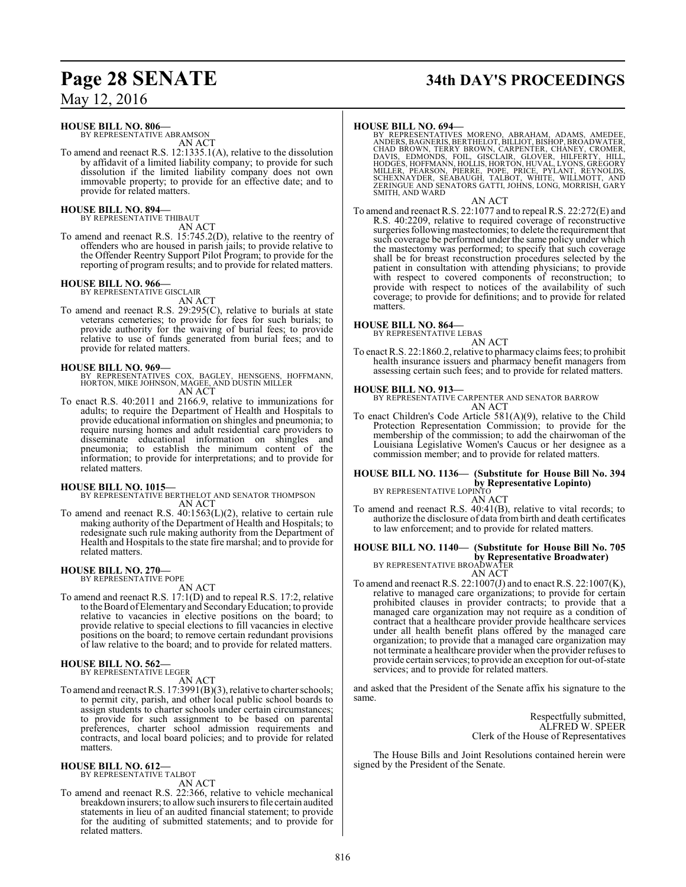**HOUSE BILL NO. 806—**
BY REPRESENTATIVE ABRAMSON

AN ACT

To amend and reenact R.S. 12:1335.1(A), relative to the dissolution by affidavit of a limited liability company; to provide for such dissolution if the limited liability company does not own immovable property; to provide for an effective date; and to provide for related matters.

**HOUSE BILL NO. 894—**
BY REPRESENTATIVE THIBAUT

AN ACT

To amend and reenact R.S. 15:745.2(D), relative to the reentry of offenders who are housed in parish jails; to provide relative to the Offender Reentry Support Pilot Program; to provide for the reporting of program results; and to provide for related matters.

**HOUSE BILL NO. 966—**
BY REPRESENTATIVE GISCLAIR

AN ACT

To amend and reenact R.S. 29:295(C), relative to burials at state veterans cemeteries; to provide for fees for such burials; to provide authority for the waiving of burial fees; to provide relative to use of funds generated from burial fees; and to provide for related matters.

**HOUSE BILL NO. 969—**
BY REPRESENTATIVES COX, BAGLEY, HENSGENS, HOFFMANN, HORTON, MIKE JOHNSON, MAGEE, AND DUSTIN MILLER

AN ACT

To enact R.S. 40:2011 and 2166.9, relative to immunizations for adults; to require the Department of Health and Hospitals to provide educational information on shingles and pneumonia; to require nursing homes and adult residential care providers to disseminate educational information on shingles and pneumonia; to establish the minimum content of the information; to provide for interpretations; and to provide for related matters.

**HOUSE BILL NO. 1015—**
BY REPRESENTATIVE BERTHELOT AND SENATOR THOMPSON

AN ACT

To amend and reenact R.S. 40:1563(L)(2), relative to certain rule making authority of the Department of Health and Hospitals; to redesignate such rule making authority from the Department of Health and Hospitals to the state fire marshal; and to provide for related matters.

**HOUSE BILL NO. 270—**
BY REPRESENTATIVE POPE

AN ACT

To amend and reenact R.S. 17:1(D) and to repeal R.S. 17:2, relative to the Board of Elementary and Secondary Education; to provide relative to vacancies in elective positions on the board; to provide relative to special elections to fill vacancies in elective positions on the board; to remove certain redundant provisions of law relative to the board; and to provide for related matters.

**HOUSE BILL NO. 562—**
BY REPRESENTATIVE LEGER

AN ACT

To amend and reenact R.S. 17:3991(B)(3), relative to charter schools; to permit city, parish, and other local public school boards to assign students to charter schools under certain circumstances; to provide for such assignment to be based on parental preferences, charter school admission requirements and contracts, and local board policies; and to provide for related matters.

**HOUSE BILL NO. 612—**
BY REPRESENTATIVE TALBOT

AN ACT

To amend and reenact R.S. 22:366, relative to vehicle mechanical breakdown insurers; to allow such insurers to file certain audited statements in lieu of an audited financial statement; to provide for the auditing of submitted statements; and to provide for related matters.

**HOUSE BILL NO. 694—**
BY REPRESENTATIVES MORENO, ABRAHAM, ADAMS, AMEDEE, ANDERS, BAGNERIS, BERTHELOT, BILLIOT, BISHOP, BROADWATER, CHAD BROWN, TERRY BROWN, CARPENTER, CHANEY, CROMER, DAVIS, EDMONDS, FOIL, GISCLAIR, GLOVER, HILFERTY, HILL, HODGES, HOFFMANN, HOLLIS, HORTON, HUVAL, LYONS, GREGORY MILLER, PEARSON, PIERRE, POPE, PRICE, PYLANT, REYNOLDS, SCHEXNAYDER, SEABAUGH, TALBOT, WHITE, WILLMOTT, AND ZERINGUE AND SENATORS GATTI, JOHNS, LONG, MORRISH, GARY SMITH, AND WARD

AN ACT

To amend and reenact R.S. 22:1077 and to repeal R.S. 22:272(E) and R.S. 40:2209, relative to required coverage of reconstructive surgeries following mastectomies; to delete the requirement that such coverage be performed under the same policy under which the mastectomy was performed; to specify that such coverage shall be for breast reconstruction procedures selected by the patient in consultation with attending physicians; to provide with respect to covered components of reconstruction; to provide with respect to notices of the availability of such coverage; to provide for definitions; and to provide for related matters.

**HOUSE BILL NO. 864—**
BY REPRESENTATIVE LEBAS

AN ACT

To enact R.S. 22:1860.2, relative to pharmacy claims fees; to prohibit health insurance issuers and pharmacy benefit managers from assessing certain such fees; and to provide for related matters.

**HOUSE BILL NO. 913—**
BY REPRESENTATIVE CARPENTER AND SENATOR BARROW

AN ACT

To enact Children's Code Article 581(A)(9), relative to the Child Protection Representation Commission; to provide for the membership of the commission; to add the chairwoman of the Louisiana Legislative Women's Caucus or her designee as a commission member; and to provide for related matters.

**HOUSE BILL NO. 1136— (Substitute for House Bill No. 394 by Representative Lopinto)**
BY REPRESENTATIVE LOPINTO

AN ACT

To amend and reenact R.S. 40:41(B), relative to vital records; to authorize the disclosure of data from birth and death certificates to law enforcement; and to provide for related matters.

**HOUSE BILL NO. 1140— (Substitute for House Bill No. 705 by Representative Broadwater)**
BY REPRESENTATIVE BROADWATER

AN ACT

To amend and reenact R.S. 22:1007(J) and to enact R.S. 22:1007(K), relative to managed care organizations; to provide for certain prohibited clauses in provider contracts; to provide that a managed care organization may not require as a condition of contract that a healthcare provider provide healthcare services under all health benefit plans offered by the managed care organization; to provide that a managed care organization may not terminate a healthcare provider when the provider refuses to provide certain services; to provide an exception for out-of-state services; and to provide for related matters.

and asked that the President of the Senate affix his signature to the same.

Respectfully submitted,
ALFRED W. SPEER
Clerk of the House of Representatives

The House Bills and Joint Resolutions contained herein were signed by the President of the Senate.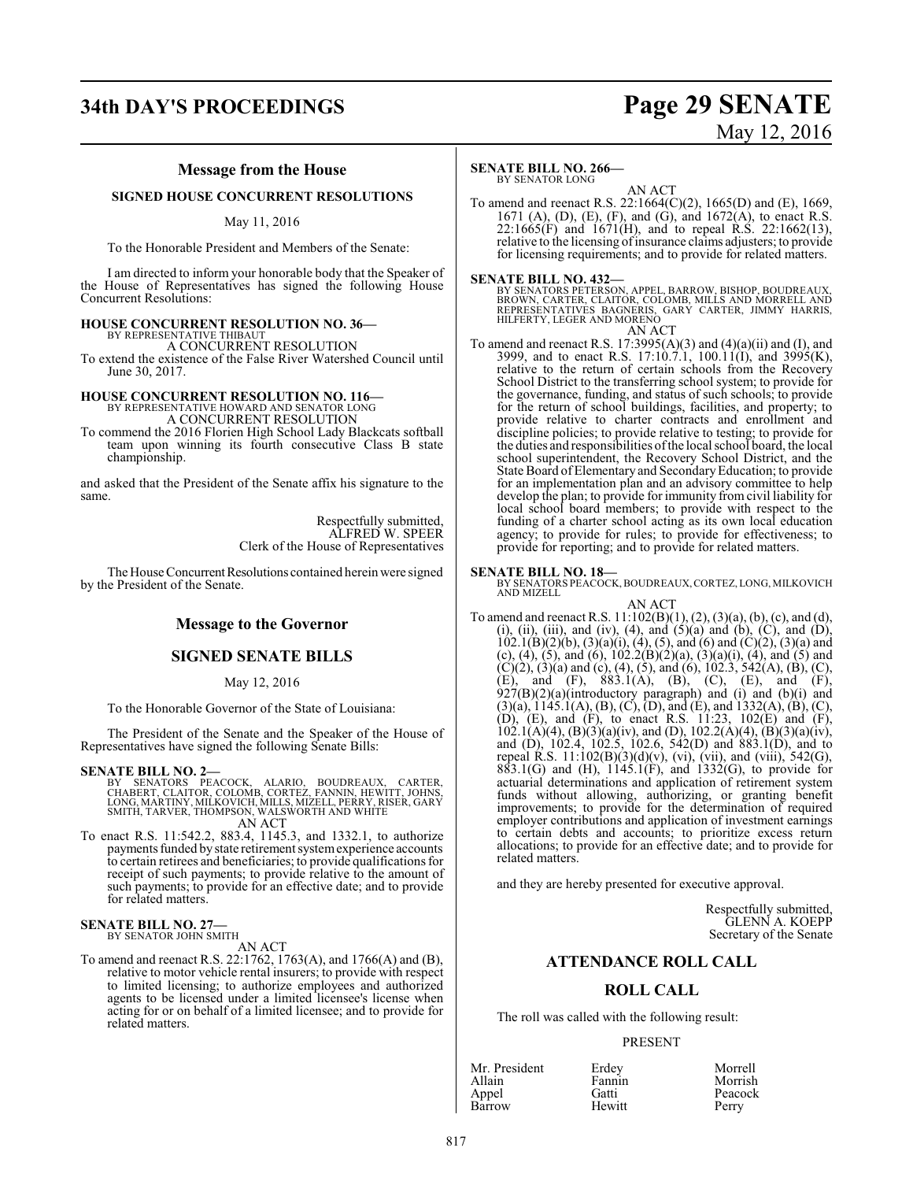## Message from the House

### SIGNED HOUSE CONCURRENT RESOLUTIONS

May 11, 2016

To the Honorable President and Members of the Senate:

I am directed to inform your honorable body that the Speaker of the House of Representatives has signed the following House Concurrent Resolutions:

**HOUSE CONCURRENT RESOLUTION NO. 36—**
BY REPRESENTATIVE THIBAUT
A CONCURRENT RESOLUTION
To extend the existence of the False River Watershed Council until June 30, 2017.

**HOUSE CONCURRENT RESOLUTION NO. 116—**
BY REPRESENTATIVE HOWARD AND SENATOR LONG
A CONCURRENT RESOLUTION
To commend the 2016 Florien High School Lady Blackcats softball team upon winning its fourth consecutive Class B state championship.

and asked that the President of the Senate affix his signature to the same.

Respectfully submitted,
ALFRED W. SPEER
Clerk of the House of Representatives

The House Concurrent Resolutions contained herein were signed by the President of the Senate.

## Message to the Governor

### SIGNED SENATE BILLS

May 12, 2016

To the Honorable Governor of the State of Louisiana:

The President of the Senate and the Speaker of the House of Representatives have signed the following Senate Bills:

**SENATE BILL NO. 2—**
BY SENATORS PEACOCK, ALARIO, BOUDREAUX, CARTER, CHABERT, CLAITOR, COLOMB, CORTEZ, FANNIN, HEWITT, JOHNS, LONG, MARTINY, MILKOVICH, MILLS, MIZELL, PERRY, RISER, GARY SMITH, TARVER, THOMPSON, WALSWORTH AND WHITE
AN ACT
To enact R.S. 11:542.2, 883.4, 1145.3, and 1332.1, to authorize payments funded by state retirement system experience accounts to certain retirees and beneficiaries; to provide qualifications for receipt of such payments; to provide relative to the amount of such payments; to provide for an effective date; and to provide for related matters.

**SENATE BILL NO. 27—**
BY SENATOR JOHN SMITH
AN ACT
To amend and reenact R.S. 22:1762, 1763(A), and 1766(A) and (B), relative to motor vehicle rental insurers; to provide with respect to limited licensing; to authorize employees and authorized agents to be licensed under a limited licensee's license when acting for or on behalf of a limited licensee; and to provide for related matters.

**SENATE BILL NO. 266—**
BY SENATOR LONG
AN ACT
To amend and reenact R.S. 22:1664(C)(2), 1665(D) and (E), 1669, 1671 (A), (D), (E), (F), and (G), and 1672(A), to enact R.S. 22:1665(F) and 1671(H), and to repeal R.S. 22:1662(13), relative to the licensing of insurance claims adjusters; to provide for licensing requirements; and to provide for related matters.

**SENATE BILL NO. 432—**
BY SENATORS PETERSON, APPEL, BARROW, BISHOP, BOUDREAUX, BROWN, CARTER, CLAITOR, COLOMB, MILLS AND MORRELL AND REPRESENTATIVES BAGNERIS, GARY CARTER, JIMMY HARRIS, HILFERTY, LEGER AND MORENO
AN ACT
To amend and reenact R.S. 17:3995(A)(3) and (4)(a)(ii) and (I), and 3999, and to enact R.S. 17:10.7.1, 100.11(I), and 3995(K), relative to the return of certain schools from the Recovery School District to the transferring school system; to provide for the governance, funding, and status of such schools; to provide for the return of school buildings, facilities, and property; to provide relative to charter contracts and enrollment and discipline policies; to provide relative to testing; to provide for the duties and responsibilities of the local school board, the local school superintendent, the Recovery School District, and the State Board of Elementary and Secondary Education; to provide for an implementation plan and an advisory committee to help develop the plan; to provide for immunity from civil liability for local school board members; to provide with respect to the funding of a charter school acting as its own local education agency; to provide for rules; to provide for effectiveness; to provide for reporting; and to provide for related matters.

**SENATE BILL NO. 18—**
BY SENATORS PEACOCK, BOUDREAUX, CORTEZ, LONG, MILKOVICH AND MIZELL
AN ACT
To amend and reenact R.S. 11:102(B)(1), (2), (3)(a), (b), (c), and (d), (i), (ii), (iii), and (iv), (4), and (5)(a) and (b), (C), and (D), 102.1(B)(2)(b), (3)(a)(i), (4), (5), and (6) and (C)(2), (3)(a) and (c), (4), (5), and (6), 102.2(B)(2)(a), (3)(a)(i), (4), and (5) and (C)(2), (3)(a) and (c), (4), (5), and (6), 102.3, 542(A), (B), (C), (E), and (F), 883.1(A), (B), (C), (E), and (F), 927(B)(2)(a)(introductory paragraph) and (i) and (b)(i) and (3)(a), 1145.1(A), (B), (C), (D), and (E), and 1332(A), (B), (C), (D), (E), and (F), to enact R.S. 11:23, 102(E) and (F), 102.1(A)(4), (B)(3)(a)(iv), and (D), 102.2(A)(4), (B)(3)(a)(iv), and (D), 102.4, 102.5, 102.6, 542(D) and 883.1(D), and to repeal R.S. 11:102(B)(3)(d)(v), (vi), (vii), and (viii), 542(G), 883.1(G) and (H), 1145.1(F), and 1332(G), to provide for actuarial determinations and application of retirement system funds without allowing, authorizing, or granting benefit improvements; to provide for the determination of required employer contributions and application of investment earnings to certain debts and accounts; to prioritize excess return allocations; to provide for an effective date; and to provide for related matters.

and they are hereby presented for executive approval.

Respectfully submitted,
GLENN A. KOEPP
Secretary of the Senate

## ATTENDANCE ROLL CALL

### ROLL CALL

The roll was called with the following result:

PRESENT

| | | |
|---|---|---|
| Mr. President | Erdey | Morrell |
| Allain | Fannin | Morrish |
| Appel | Gatti | Peacock |
| Barrow | Hewitt | Perry |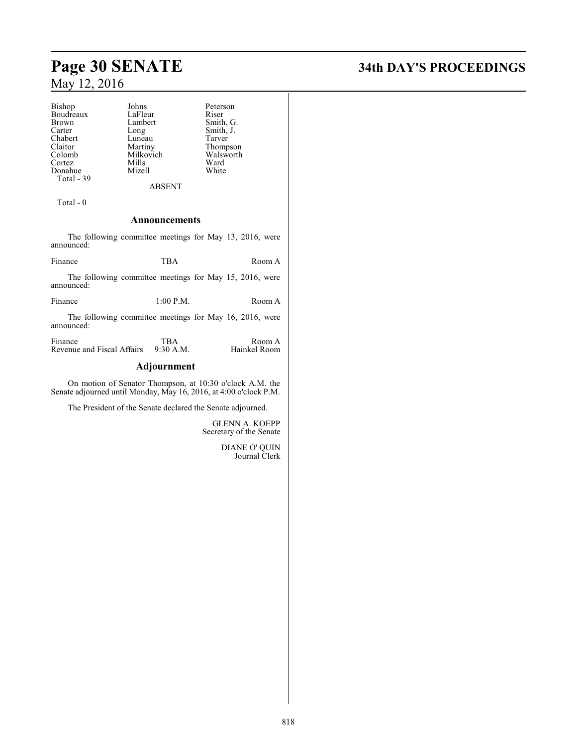| | | |
|---|---|---|
| Bishop | Johns | Peterson |
| Boudreaux | LaFleur | Riser |
| Brown | Lambert | Smith, G. |
| Carter | Long | Smith, J. |
| Chabert | Luneau | Tarver |
| Claitor | Martiny | Thompson |
| Colomb | Milkovich | Walsworth |
| Cortez | Mills | Ward |
| Donahue | Mizell | White |

Total - 39

ABSENT

Total - 0

## Announcements

The following committee meetings for May 13, 2016, were announced:

| | | |
|---|---|---|
| Finance | TBA | Room A |

The following committee meetings for May 15, 2016, were announced:

| | | |
|---|---|---|
| Finance | 1:00 P.M. | Room A |

The following committee meetings for May 16, 2016, were announced:

| | | |
|---|---|---|
| Finance | TBA | Room A |
| Revenue and Fiscal Affairs | 9:30 A.M. | Hainkel Room |

## Adjournment

On motion of Senator Thompson, at 10:30 o'clock A.M. the Senate adjourned until Monday, May 16, 2016, at 4:00 o'clock P.M.

The President of the Senate declared the Senate adjourned.

GLENN A. KOEPP
Secretary of the Senate

DIANE O' QUIN
Journal Clerk